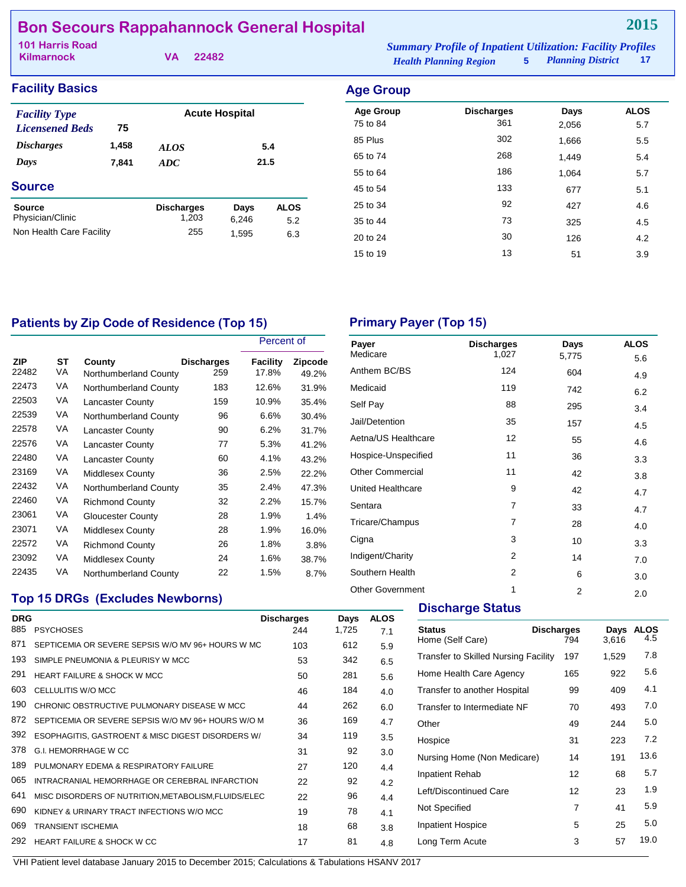# Bon Secours Rappahannock General Hospital

**2015**

101 Harris Road
Kilmarnock VA 22482

*Summary Profile of Inpatient Utilization: Facility Profiles*
*Health Planning Region* 5 *Planning District* 17

## Facility Basics

| | | | |
|---|---|---|---|
| *Facility Type* | | Acute Hospital | |
| *Licensened Beds* | 75 | | |
| *Discharges* | 1,458 | *ALOS* | 5.4 |
| *Days* | 7,841 | *ADC* | 21.5 |

## Source

| Source | Discharges | Days | ALOS |
|---|---|---|---|
| Physician/Clinic | 1,203 | 6,246 | 5.2 |
| Non Health Care Facility | 255 | 1,595 | 6.3 |

## Age Group

| Age Group | Discharges | Days | ALOS |
|---|---|---|---|
| 75 to 84 | 361 | 2,056 | 5.7 |
| 85 Plus | 302 | 1,666 | 5.5 |
| 65 to 74 | 268 | 1,449 | 5.4 |
| 55 to 64 | 186 | 1,064 | 5.7 |
| 45 to 54 | 133 | 677 | 5.1 |
| 25 to 34 | 92 | 427 | 4.6 |
| 35 to 44 | 73 | 325 | 4.5 |
| 20 to 24 | 30 | 126 | 4.2 |
| 15 to 19 | 13 | 51 | 3.9 |

## Patients by Zip Code of Residence (Top 15)

| | | | | Percent of | |
|---|---|---|---|---|---|
| ZIP | ST | County | Discharges | Facility | Zipcode |
| 22482 | VA | Northumberland County | 259 | 17.8% | 49.2% |
| 22473 | VA | Northumberland County | 183 | 12.6% | 31.9% |
| 22503 | VA | Lancaster County | 159 | 10.9% | 35.4% |
| 22539 | VA | Northumberland County | 96 | 6.6% | 30.4% |
| 22578 | VA | Lancaster County | 90 | 6.2% | 31.7% |
| 22576 | VA | Lancaster County | 77 | 5.3% | 41.2% |
| 22480 | VA | Lancaster County | 60 | 4.1% | 43.2% |
| 23169 | VA | Middlesex County | 36 | 2.5% | 22.2% |
| 22432 | VA | Northumberland County | 35 | 2.4% | 47.3% |
| 22460 | VA | Richmond County | 32 | 2.2% | 15.7% |
| 23061 | VA | Gloucester County | 28 | 1.9% | 1.4% |
| 23071 | VA | Middlesex County | 28 | 1.9% | 16.0% |
| 22572 | VA | Richmond County | 26 | 1.8% | 3.8% |
| 23092 | VA | Middlesex County | 24 | 1.6% | 38.7% |
| 22435 | VA | Northumberland County | 22 | 1.5% | 8.7% |

## Primary Payer (Top 15)

| Payer | Discharges | Days | ALOS |
|---|---|---|---|
| Medicare | 1,027 | 5,775 | 5.6 |
| Anthem BC/BS | 124 | 604 | 4.9 |
| Medicaid | 119 | 742 | 6.2 |
| Self Pay | 88 | 295 | 3.4 |
| Jail/Detention | 35 | 157 | 4.5 |
| Aetna/US Healthcare | 12 | 55 | 4.6 |
| Hospice-Unspecified | 11 | 36 | 3.3 |
| Other Commercial | 11 | 42 | 3.8 |
| United Healthcare | 9 | 42 | 4.7 |
| Sentara | 7 | 33 | 4.7 |
| Tricare/Champus | 7 | 28 | 4.0 |
| Cigna | 3 | 10 | 3.3 |
| Indigent/Charity | 2 | 14 | 7.0 |
| Southern Health | 2 | 6 | 3.0 |
| Other Government | 1 | 2 | 2.0 |

## Top 15 DRGs (Excludes Newborns)

| DRG | | Discharges | Days | ALOS |
|---|---|---|---|---|
| 885 | PSYCHOSES | 244 | 1,725 | 7.1 |
| 871 | SEPTICEMIA OR SEVERE SEPSIS W/O MV 96+ HOURS W MC | 103 | 612 | 5.9 |
| 193 | SIMPLE PNEUMONIA & PLEURISY W MCC | 53 | 342 | 6.5 |
| 291 | HEART FAILURE & SHOCK W MCC | 50 | 281 | 5.6 |
| 603 | CELLULITIS W/O MCC | 46 | 184 | 4.0 |
| 190 | CHRONIC OBSTRUCTIVE PULMONARY DISEASE W MCC | 44 | 262 | 6.0 |
| 872 | SEPTICEMIA OR SEVERE SEPSIS W/O MV 96+ HOURS W/O M | 36 | 169 | 4.7 |
| 392 | ESOPHAGITIS, GASTROENT & MISC DIGEST DISORDERS W/ | 34 | 119 | 3.5 |
| 378 | G.I. HEMORRHAGE W CC | 31 | 92 | 3.0 |
| 189 | PULMONARY EDEMA & RESPIRATORY FAILURE | 27 | 120 | 4.4 |
| 065 | INTRACRANIAL HEMORRHAGE OR CEREBRAL INFARCTION | 22 | 92 | 4.2 |
| 641 | MISC DISORDERS OF NUTRITION,METABOLISM,FLUIDS/ELEC | 22 | 96 | 4.4 |
| 690 | KIDNEY & URINARY TRACT INFECTIONS W/O MCC | 19 | 78 | 4.1 |
| 069 | TRANSIENT ISCHEMIA | 18 | 68 | 3.8 |
| 292 | HEART FAILURE & SHOCK W CC | 17 | 81 | 4.8 |

## Discharge Status

| Status | Discharges | Days | ALOS |
|---|---|---|---|
| Home (Self Care) | 794 | 3,616 | 4.5 |
| Transfer to Skilled Nursing Facility | 197 | 1,529 | 7.8 |
| Home Health Care Agency | 165 | 922 | 5.6 |
| Transfer to another Hospital | 99 | 409 | 4.1 |
| Transfer to Intermediate NF | 70 | 493 | 7.0 |
| Other | 49 | 244 | 5.0 |
| Hospice | 31 | 223 | 7.2 |
| Nursing Home (Non Medicare) | 14 | 191 | 13.6 |
| Inpatient Rehab | 12 | 68 | 5.7 |
| Left/Discontinued Care | 12 | 23 | 1.9 |
| Not Specified | 7 | 41 | 5.9 |
| Inpatient Hospice | 5 | 25 | 5.0 |
| Long Term Acute | 3 | 57 | 19.0 |

VHI Patient level database January 2015 to December 2015; Calculations & Tabulations HSANV 2017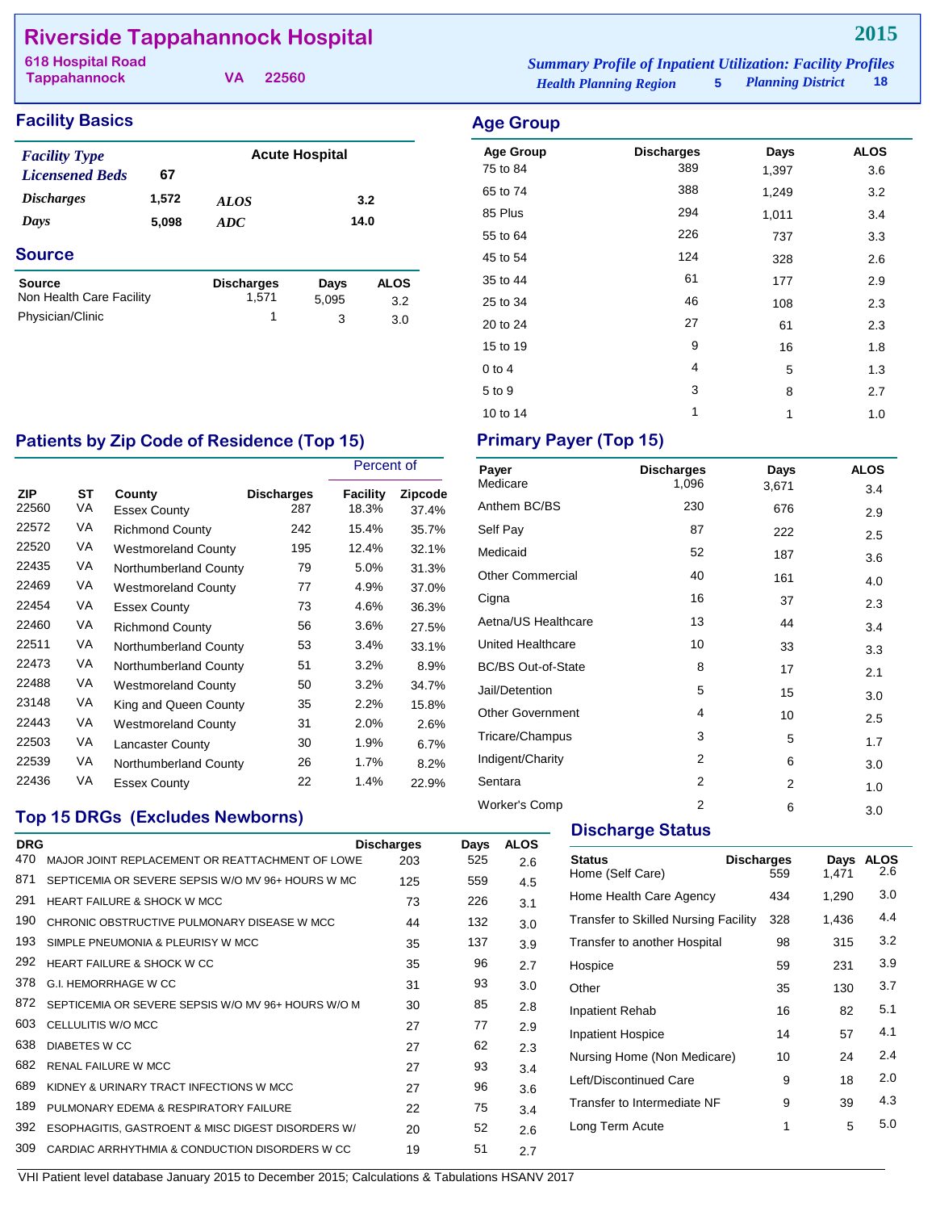# Riverside Tappahannock Hospital

**618 Hospital Road**
**Tappahannock VA 22560**

**2015**

*Summary Profile of Inpatient Utilization: Facility Profiles*
*Health Planning Region* **5** *Planning District* **18**

## Facility Basics

| | | | |
|---|---|---|---|
| *Facility Type* | | **Acute Hospital** | |
| *Licensened Beds* | **67** | | |
| *Discharges* | **1,572** | *ALOS* | **3.2** |
| *Days* | **5,098** | *ADC* | **14.0** |

## Source

| Source | Discharges | Days | ALOS |
|---|---|---|---|
| Non Health Care Facility | 1,571 | 5,095 | 3.2 |
| Physician/Clinic | 1 | 3 | 3.0 |

## Age Group

| Age Group | Discharges | Days | ALOS |
|---|---|---|---|
| 75 to 84 | 389 | 1,397 | 3.6 |
| 65 to 74 | 388 | 1,249 | 3.2 |
| 85 Plus | 294 | 1,011 | 3.4 |
| 55 to 64 | 226 | 737 | 3.3 |
| 45 to 54 | 124 | 328 | 2.6 |
| 35 to 44 | 61 | 177 | 2.9 |
| 25 to 34 | 46 | 108 | 2.3 |
| 20 to 24 | 27 | 61 | 2.3 |
| 15 to 19 | 9 | 16 | 1.8 |
| 0 to 4 | 4 | 5 | 1.3 |
| 5 to 9 | 3 | 8 | 2.7 |
| 10 to 14 | 1 | 1 | 1.0 |

## Patients by Zip Code of Residence (Top 15)

| | | | | Percent of | |
|---|---|---|---|---|---|
| ZIP | ST | County | Discharges | Facility | Zipcode |
| 22560 | VA | Essex County | 287 | 18.3% | 37.4% |
| 22572 | VA | Richmond County | 242 | 15.4% | 35.7% |
| 22520 | VA | Westmoreland County | 195 | 12.4% | 32.1% |
| 22435 | VA | Northumberland County | 79 | 5.0% | 31.3% |
| 22469 | VA | Westmoreland County | 77 | 4.9% | 37.0% |
| 22454 | VA | Essex County | 73 | 4.6% | 36.3% |
| 22460 | VA | Richmond County | 56 | 3.6% | 27.5% |
| 22511 | VA | Northumberland County | 53 | 3.4% | 33.1% |
| 22473 | VA | Northumberland County | 51 | 3.2% | 8.9% |
| 22488 | VA | Westmoreland County | 50 | 3.2% | 34.7% |
| 23148 | VA | King and Queen County | 35 | 2.2% | 15.8% |
| 22443 | VA | Westmoreland County | 31 | 2.0% | 2.6% |
| 22503 | VA | Lancaster County | 30 | 1.9% | 6.7% |
| 22539 | VA | Northumberland County | 26 | 1.7% | 8.2% |
| 22436 | VA | Essex County | 22 | 1.4% | 22.9% |

## Primary Payer (Top 15)

| Payer | Discharges | Days | ALOS |
|---|---|---|---|
| Medicare | 1,096 | 3,671 | 3.4 |
| Anthem BC/BS | 230 | 676 | 2.9 |
| Self Pay | 87 | 222 | 2.5 |
| Medicaid | 52 | 187 | 3.6 |
| Other Commercial | 40 | 161 | 4.0 |
| Cigna | 16 | 37 | 2.3 |
| Aetna/US Healthcare | 13 | 44 | 3.4 |
| United Healthcare | 10 | 33 | 3.3 |
| BC/BS Out-of-State | 8 | 17 | 2.1 |
| Jail/Detention | 5 | 15 | 3.0 |
| Other Government | 4 | 10 | 2.5 |
| Tricare/Champus | 3 | 5 | 1.7 |
| Indigent/Charity | 2 | 6 | 3.0 |
| Sentara | 2 | 2 | 1.0 |
| Worker's Comp | 2 | 6 | 3.0 |

## Top 15 DRGs (Excludes Newborns)

| DRG | | Discharges | Days | ALOS |
|---|---|---|---|---|
| 470 | MAJOR JOINT REPLACEMENT OR REATTACHMENT OF LOWE | 203 | 525 | 2.6 |
| 871 | SEPTICEMIA OR SEVERE SEPSIS W/O MV 96+ HOURS W MC | 125 | 559 | 4.5 |
| 291 | HEART FAILURE & SHOCK W MCC | 73 | 226 | 3.1 |
| 190 | CHRONIC OBSTRUCTIVE PULMONARY DISEASE W MCC | 44 | 132 | 3.0 |
| 193 | SIMPLE PNEUMONIA & PLEURISY W MCC | 35 | 137 | 3.9 |
| 292 | HEART FAILURE & SHOCK W CC | 35 | 96 | 2.7 |
| 378 | G.I. HEMORRHAGE W CC | 31 | 93 | 3.0 |
| 872 | SEPTICEMIA OR SEVERE SEPSIS W/O MV 96+ HOURS W/O M | 30 | 85 | 2.8 |
| 603 | CELLULITIS W/O MCC | 27 | 77 | 2.9 |
| 638 | DIABETES W CC | 27 | 62 | 2.3 |
| 682 | RENAL FAILURE W MCC | 27 | 93 | 3.4 |
| 689 | KIDNEY & URINARY TRACT INFECTIONS W MCC | 27 | 96 | 3.6 |
| 189 | PULMONARY EDEMA & RESPIRATORY FAILURE | 22 | 75 | 3.4 |
| 392 | ESOPHAGITIS, GASTROENT & MISC DIGEST DISORDERS W/ | 20 | 52 | 2.6 |
| 309 | CARDIAC ARRHYTHMIA & CONDUCTION DISORDERS W CC | 19 | 51 | 2.7 |

## Discharge Status

| Status | Discharges | Days | ALOS |
|---|---|---|---|
| Home (Self Care) | 559 | 1,471 | 2.6 |
| Home Health Care Agency | 434 | 1,290 | 3.0 |
| Transfer to Skilled Nursing Facility | 328 | 1,436 | 4.4 |
| Transfer to another Hospital | 98 | 315 | 3.2 |
| Hospice | 59 | 231 | 3.9 |
| Other | 35 | 130 | 3.7 |
| Inpatient Rehab | 16 | 82 | 5.1 |
| Inpatient Hospice | 14 | 57 | 4.1 |
| Nursing Home (Non Medicare) | 10 | 24 | 2.4 |
| Left/Discontinued Care | 9 | 18 | 2.0 |
| Transfer to Intermediate NF | 9 | 39 | 4.3 |
| Long Term Acute | 1 | 5 | 5.0 |

VHI Patient level database January 2015 to December 2015; Calculations & Tabulations HSANV 2017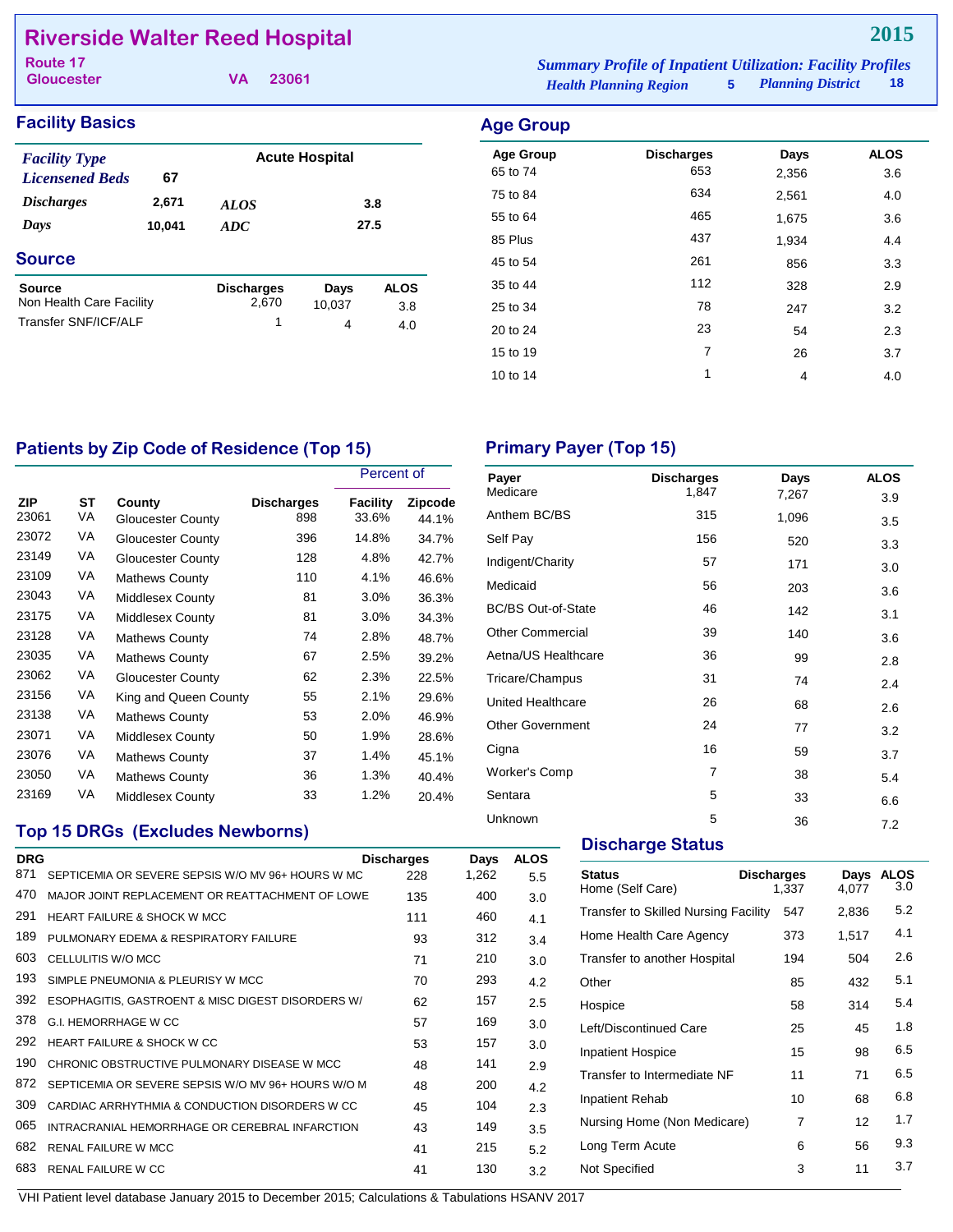# Riverside Walter Reed Hospital

Route 17
Gloucester VA 23061

**2015**

*Summary Profile of Inpatient Utilization: Facility Profiles*
*Health Planning Region* 5 *Planning District* 18

## Facility Basics

| | | | |
|---|---|---|---|
| *Facility Type* | | Acute Hospital | |
| *Licensened Beds* | 67 | | |
| *Discharges* | 2,671 | *ALOS* | 3.8 |
| *Days* | 10,041 | *ADC* | 27.5 |

## Source

| Source | Discharges | Days | ALOS |
|---|---|---|---|
| Non Health Care Facility | 2,670 | 10,037 | 3.8 |
| Transfer SNF/ICF/ALF | 1 | 4 | 4.0 |

## Age Group

| Age Group | Discharges | Days | ALOS |
|---|---|---|---|
| 65 to 74 | 653 | 2,356 | 3.6 |
| 75 to 84 | 634 | 2,561 | 4.0 |
| 55 to 64 | 465 | 1,675 | 3.6 |
| 85 Plus | 437 | 1,934 | 4.4 |
| 45 to 54 | 261 | 856 | 3.3 |
| 35 to 44 | 112 | 328 | 2.9 |
| 25 to 34 | 78 | 247 | 3.2 |
| 20 to 24 | 23 | 54 | 2.3 |
| 15 to 19 | 7 | 26 | 3.7 |
| 10 to 14 | 1 | 4 | 4.0 |

## Patients by Zip Code of Residence (Top 15)

| | | | | Percent of | |
|---|---|---|---|---|---|
| ZIP | ST | County | Discharges | Facility | Zipcode |
| 23061 | VA | Gloucester County | 898 | 33.6% | 44.1% |
| 23072 | VA | Gloucester County | 396 | 14.8% | 34.7% |
| 23149 | VA | Gloucester County | 128 | 4.8% | 42.7% |
| 23109 | VA | Mathews County | 110 | 4.1% | 46.6% |
| 23043 | VA | Middlesex County | 81 | 3.0% | 36.3% |
| 23175 | VA | Middlesex County | 81 | 3.0% | 34.3% |
| 23128 | VA | Mathews County | 74 | 2.8% | 48.7% |
| 23035 | VA | Mathews County | 67 | 2.5% | 39.2% |
| 23062 | VA | Gloucester County | 62 | 2.3% | 22.5% |
| 23156 | VA | King and Queen County | 55 | 2.1% | 29.6% |
| 23138 | VA | Mathews County | 53 | 2.0% | 46.9% |
| 23071 | VA | Middlesex County | 50 | 1.9% | 28.6% |
| 23076 | VA | Mathews County | 37 | 1.4% | 45.1% |
| 23050 | VA | Mathews County | 36 | 1.3% | 40.4% |
| 23169 | VA | Middlesex County | 33 | 1.2% | 20.4% |

## Primary Payer (Top 15)

| Payer | Discharges | Days | ALOS |
|---|---|---|---|
| Medicare | 1,847 | 7,267 | 3.9 |
| Anthem BC/BS | 315 | 1,096 | 3.5 |
| Self Pay | 156 | 520 | 3.3 |
| Indigent/Charity | 57 | 171 | 3.0 |
| Medicaid | 56 | 203 | 3.6 |
| BC/BS Out-of-State | 46 | 142 | 3.1 |
| Other Commercial | 39 | 140 | 3.6 |
| Aetna/US Healthcare | 36 | 99 | 2.8 |
| Tricare/Champus | 31 | 74 | 2.4 |
| United Healthcare | 26 | 68 | 2.6 |
| Other Government | 24 | 77 | 3.2 |
| Cigna | 16 | 59 | 3.7 |
| Worker's Comp | 7 | 38 | 5.4 |
| Sentara | 5 | 33 | 6.6 |
| Unknown | 5 | 36 | 7.2 |

## Top 15 DRGs (Excludes Newborns)

| DRG | | Discharges | Days | ALOS |
|---|---|---|---|---|
| 871 | SEPTICEMIA OR SEVERE SEPSIS W/O MV 96+ HOURS W MC | 228 | 1,262 | 5.5 |
| 470 | MAJOR JOINT REPLACEMENT OR REATTACHMENT OF LOWE | 135 | 400 | 3.0 |
| 291 | HEART FAILURE & SHOCK W MCC | 111 | 460 | 4.1 |
| 189 | PULMONARY EDEMA & RESPIRATORY FAILURE | 93 | 312 | 3.4 |
| 603 | CELLULITIS W/O MCC | 71 | 210 | 3.0 |
| 193 | SIMPLE PNEUMONIA & PLEURISY W MCC | 70 | 293 | 4.2 |
| 392 | ESOPHAGITIS, GASTROENT & MISC DIGEST DISORDERS W/ | 62 | 157 | 2.5 |
| 378 | G.I. HEMORRHAGE W CC | 57 | 169 | 3.0 |
| 292 | HEART FAILURE & SHOCK W CC | 53 | 157 | 3.0 |
| 190 | CHRONIC OBSTRUCTIVE PULMONARY DISEASE W MCC | 48 | 141 | 2.9 |
| 872 | SEPTICEMIA OR SEVERE SEPSIS W/O MV 96+ HOURS W/O M | 48 | 200 | 4.2 |
| 309 | CARDIAC ARRHYTHMIA & CONDUCTION DISORDERS W CC | 45 | 104 | 2.3 |
| 065 | INTRACRANIAL HEMORRHAGE OR CEREBRAL INFARCTION | 43 | 149 | 3.5 |
| 682 | RENAL FAILURE W MCC | 41 | 215 | 5.2 |
| 683 | RENAL FAILURE W CC | 41 | 130 | 3.2 |

## Discharge Status

| Status | Discharges | Days | ALOS |
|---|---|---|---|
| Home (Self Care) | 1,337 | 4,077 | 3.0 |
| Transfer to Skilled Nursing Facility | 547 | 2,836 | 5.2 |
| Home Health Care Agency | 373 | 1,517 | 4.1 |
| Transfer to another Hospital | 194 | 504 | 2.6 |
| Other | 85 | 432 | 5.1 |
| Hospice | 58 | 314 | 5.4 |
| Left/Discontinued Care | 25 | 45 | 1.8 |
| Inpatient Hospice | 15 | 98 | 6.5 |
| Transfer to Intermediate NF | 11 | 71 | 6.5 |
| Inpatient Rehab | 10 | 68 | 6.8 |
| Nursing Home (Non Medicare) | 7 | 12 | 1.7 |
| Long Term Acute | 6 | 56 | 9.3 |
| Not Specified | 3 | 11 | 3.7 |

VHI Patient level database January 2015 to December 2015; Calculations & Tabulations HSANV 2017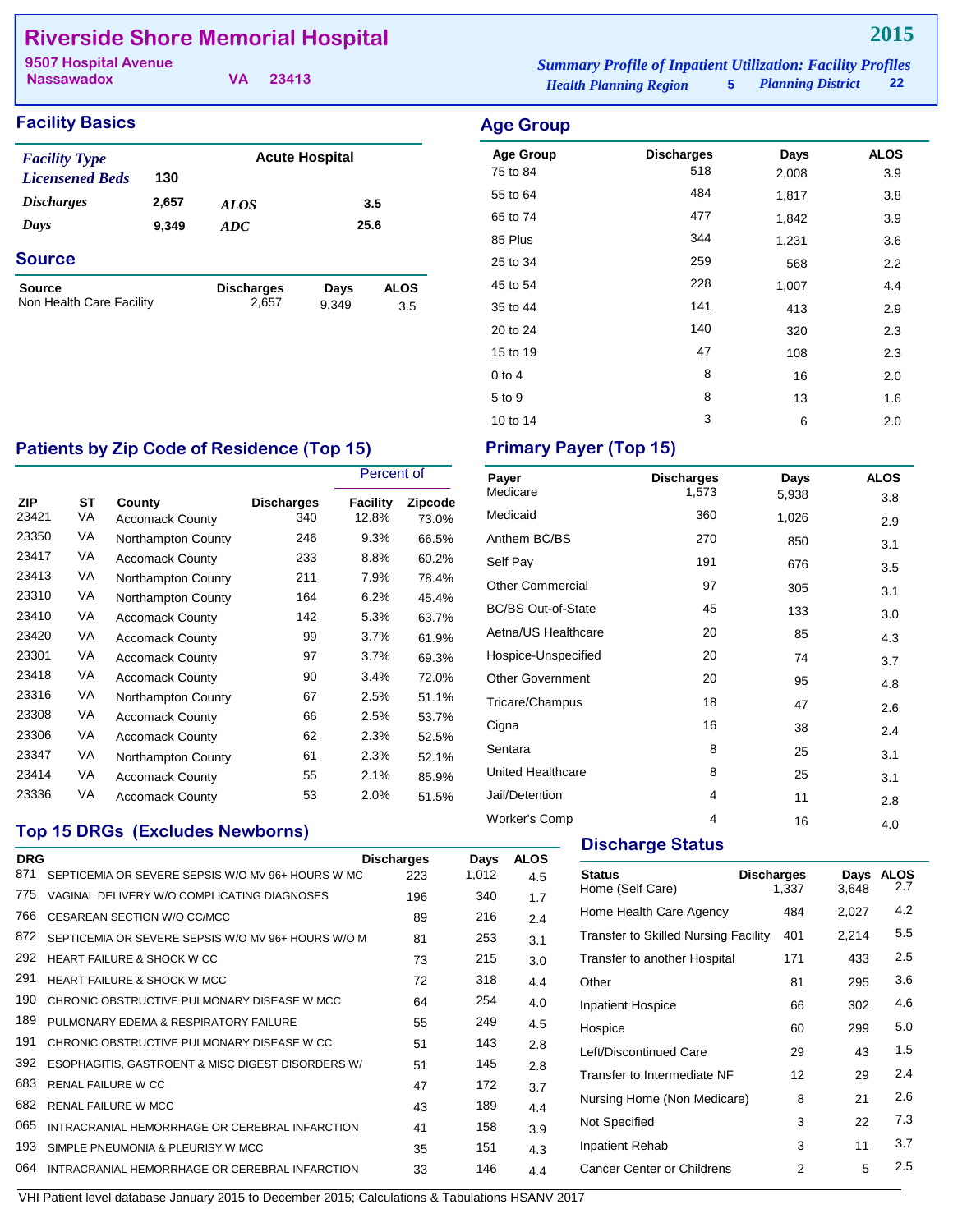# Riverside Shore Memorial Hospital

9507 Hospital Avenue
Nassawadox VA 23413

**2015**

*Summary Profile of Inpatient Utilization: Facility Profiles*
*Health Planning Region* 5 *Planning District* 22

## Facility Basics

| | | | |
|---|---|---|---|
| *Facility Type* | | Acute Hospital | |
| *Licensened Beds* | 130 | | |
| *Discharges* | 2,657 | *ALOS* | 3.5 |
| *Days* | 9,349 | *ADC* | 25.6 |

## Source

| Source | Discharges | Days | ALOS |
|---|---|---|---|
| Non Health Care Facility | 2,657 | 9,349 | 3.5 |

## Age Group

| Age Group | Discharges | Days | ALOS |
|---|---|---|---|
| 75 to 84 | 518 | 2,008 | 3.9 |
| 55 to 64 | 484 | 1,817 | 3.8 |
| 65 to 74 | 477 | 1,842 | 3.9 |
| 85 Plus | 344 | 1,231 | 3.6 |
| 25 to 34 | 259 | 568 | 2.2 |
| 45 to 54 | 228 | 1,007 | 4.4 |
| 35 to 44 | 141 | 413 | 2.9 |
| 20 to 24 | 140 | 320 | 2.3 |
| 15 to 19 | 47 | 108 | 2.3 |
| 0 to 4 | 8 | 16 | 2.0 |
| 5 to 9 | 8 | 13 | 1.6 |
| 10 to 14 | 3 | 6 | 2.0 |

## Patients by Zip Code of Residence (Top 15)

| | | | | Percent of | |
|---|---|---|---|---|---|
| ZIP | ST | County | Discharges | Facility | Zipcode |
| 23421 | VA | Accomack County | 340 | 12.8% | 73.0% |
| 23350 | VA | Northampton County | 246 | 9.3% | 66.5% |
| 23417 | VA | Accomack County | 233 | 8.8% | 60.2% |
| 23413 | VA | Northampton County | 211 | 7.9% | 78.4% |
| 23310 | VA | Northampton County | 164 | 6.2% | 45.4% |
| 23410 | VA | Accomack County | 142 | 5.3% | 63.7% |
| 23420 | VA | Accomack County | 99 | 3.7% | 61.9% |
| 23301 | VA | Accomack County | 97 | 3.7% | 69.3% |
| 23418 | VA | Accomack County | 90 | 3.4% | 72.0% |
| 23316 | VA | Northampton County | 67 | 2.5% | 51.1% |
| 23308 | VA | Accomack County | 66 | 2.5% | 53.7% |
| 23306 | VA | Accomack County | 62 | 2.3% | 52.5% |
| 23347 | VA | Northampton County | 61 | 2.3% | 52.1% |
| 23414 | VA | Accomack County | 55 | 2.1% | 85.9% |
| 23336 | VA | Accomack County | 53 | 2.0% | 51.5% |

## Primary Payer (Top 15)

| Payer | Discharges | Days | ALOS |
|---|---|---|---|
| Medicare | 1,573 | 5,938 | 3.8 |
| Medicaid | 360 | 1,026 | 2.9 |
| Anthem BC/BS | 270 | 850 | 3.1 |
| Self Pay | 191 | 676 | 3.5 |
| Other Commercial | 97 | 305 | 3.1 |
| BC/BS Out-of-State | 45 | 133 | 3.0 |
| Aetna/US Healthcare | 20 | 85 | 4.3 |
| Hospice-Unspecified | 20 | 74 | 3.7 |
| Other Government | 20 | 95 | 4.8 |
| Tricare/Champus | 18 | 47 | 2.6 |
| Cigna | 16 | 38 | 2.4 |
| Sentara | 8 | 25 | 3.1 |
| United Healthcare | 8 | 25 | 3.1 |
| Jail/Detention | 4 | 11 | 2.8 |
| Worker's Comp | 4 | 16 | 4.0 |

## Top 15 DRGs (Excludes Newborns)

| DRG | | Discharges | Days | ALOS |
|---|---|---|---|---|
| 871 | SEPTICEMIA OR SEVERE SEPSIS W/O MV 96+ HOURS W MC | 223 | 1,012 | 4.5 |
| 775 | VAGINAL DELIVERY W/O COMPLICATING DIAGNOSES | 196 | 340 | 1.7 |
| 766 | CESAREAN SECTION W/O CC/MCC | 89 | 216 | 2.4 |
| 872 | SEPTICEMIA OR SEVERE SEPSIS W/O MV 96+ HOURS W/O M | 81 | 253 | 3.1 |
| 292 | HEART FAILURE & SHOCK W CC | 73 | 215 | 3.0 |
| 291 | HEART FAILURE & SHOCK W MCC | 72 | 318 | 4.4 |
| 190 | CHRONIC OBSTRUCTIVE PULMONARY DISEASE W MCC | 64 | 254 | 4.0 |
| 189 | PULMONARY EDEMA & RESPIRATORY FAILURE | 55 | 249 | 4.5 |
| 191 | CHRONIC OBSTRUCTIVE PULMONARY DISEASE W CC | 51 | 143 | 2.8 |
| 392 | ESOPHAGITIS, GASTROENT & MISC DIGEST DISORDERS W/ | 51 | 145 | 2.8 |
| 683 | RENAL FAILURE W CC | 47 | 172 | 3.7 |
| 682 | RENAL FAILURE W MCC | 43 | 189 | 4.4 |
| 065 | INTRACRANIAL HEMORRHAGE OR CEREBRAL INFARCTION | 41 | 158 | 3.9 |
| 193 | SIMPLE PNEUMONIA & PLEURISY W MCC | 35 | 151 | 4.3 |
| 064 | INTRACRANIAL HEMORRHAGE OR CEREBRAL INFARCTION | 33 | 146 | 4.4 |

## Discharge Status

| Status | Discharges | Days | ALOS |
|---|---|---|---|
| Home (Self Care) | 1,337 | 3,648 | 2.7 |
| Home Health Care Agency | 484 | 2,027 | 4.2 |
| Transfer to Skilled Nursing Facility | 401 | 2,214 | 5.5 |
| Transfer to another Hospital | 171 | 433 | 2.5 |
| Other | 81 | 295 | 3.6 |
| Inpatient Hospice | 66 | 302 | 4.6 |
| Hospice | 60 | 299 | 5.0 |
| Left/Discontinued Care | 29 | 43 | 1.5 |
| Transfer to Intermediate NF | 12 | 29 | 2.4 |
| Nursing Home (Non Medicare) | 8 | 21 | 2.6 |
| Not Specified | 3 | 22 | 7.3 |
| Inpatient Rehab | 3 | 11 | 3.7 |
| Cancer Center or Childrens | 2 | 5 | 2.5 |

VHI Patient level database January 2015 to December 2015; Calculations & Tabulations HSANV 2017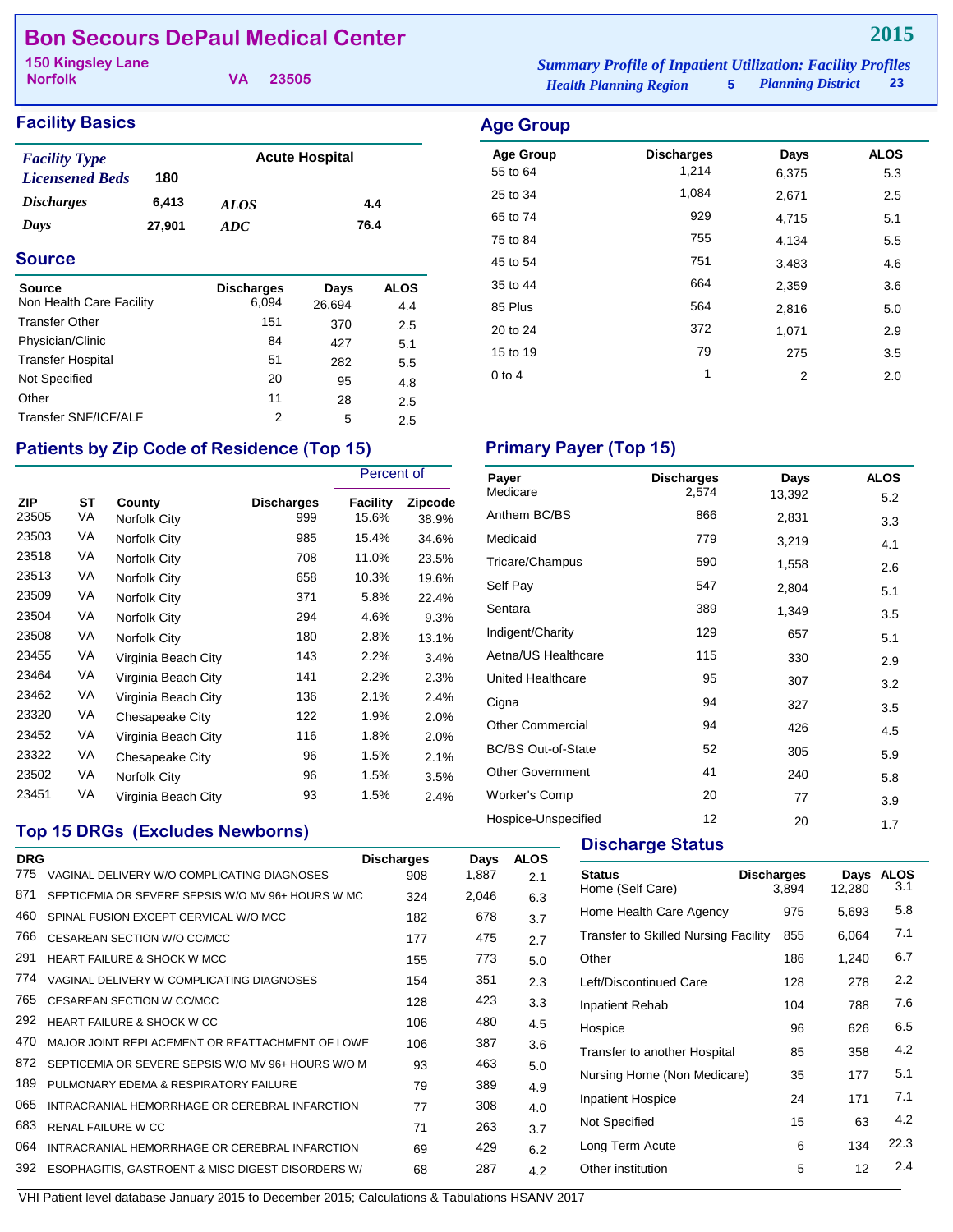# Bon Secours DePaul Medical Center

**2015**

150 Kingsley Lane
Norfolk VA 23505

*Summary Profile of Inpatient Utilization: Facility Profiles*
*Health Planning Region* 5 *Planning District* 23

## Facility Basics

| | | | |
|---|---|---|---|
| *Facility Type* | | Acute Hospital | |
| *Licensened Beds* | 180 | | |
| *Discharges* | 6,413 | *ALOS* | 4.4 |
| *Days* | 27,901 | *ADC* | 76.4 |

## Source

| Source | Discharges | Days | ALOS |
|---|---|---|---|
| Non Health Care Facility | 6,094 | 26,694 | 4.4 |
| Transfer Other | 151 | 370 | 2.5 |
| Physician/Clinic | 84 | 427 | 5.1 |
| Transfer Hospital | 51 | 282 | 5.5 |
| Not Specified | 20 | 95 | 4.8 |
| Other | 11 | 28 | 2.5 |
| Transfer SNF/ICF/ALF | 2 | 5 | 2.5 |

## Age Group

| Age Group | Discharges | Days | ALOS |
|---|---|---|---|
| 55 to 64 | 1,214 | 6,375 | 5.3 |
| 25 to 34 | 1,084 | 2,671 | 2.5 |
| 65 to 74 | 929 | 4,715 | 5.1 |
| 75 to 84 | 755 | 4,134 | 5.5 |
| 45 to 54 | 751 | 3,483 | 4.6 |
| 35 to 44 | 664 | 2,359 | 3.6 |
| 85 Plus | 564 | 2,816 | 5.0 |
| 20 to 24 | 372 | 1,071 | 2.9 |
| 15 to 19 | 79 | 275 | 3.5 |
| 0 to 4 | 1 | 2 | 2.0 |

## Patients by Zip Code of Residence (Top 15)

| | | | | Percent of | |
|---|---|---|---|---|---|
| ZIP | ST | County | Discharges | Facility | Zipcode |
| 23505 | VA | Norfolk City | 999 | 15.6% | 38.9% |
| 23503 | VA | Norfolk City | 985 | 15.4% | 34.6% |
| 23518 | VA | Norfolk City | 708 | 11.0% | 23.5% |
| 23513 | VA | Norfolk City | 658 | 10.3% | 19.6% |
| 23509 | VA | Norfolk City | 371 | 5.8% | 22.4% |
| 23504 | VA | Norfolk City | 294 | 4.6% | 9.3% |
| 23508 | VA | Norfolk City | 180 | 2.8% | 13.1% |
| 23455 | VA | Virginia Beach City | 143 | 2.2% | 3.4% |
| 23464 | VA | Virginia Beach City | 141 | 2.2% | 2.3% |
| 23462 | VA | Virginia Beach City | 136 | 2.1% | 2.4% |
| 23320 | VA | Chesapeake City | 122 | 1.9% | 2.0% |
| 23452 | VA | Virginia Beach City | 116 | 1.8% | 2.0% |
| 23322 | VA | Chesapeake City | 96 | 1.5% | 2.1% |
| 23502 | VA | Norfolk City | 96 | 1.5% | 3.5% |
| 23451 | VA | Virginia Beach City | 93 | 1.5% | 2.4% |

## Primary Payer (Top 15)

| Payer | Discharges | Days | ALOS |
|---|---|---|---|
| Medicare | 2,574 | 13,392 | 5.2 |
| Anthem BC/BS | 866 | 2,831 | 3.3 |
| Medicaid | 779 | 3,219 | 4.1 |
| Tricare/Champus | 590 | 1,558 | 2.6 |
| Self Pay | 547 | 2,804 | 5.1 |
| Sentara | 389 | 1,349 | 3.5 |
| Indigent/Charity | 129 | 657 | 5.1 |
| Aetna/US Healthcare | 115 | 330 | 2.9 |
| United Healthcare | 95 | 307 | 3.2 |
| Cigna | 94 | 327 | 3.5 |
| Other Commercial | 94 | 426 | 4.5 |
| BC/BS Out-of-State | 52 | 305 | 5.9 |
| Other Government | 41 | 240 | 5.8 |
| Worker's Comp | 20 | 77 | 3.9 |
| Hospice-Unspecified | 12 | 20 | 1.7 |

## Top 15 DRGs (Excludes Newborns)

| DRG | | Discharges | Days | ALOS |
|---|---|---|---|---|
| 775 | VAGINAL DELIVERY W/O COMPLICATING DIAGNOSES | 908 | 1,887 | 2.1 |
| 871 | SEPTICEMIA OR SEVERE SEPSIS W/O MV 96+ HOURS W MC | 324 | 2,046 | 6.3 |
| 460 | SPINAL FUSION EXCEPT CERVICAL W/O MCC | 182 | 678 | 3.7 |
| 766 | CESAREAN SECTION W/O CC/MCC | 177 | 475 | 2.7 |
| 291 | HEART FAILURE & SHOCK W MCC | 155 | 773 | 5.0 |
| 774 | VAGINAL DELIVERY W COMPLICATING DIAGNOSES | 154 | 351 | 2.3 |
| 765 | CESAREAN SECTION W CC/MCC | 128 | 423 | 3.3 |
| 292 | HEART FAILURE & SHOCK W CC | 106 | 480 | 4.5 |
| 470 | MAJOR JOINT REPLACEMENT OR REATTACHMENT OF LOWE | 106 | 387 | 3.6 |
| 872 | SEPTICEMIA OR SEVERE SEPSIS W/O MV 96+ HOURS W/O M | 93 | 463 | 5.0 |
| 189 | PULMONARY EDEMA & RESPIRATORY FAILURE | 79 | 389 | 4.9 |
| 065 | INTRACRANIAL HEMORRHAGE OR CEREBRAL INFARCTION | 77 | 308 | 4.0 |
| 683 | RENAL FAILURE W CC | 71 | 263 | 3.7 |
| 064 | INTRACRANIAL HEMORRHAGE OR CEREBRAL INFARCTION | 69 | 429 | 6.2 |
| 392 | ESOPHAGITIS, GASTROENT & MISC DIGEST DISORDERS W/ | 68 | 287 | 4.2 |

## Discharge Status

| Status | Discharges | Days | ALOS |
|---|---|---|---|
| Home (Self Care) | 3,894 | 12,280 | 3.1 |
| Home Health Care Agency | 975 | 5,693 | 5.8 |
| Transfer to Skilled Nursing Facility | 855 | 6,064 | 7.1 |
| Other | 186 | 1,240 | 6.7 |
| Left/Discontinued Care | 128 | 278 | 2.2 |
| Inpatient Rehab | 104 | 788 | 7.6 |
| Hospice | 96 | 626 | 6.5 |
| Transfer to another Hospital | 85 | 358 | 4.2 |
| Nursing Home (Non Medicare) | 35 | 177 | 5.1 |
| Inpatient Hospice | 24 | 171 | 7.1 |
| Not Specified | 15 | 63 | 4.2 |
| Long Term Acute | 6 | 134 | 22.3 |
| Other institution | 5 | 12 | 2.4 |

VHI Patient level database January 2015 to December 2015; Calculations & Tabulations HSANV 2017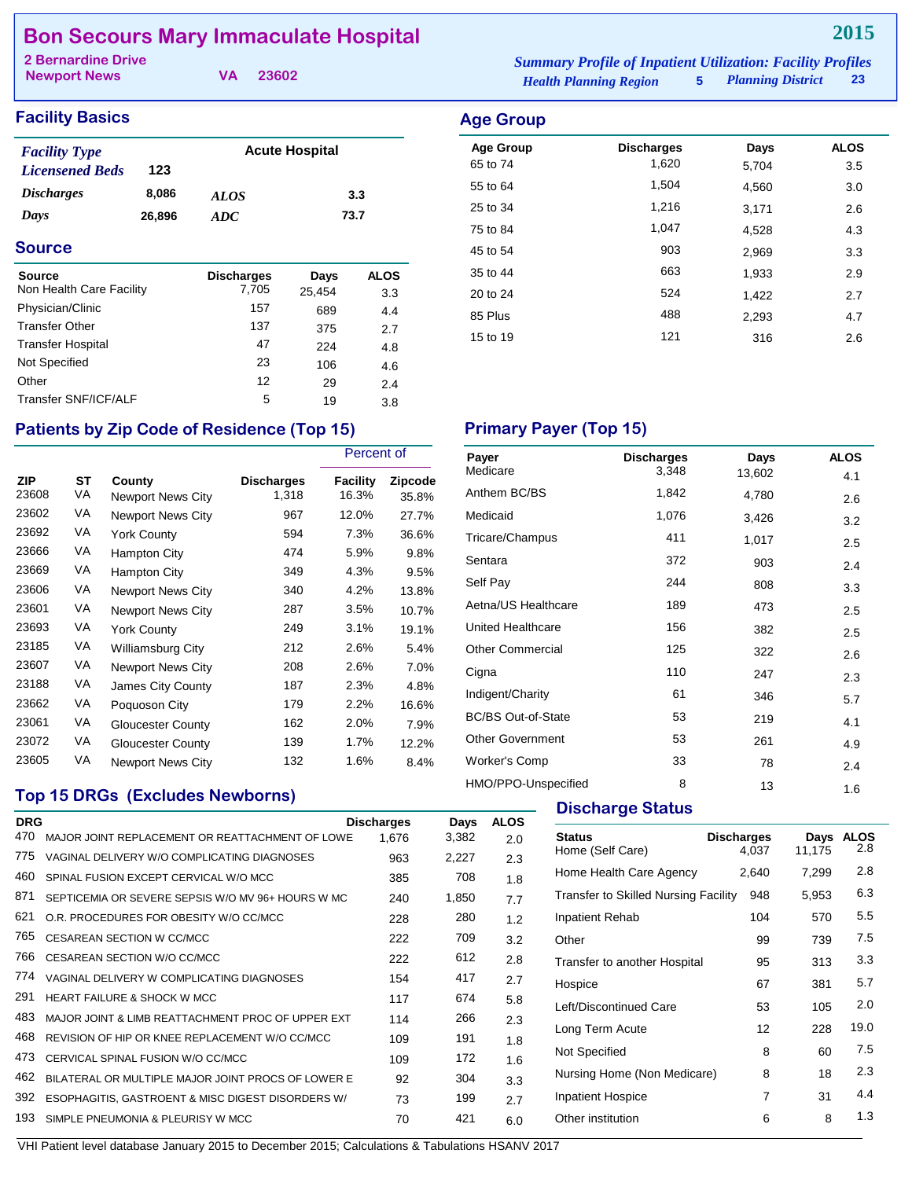# Bon Secours Mary Immaculate Hospital

**2015**

2 Bernardine Drive
Newport News VA 23602

*Summary Profile of Inpatient Utilization: Facility Profiles*
*Health Planning Region* 5 *Planning District* 23

## Facility Basics

| | | | |
|---|---|---|---|
| *Facility Type* | | Acute Hospital | |
| *Licensened Beds* | 123 | | |
| *Discharges* | 8,086 | *ALOS* | 3.3 |
| *Days* | 26,896 | *ADC* | 73.7 |

## Source

| Source | Discharges | Days | ALOS |
|---|---|---|---|
| Non Health Care Facility | 7,705 | 25,454 | 3.3 |
| Physician/Clinic | 157 | 689 | 4.4 |
| Transfer Other | 137 | 375 | 2.7 |
| Transfer Hospital | 47 | 224 | 4.8 |
| Not Specified | 23 | 106 | 4.6 |
| Other | 12 | 29 | 2.4 |
| Transfer SNF/ICF/ALF | 5 | 19 | 3.8 |

## Age Group

| Age Group | Discharges | Days | ALOS |
|---|---|---|---|
| 65 to 74 | 1,620 | 5,704 | 3.5 |
| 55 to 64 | 1,504 | 4,560 | 3.0 |
| 25 to 34 | 1,216 | 3,171 | 2.6 |
| 75 to 84 | 1,047 | 4,528 | 4.3 |
| 45 to 54 | 903 | 2,969 | 3.3 |
| 35 to 44 | 663 | 1,933 | 2.9 |
| 20 to 24 | 524 | 1,422 | 2.7 |
| 85 Plus | 488 | 2,293 | 4.7 |
| 15 to 19 | 121 | 316 | 2.6 |

## Patients by Zip Code of Residence (Top 15)

| | | | | Percent of | |
|---|---|---|---|---|---|
| ZIP | ST | County | Discharges | Facility | Zipcode |
| 23608 | VA | Newport News City | 1,318 | 16.3% | 35.8% |
| 23602 | VA | Newport News City | 967 | 12.0% | 27.7% |
| 23692 | VA | York County | 594 | 7.3% | 36.6% |
| 23666 | VA | Hampton City | 474 | 5.9% | 9.8% |
| 23669 | VA | Hampton City | 349 | 4.3% | 9.5% |
| 23606 | VA | Newport News City | 340 | 4.2% | 13.8% |
| 23601 | VA | Newport News City | 287 | 3.5% | 10.7% |
| 23693 | VA | York County | 249 | 3.1% | 19.1% |
| 23185 | VA | Williamsburg City | 212 | 2.6% | 5.4% |
| 23607 | VA | Newport News City | 208 | 2.6% | 7.0% |
| 23188 | VA | James City County | 187 | 2.3% | 4.8% |
| 23662 | VA | Poquoson City | 179 | 2.2% | 16.6% |
| 23061 | VA | Gloucester County | 162 | 2.0% | 7.9% |
| 23072 | VA | Gloucester County | 139 | 1.7% | 12.2% |
| 23605 | VA | Newport News City | 132 | 1.6% | 8.4% |

## Primary Payer (Top 15)

| Payer | Discharges | Days | ALOS |
|---|---|---|---|
| Medicare | 3,348 | 13,602 | 4.1 |
| Anthem BC/BS | 1,842 | 4,780 | 2.6 |
| Medicaid | 1,076 | 3,426 | 3.2 |
| Tricare/Champus | 411 | 1,017 | 2.5 |
| Sentara | 372 | 903 | 2.4 |
| Self Pay | 244 | 808 | 3.3 |
| Aetna/US Healthcare | 189 | 473 | 2.5 |
| United Healthcare | 156 | 382 | 2.5 |
| Other Commercial | 125 | 322 | 2.6 |
| Cigna | 110 | 247 | 2.3 |
| Indigent/Charity | 61 | 346 | 5.7 |
| BC/BS Out-of-State | 53 | 219 | 4.1 |
| Other Government | 53 | 261 | 4.9 |
| Worker's Comp | 33 | 78 | 2.4 |
| HMO/PPO-Unspecified | 8 | 13 | 1.6 |

## Top 15 DRGs (Excludes Newborns)

| DRG | | Discharges | Days | ALOS |
|---|---|---|---|---|
| 470 | MAJOR JOINT REPLACEMENT OR REATTACHMENT OF LOWE | 1,676 | 3,382 | 2.0 |
| 775 | VAGINAL DELIVERY W/O COMPLICATING DIAGNOSES | 963 | 2,227 | 2.3 |
| 460 | SPINAL FUSION EXCEPT CERVICAL W/O MCC | 385 | 708 | 1.8 |
| 871 | SEPTICEMIA OR SEVERE SEPSIS W/O MV 96+ HOURS W MC | 240 | 1,850 | 7.7 |
| 621 | O.R. PROCEDURES FOR OBESITY W/O CC/MCC | 228 | 280 | 1.2 |
| 765 | CESAREAN SECTION W CC/MCC | 222 | 709 | 3.2 |
| 766 | CESAREAN SECTION W/O CC/MCC | 222 | 612 | 2.8 |
| 774 | VAGINAL DELIVERY W COMPLICATING DIAGNOSES | 154 | 417 | 2.7 |
| 291 | HEART FAILURE & SHOCK W MCC | 117 | 674 | 5.8 |
| 483 | MAJOR JOINT & LIMB REATTACHMENT PROC OF UPPER EXT | 114 | 266 | 2.3 |
| 468 | REVISION OF HIP OR KNEE REPLACEMENT W/O CC/MCC | 109 | 191 | 1.8 |
| 473 | CERVICAL SPINAL FUSION W/O CC/MCC | 109 | 172 | 1.6 |
| 462 | BILATERAL OR MULTIPLE MAJOR JOINT PROCS OF LOWER E | 92 | 304 | 3.3 |
| 392 | ESOPHAGITIS, GASTROENT & MISC DIGEST DISORDERS W/ | 73 | 199 | 2.7 |
| 193 | SIMPLE PNEUMONIA & PLEURISY W MCC | 70 | 421 | 6.0 |

## Discharge Status

| Status | Discharges | Days | ALOS |
|---|---|---|---|
| Home (Self Care) | 4,037 | 11,175 | 2.8 |
| Home Health Care Agency | 2,640 | 7,299 | 2.8 |
| Transfer to Skilled Nursing Facility | 948 | 5,953 | 6.3 |
| Inpatient Rehab | 104 | 570 | 5.5 |
| Other | 99 | 739 | 7.5 |
| Transfer to another Hospital | 95 | 313 | 3.3 |
| Hospice | 67 | 381 | 5.7 |
| Left/Discontinued Care | 53 | 105 | 2.0 |
| Long Term Acute | 12 | 228 | 19.0 |
| Not Specified | 8 | 60 | 7.5 |
| Nursing Home (Non Medicare) | 8 | 18 | 2.3 |
| Inpatient Hospice | 7 | 31 | 4.4 |
| Other institution | 6 | 8 | 1.3 |

VHI Patient level database January 2015 to December 2015; Calculations & Tabulations HSANV 2017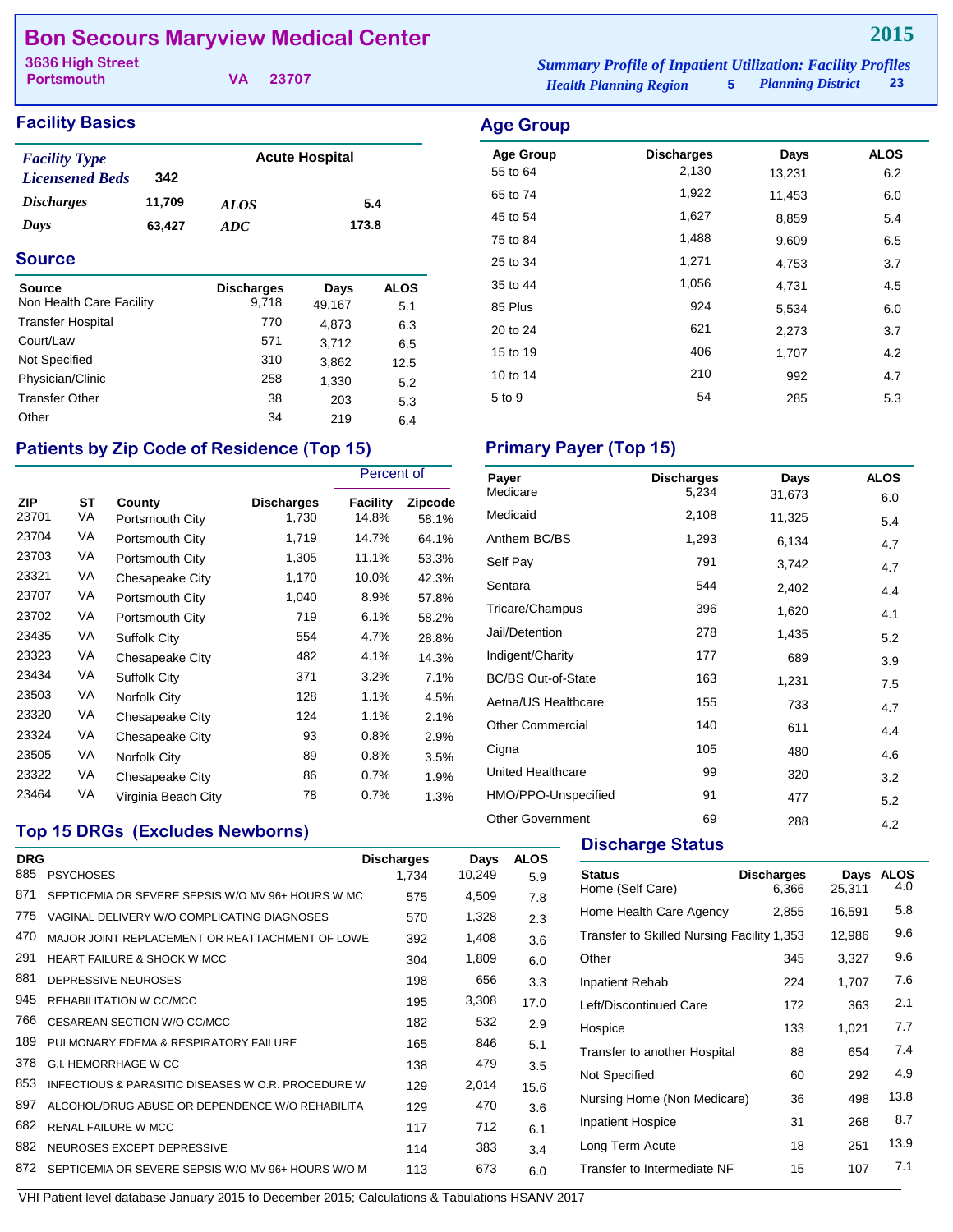# Bon Secours Maryview Medical Center

**2015**

**3636 High Street**
**Portsmouth VA 23707**

*Summary Profile of Inpatient Utilization: Facility Profiles*
*Health Planning Region* **5** *Planning District* **23**

## Facility Basics

| | | | |
|---|---|---|---|
| *Facility Type* | | Acute Hospital | |
| *Licensened Beds* | 342 | | |
| *Discharges* | 11,709 | *ALOS* | 5.4 |
| *Days* | 63,427 | *ADC* | 173.8 |

## Source

| Source | Discharges | Days | ALOS |
|---|---|---|---|
| Non Health Care Facility | 9,718 | 49,167 | 5.1 |
| Transfer Hospital | 770 | 4,873 | 6.3 |
| Court/Law | 571 | 3,712 | 6.5 |
| Not Specified | 310 | 3,862 | 12.5 |
| Physician/Clinic | 258 | 1,330 | 5.2 |
| Transfer Other | 38 | 203 | 5.3 |
| Other | 34 | 219 | 6.4 |

## Age Group

| Age Group | Discharges | Days | ALOS |
|---|---|---|---|
| 55 to 64 | 2,130 | 13,231 | 6.2 |
| 65 to 74 | 1,922 | 11,453 | 6.0 |
| 45 to 54 | 1,627 | 8,859 | 5.4 |
| 75 to 84 | 1,488 | 9,609 | 6.5 |
| 25 to 34 | 1,271 | 4,753 | 3.7 |
| 35 to 44 | 1,056 | 4,731 | 4.5 |
| 85 Plus | 924 | 5,534 | 6.0 |
| 20 to 24 | 621 | 2,273 | 3.7 |
| 15 to 19 | 406 | 1,707 | 4.2 |
| 10 to 14 | 210 | 992 | 4.7 |
| 5 to 9 | 54 | 285 | 5.3 |

## Patients by Zip Code of Residence (Top 15)

| ZIP | ST | County | Discharges | Percent of Facility | Percent of Zipcode |
|---|---|---|---|---|---|
| 23701 | VA | Portsmouth City | 1,730 | 14.8% | 58.1% |
| 23704 | VA | Portsmouth City | 1,719 | 14.7% | 64.1% |
| 23703 | VA | Portsmouth City | 1,305 | 11.1% | 53.3% |
| 23321 | VA | Chesapeake City | 1,170 | 10.0% | 42.3% |
| 23707 | VA | Portsmouth City | 1,040 | 8.9% | 57.8% |
| 23702 | VA | Portsmouth City | 719 | 6.1% | 58.2% |
| 23435 | VA | Suffolk City | 554 | 4.7% | 28.8% |
| 23323 | VA | Chesapeake City | 482 | 4.1% | 14.3% |
| 23434 | VA | Suffolk City | 371 | 3.2% | 7.1% |
| 23503 | VA | Norfolk City | 128 | 1.1% | 4.5% |
| 23320 | VA | Chesapeake City | 124 | 1.1% | 2.1% |
| 23324 | VA | Chesapeake City | 93 | 0.8% | 2.9% |
| 23505 | VA | Norfolk City | 89 | 0.8% | 3.5% |
| 23322 | VA | Chesapeake City | 86 | 0.7% | 1.9% |
| 23464 | VA | Virginia Beach City | 78 | 0.7% | 1.3% |

## Primary Payer (Top 15)

| Payer | Discharges | Days | ALOS |
|---|---|---|---|
| Medicare | 5,234 | 31,673 | 6.0 |
| Medicaid | 2,108 | 11,325 | 5.4 |
| Anthem BC/BS | 1,293 | 6,134 | 4.7 |
| Self Pay | 791 | 3,742 | 4.7 |
| Sentara | 544 | 2,402 | 4.4 |
| Tricare/Champus | 396 | 1,620 | 4.1 |
| Jail/Detention | 278 | 1,435 | 5.2 |
| Indigent/Charity | 177 | 689 | 3.9 |
| BC/BS Out-of-State | 163 | 1,231 | 7.5 |
| Aetna/US Healthcare | 155 | 733 | 4.7 |
| Other Commercial | 140 | 611 | 4.4 |
| Cigna | 105 | 480 | 4.6 |
| United Healthcare | 99 | 320 | 3.2 |
| HMO/PPO-Unspecified | 91 | 477 | 5.2 |
| Other Government | 69 | 288 | 4.2 |

## Top 15 DRGs (Excludes Newborns)

| DRG | | Discharges | Days | ALOS |
|---|---|---|---|---|
| 885 | PSYCHOSES | 1,734 | 10,249 | 5.9 |
| 871 | SEPTICEMIA OR SEVERE SEPSIS W/O MV 96+ HOURS W MC | 575 | 4,509 | 7.8 |
| 775 | VAGINAL DELIVERY W/O COMPLICATING DIAGNOSES | 570 | 1,328 | 2.3 |
| 470 | MAJOR JOINT REPLACEMENT OR REATTACHMENT OF LOWE | 392 | 1,408 | 3.6 |
| 291 | HEART FAILURE & SHOCK W MCC | 304 | 1,809 | 6.0 |
| 881 | DEPRESSIVE NEUROSES | 198 | 656 | 3.3 |
| 945 | REHABILITATION W CC/MCC | 195 | 3,308 | 17.0 |
| 766 | CESAREAN SECTION W/O CC/MCC | 182 | 532 | 2.9 |
| 189 | PULMONARY EDEMA & RESPIRATORY FAILURE | 165 | 846 | 5.1 |
| 378 | G.I. HEMORRHAGE W CC | 138 | 479 | 3.5 |
| 853 | INFECTIOUS & PARASITIC DISEASES W O.R. PROCEDURE W | 129 | 2,014 | 15.6 |
| 897 | ALCOHOL/DRUG ABUSE OR DEPENDENCE W/O REHABILITA | 129 | 470 | 3.6 |
| 682 | RENAL FAILURE W MCC | 117 | 712 | 6.1 |
| 882 | NEUROSES EXCEPT DEPRESSIVE | 114 | 383 | 3.4 |
| 872 | SEPTICEMIA OR SEVERE SEPSIS W/O MV 96+ HOURS W/O M | 113 | 673 | 6.0 |

## Discharge Status

| Status | Discharges | Days | ALOS |
|---|---|---|---|
| Home (Self Care) | 6,366 | 25,311 | 4.0 |
| Home Health Care Agency | 2,855 | 16,591 | 5.8 |
| Transfer to Skilled Nursing Facility | 1,353 | 12,986 | 9.6 |
| Other | 345 | 3,327 | 9.6 |
| Inpatient Rehab | 224 | 1,707 | 7.6 |
| Left/Discontinued Care | 172 | 363 | 2.1 |
| Hospice | 133 | 1,021 | 7.7 |
| Transfer to another Hospital | 88 | 654 | 7.4 |
| Not Specified | 60 | 292 | 4.9 |
| Nursing Home (Non Medicare) | 36 | 498 | 13.8 |
| Inpatient Hospice | 31 | 268 | 8.7 |
| Long Term Acute | 18 | 251 | 13.9 |
| Transfer to Intermediate NF | 15 | 107 | 7.1 |

VHI Patient level database January 2015 to December 2015; Calculations & Tabulations HSANV 2017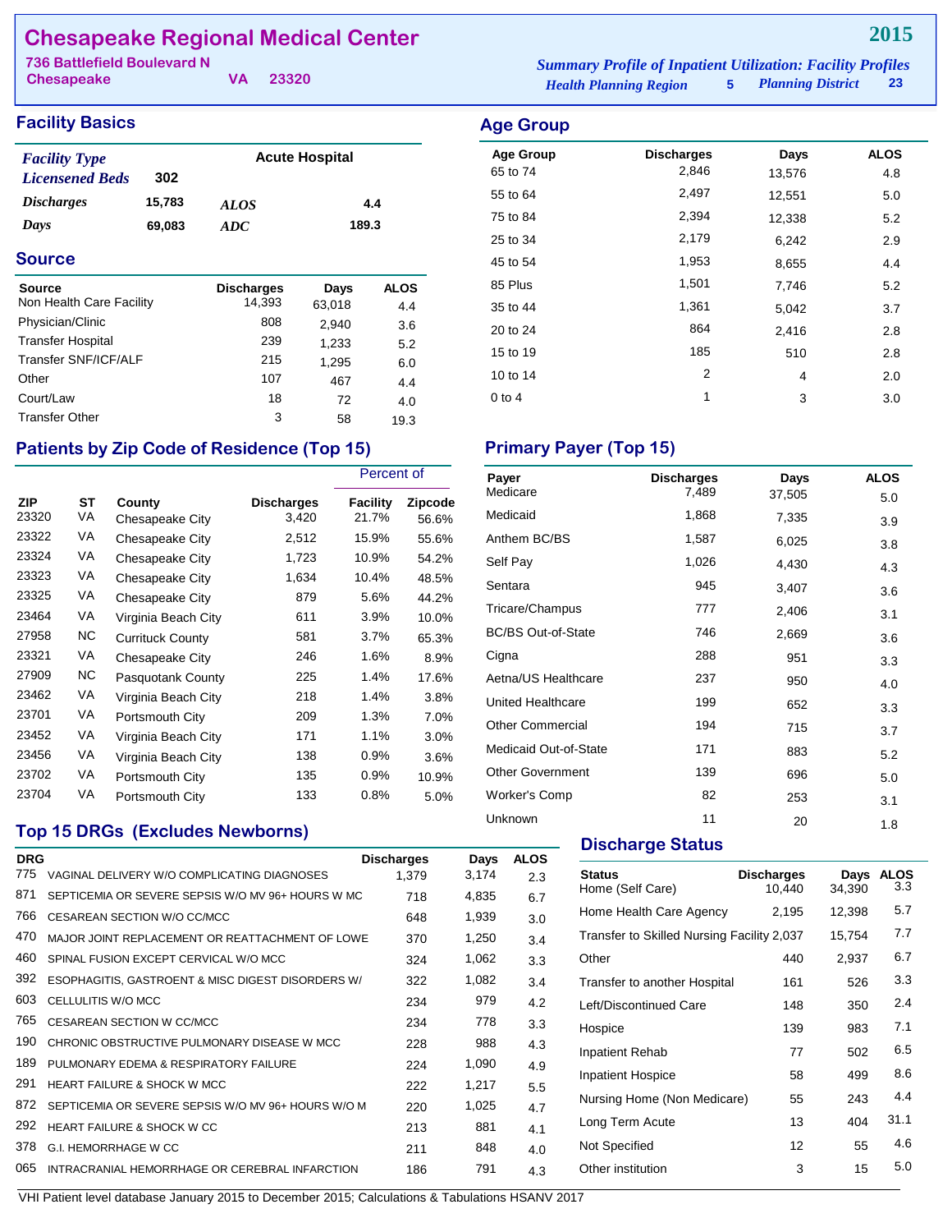# Chesapeake Regional Medical Center

**2015**

736 Battlefield Boulevard N
Chesapeake VA 23320

*Summary Profile of Inpatient Utilization: Facility Profiles*
*Health Planning Region* 5 *Planning District* 23

## Facility Basics

| *Facility Type* | | Acute Hospital | |
|---|---|---|---|
| *Licensened Beds* | 302 | | |
| *Discharges* | 15,783 | *ALOS* | 4.4 |
| *Days* | 69,083 | *ADC* | 189.3 |

## Source

| Source | Discharges | Days | ALOS |
|---|---|---|---|
| Non Health Care Facility | 14,393 | 63,018 | 4.4 |
| Physician/Clinic | 808 | 2,940 | 3.6 |
| Transfer Hospital | 239 | 1,233 | 5.2 |
| Transfer SNF/ICF/ALF | 215 | 1,295 | 6.0 |
| Other | 107 | 467 | 4.4 |
| Court/Law | 18 | 72 | 4.0 |
| Transfer Other | 3 | 58 | 19.3 |

## Age Group

| Age Group | Discharges | Days | ALOS |
|---|---|---|---|
| 65 to 74 | 2,846 | 13,576 | 4.8 |
| 55 to 64 | 2,497 | 12,551 | 5.0 |
| 75 to 84 | 2,394 | 12,338 | 5.2 |
| 25 to 34 | 2,179 | 6,242 | 2.9 |
| 45 to 54 | 1,953 | 8,655 | 4.4 |
| 85 Plus | 1,501 | 7,746 | 5.2 |
| 35 to 44 | 1,361 | 5,042 | 3.7 |
| 20 to 24 | 864 | 2,416 | 2.8 |
| 15 to 19 | 185 | 510 | 2.8 |
| 10 to 14 | 2 | 4 | 2.0 |
| 0 to 4 | 1 | 3 | 3.0 |

## Patients by Zip Code of Residence (Top 15)

| ZIP | ST | County | Discharges | Percent of Facility | Percent of Zipcode |
|---|---|---|---|---|---|
| 23320 | VA | Chesapeake City | 3,420 | 21.7% | 56.6% |
| 23322 | VA | Chesapeake City | 2,512 | 15.9% | 55.6% |
| 23324 | VA | Chesapeake City | 1,723 | 10.9% | 54.2% |
| 23323 | VA | Chesapeake City | 1,634 | 10.4% | 48.5% |
| 23325 | VA | Chesapeake City | 879 | 5.6% | 44.2% |
| 23464 | VA | Virginia Beach City | 611 | 3.9% | 10.0% |
| 27958 | NC | Currituck County | 581 | 3.7% | 65.3% |
| 23321 | VA | Chesapeake City | 246 | 1.6% | 8.9% |
| 27909 | NC | Pasquotank County | 225 | 1.4% | 17.6% |
| 23462 | VA | Virginia Beach City | 218 | 1.4% | 3.8% |
| 23701 | VA | Portsmouth City | 209 | 1.3% | 7.0% |
| 23452 | VA | Virginia Beach City | 171 | 1.1% | 3.0% |
| 23456 | VA | Virginia Beach City | 138 | 0.9% | 3.6% |
| 23702 | VA | Portsmouth City | 135 | 0.9% | 10.9% |
| 23704 | VA | Portsmouth City | 133 | 0.8% | 5.0% |

## Primary Payer (Top 15)

| Payer | Discharges | Days | ALOS |
|---|---|---|---|
| Medicare | 7,489 | 37,505 | 5.0 |
| Medicaid | 1,868 | 7,335 | 3.9 |
| Anthem BC/BS | 1,587 | 6,025 | 3.8 |
| Self Pay | 1,026 | 4,430 | 4.3 |
| Sentara | 945 | 3,407 | 3.6 |
| Tricare/Champus | 777 | 2,406 | 3.1 |
| BC/BS Out-of-State | 746 | 2,669 | 3.6 |
| Cigna | 288 | 951 | 3.3 |
| Aetna/US Healthcare | 237 | 950 | 4.0 |
| United Healthcare | 199 | 652 | 3.3 |
| Other Commercial | 194 | 715 | 3.7 |
| Medicaid Out-of-State | 171 | 883 | 5.2 |
| Other Government | 139 | 696 | 5.0 |
| Worker's Comp | 82 | 253 | 3.1 |
| Unknown | 11 | 20 | 1.8 |

## Top 15 DRGs (Excludes Newborns)

| DRG | | Discharges | Days | ALOS |
|---|---|---|---|---|
| 775 | VAGINAL DELIVERY W/O COMPLICATING DIAGNOSES | 1,379 | 3,174 | 2.3 |
| 871 | SEPTICEMIA OR SEVERE SEPSIS W/O MV 96+ HOURS W MC | 718 | 4,835 | 6.7 |
| 766 | CESAREAN SECTION W/O CC/MCC | 648 | 1,939 | 3.0 |
| 470 | MAJOR JOINT REPLACEMENT OR REATTACHMENT OF LOWE | 370 | 1,250 | 3.4 |
| 460 | SPINAL FUSION EXCEPT CERVICAL W/O MCC | 324 | 1,062 | 3.3 |
| 392 | ESOPHAGITIS, GASTROENT & MISC DIGEST DISORDERS W/ | 322 | 1,082 | 3.4 |
| 603 | CELLULITIS W/O MCC | 234 | 979 | 4.2 |
| 765 | CESAREAN SECTION W CC/MCC | 234 | 778 | 3.3 |
| 190 | CHRONIC OBSTRUCTIVE PULMONARY DISEASE W MCC | 228 | 988 | 4.3 |
| 189 | PULMONARY EDEMA & RESPIRATORY FAILURE | 224 | 1,090 | 4.9 |
| 291 | HEART FAILURE & SHOCK W MCC | 222 | 1,217 | 5.5 |
| 872 | SEPTICEMIA OR SEVERE SEPSIS W/O MV 96+ HOURS W/O M | 220 | 1,025 | 4.7 |
| 292 | HEART FAILURE & SHOCK W CC | 213 | 881 | 4.1 |
| 378 | G.I. HEMORRHAGE W CC | 211 | 848 | 4.0 |
| 065 | INTRACRANIAL HEMORRHAGE OR CEREBRAL INFARCTION | 186 | 791 | 4.3 |

## Discharge Status

| Status | Discharges | Days | ALOS |
|---|---|---|---|
| Home (Self Care) | 10,440 | 34,390 | 3.3 |
| Home Health Care Agency | 2,195 | 12,398 | 5.7 |
| Transfer to Skilled Nursing Facility | 2,037 | 15,754 | 7.7 |
| Other | 440 | 2,937 | 6.7 |
| Transfer to another Hospital | 161 | 526 | 3.3 |
| Left/Discontinued Care | 148 | 350 | 2.4 |
| Hospice | 139 | 983 | 7.1 |
| Inpatient Rehab | 77 | 502 | 6.5 |
| Inpatient Hospice | 58 | 499 | 8.6 |
| Nursing Home (Non Medicare) | 55 | 243 | 4.4 |
| Long Term Acute | 13 | 404 | 31.1 |
| Not Specified | 12 | 55 | 4.6 |
| Other institution | 3 | 15 | 5.0 |

VHI Patient level database January 2015 to December 2015; Calculations & Tabulations HSANV 2017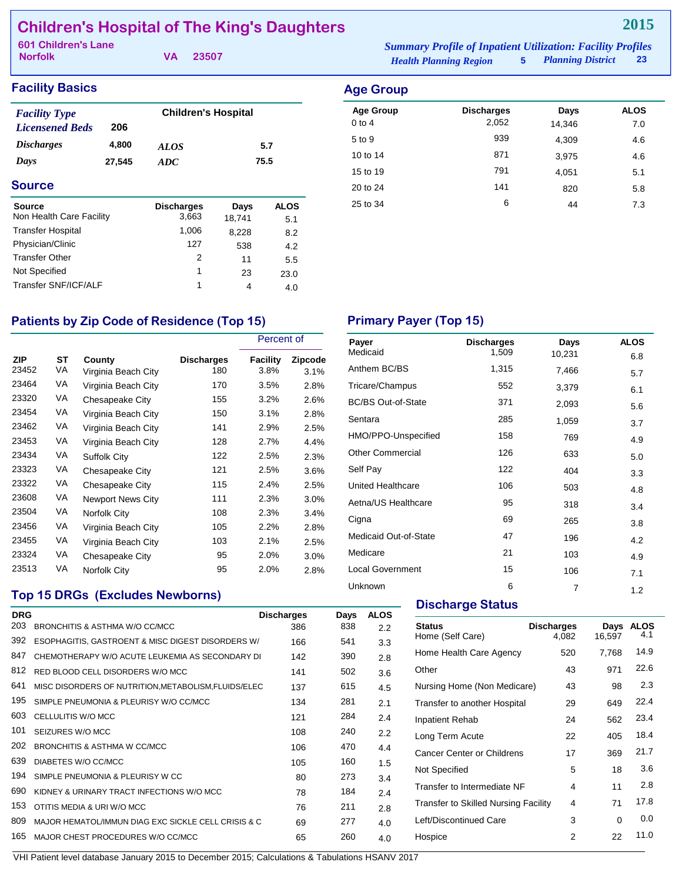# Children's Hospital of The King's Daughters

**2015**

601 Children's Lane
Norfolk VA 23507

*Summary Profile of Inpatient Utilization: Facility Profiles*
*Health Planning Region* 5 *Planning District* 23

## Facility Basics

| | | | |
|---|---|---|---|
| *Facility Type* | | Children's Hospital | |
| *Licensened Beds* | 206 | | |
| *Discharges* | 4,800 | *ALOS* | 5.7 |
| *Days* | 27,545 | *ADC* | 75.5 |

## Source

| Source | Discharges | Days | ALOS |
|---|---|---|---|
| Non Health Care Facility | 3,663 | 18,741 | 5.1 |
| Transfer Hospital | 1,006 | 8,228 | 8.2 |
| Physician/Clinic | 127 | 538 | 4.2 |
| Transfer Other | 2 | 11 | 5.5 |
| Not Specified | 1 | 23 | 23.0 |
| Transfer SNF/ICF/ALF | 1 | 4 | 4.0 |

## Age Group

| Age Group | Discharges | Days | ALOS |
|---|---|---|---|
| 0 to 4 | 2,052 | 14,346 | 7.0 |
| 5 to 9 | 939 | 4,309 | 4.6 |
| 10 to 14 | 871 | 3,975 | 4.6 |
| 15 to 19 | 791 | 4,051 | 5.1 |
| 20 to 24 | 141 | 820 | 5.8 |
| 25 to 34 | 6 | 44 | 7.3 |

## Patients by Zip Code of Residence (Top 15)

| | | | | Percent of | |
|---|---|---|---|---|---|
| ZIP | ST | County | Discharges | Facility | Zipcode |
| 23452 | VA | Virginia Beach City | 180 | 3.8% | 3.1% |
| 23464 | VA | Virginia Beach City | 170 | 3.5% | 2.8% |
| 23320 | VA | Chesapeake City | 155 | 3.2% | 2.6% |
| 23454 | VA | Virginia Beach City | 150 | 3.1% | 2.8% |
| 23462 | VA | Virginia Beach City | 141 | 2.9% | 2.5% |
| 23453 | VA | Virginia Beach City | 128 | 2.7% | 4.4% |
| 23434 | VA | Suffolk City | 122 | 2.5% | 2.3% |
| 23323 | VA | Chesapeake City | 121 | 2.5% | 3.6% |
| 23322 | VA | Chesapeake City | 115 | 2.4% | 2.5% |
| 23608 | VA | Newport News City | 111 | 2.3% | 3.0% |
| 23504 | VA | Norfolk City | 108 | 2.3% | 3.4% |
| 23456 | VA | Virginia Beach City | 105 | 2.2% | 2.8% |
| 23455 | VA | Virginia Beach City | 103 | 2.1% | 2.5% |
| 23324 | VA | Chesapeake City | 95 | 2.0% | 3.0% |
| 23513 | VA | Norfolk City | 95 | 2.0% | 2.8% |

## Primary Payer (Top 15)

| Payer | Discharges | Days | ALOS |
|---|---|---|---|
| Medicaid | 1,509 | 10,231 | 6.8 |
| Anthem BC/BS | 1,315 | 7,466 | 5.7 |
| Tricare/Champus | 552 | 3,379 | 6.1 |
| BC/BS Out-of-State | 371 | 2,093 | 5.6 |
| Sentara | 285 | 1,059 | 3.7 |
| HMO/PPO-Unspecified | 158 | 769 | 4.9 |
| Other Commercial | 126 | 633 | 5.0 |
| Self Pay | 122 | 404 | 3.3 |
| United Healthcare | 106 | 503 | 4.8 |
| Aetna/US Healthcare | 95 | 318 | 3.4 |
| Cigna | 69 | 265 | 3.8 |
| Medicaid Out-of-State | 47 | 196 | 4.2 |
| Medicare | 21 | 103 | 4.9 |
| Local Government | 15 | 106 | 7.1 |
| Unknown | 6 | 7 | 1.2 |

## Top 15 DRGs (Excludes Newborns)

| DRG | | Discharges | Days | ALOS |
|---|---|---|---|---|
| 203 | BRONCHITIS & ASTHMA W/O CC/MCC | 386 | 838 | 2.2 |
| 392 | ESOPHAGITIS, GASTROENT & MISC DIGEST DISORDERS W/ | 166 | 541 | 3.3 |
| 847 | CHEMOTHERAPY W/O ACUTE LEUKEMIA AS SECONDARY DI | 142 | 390 | 2.8 |
| 812 | RED BLOOD CELL DISORDERS W/O MCC | 141 | 502 | 3.6 |
| 641 | MISC DISORDERS OF NUTRITION,METABOLISM,FLUIDS/ELEC | 137 | 615 | 4.5 |
| 195 | SIMPLE PNEUMONIA & PLEURISY W/O CC/MCC | 134 | 281 | 2.1 |
| 603 | CELLULITIS W/O MCC | 121 | 284 | 2.4 |
| 101 | SEIZURES W/O MCC | 108 | 240 | 2.2 |
| 202 | BRONCHITIS & ASTHMA W CC/MCC | 106 | 470 | 4.4 |
| 639 | DIABETES W/O CC/MCC | 105 | 160 | 1.5 |
| 194 | SIMPLE PNEUMONIA & PLEURISY W CC | 80 | 273 | 3.4 |
| 690 | KIDNEY & URINARY TRACT INFECTIONS W/O MCC | 78 | 184 | 2.4 |
| 153 | OTITIS MEDIA & URI W/O MCC | 76 | 211 | 2.8 |
| 809 | MAJOR HEMATOL/IMMUN DIAG EXC SICKLE CELL CRISIS & C | 69 | 277 | 4.0 |
| 165 | MAJOR CHEST PROCEDURES W/O CC/MCC | 65 | 260 | 4.0 |

## Discharge Status

| Status | Discharges | Days | ALOS |
|---|---|---|---|
| Home (Self Care) | 4,082 | 16,597 | 4.1 |
| Home Health Care Agency | 520 | 7,768 | 14.9 |
| Other | 43 | 971 | 22.6 |
| Nursing Home (Non Medicare) | 43 | 98 | 2.3 |
| Transfer to another Hospital | 29 | 649 | 22.4 |
| Inpatient Rehab | 24 | 562 | 23.4 |
| Long Term Acute | 22 | 405 | 18.4 |
| Cancer Center or Childrens | 17 | 369 | 21.7 |
| Not Specified | 5 | 18 | 3.6 |
| Transfer to Intermediate NF | 4 | 11 | 2.8 |
| Transfer to Skilled Nursing Facility | 4 | 71 | 17.8 |
| Left/Discontinued Care | 3 | 0 | 0.0 |
| Hospice | 2 | 22 | 11.0 |

VHI Patient level database January 2015 to December 2015; Calculations & Tabulations HSANV 2017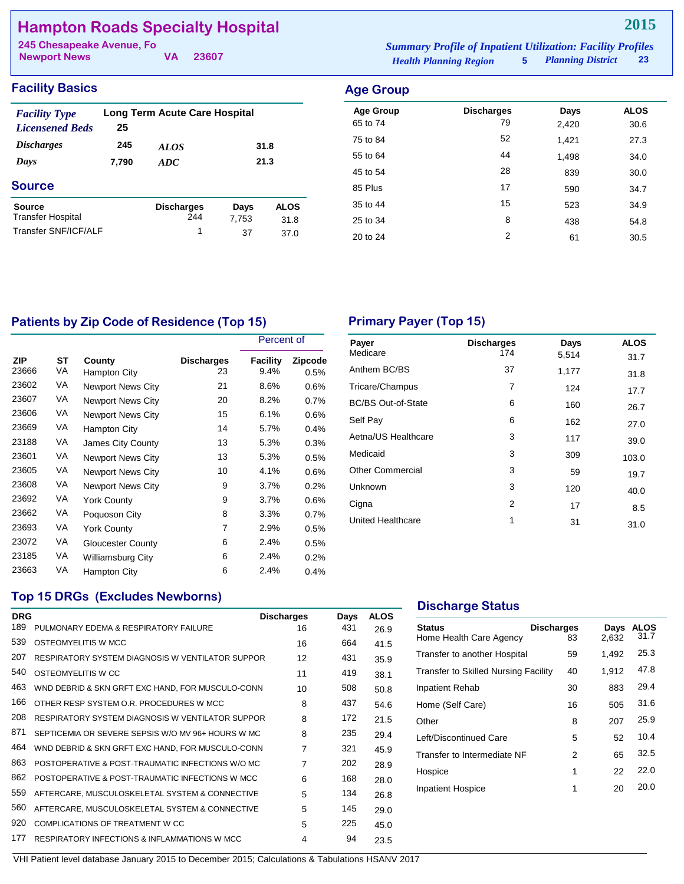# Hampton Roads Specialty Hospital

**2015**

245 Chesapeake Avenue, Fo
Newport News VA 23607

*Summary Profile of Inpatient Utilization: Facility Profiles*
*Health Planning Region* 5 *Planning District* 23

## Facility Basics

| | | | |
|---|---|---|---|
| *Facility Type* | Long Term Acute Care Hospital | | |
| *Licensened Beds* | 25 | | |
| *Discharges* | 245 | *ALOS* | 31.8 |
| *Days* | 7,790 | *ADC* | 21.3 |

## Source

| Source | Discharges | Days | ALOS |
|---|---|---|---|
| Transfer Hospital | 244 | 7,753 | 31.8 |
| Transfer SNF/ICF/ALF | 1 | 37 | 37.0 |

## Age Group

| Age Group | Discharges | Days | ALOS |
|---|---|---|---|
| 65 to 74 | 79 | 2,420 | 30.6 |
| 75 to 84 | 52 | 1,421 | 27.3 |
| 55 to 64 | 44 | 1,498 | 34.0 |
| 45 to 54 | 28 | 839 | 30.0 |
| 85 Plus | 17 | 590 | 34.7 |
| 35 to 44 | 15 | 523 | 34.9 |
| 25 to 34 | 8 | 438 | 54.8 |
| 20 to 24 | 2 | 61 | 30.5 |

## Patients by Zip Code of Residence (Top 15)

| | | | | Percent of | |
|---|---|---|---|---|---|
| ZIP | ST | County | Discharges | Facility | Zipcode |
| 23666 | VA | Hampton City | 23 | 9.4% | 0.5% |
| 23602 | VA | Newport News City | 21 | 8.6% | 0.6% |
| 23607 | VA | Newport News City | 20 | 8.2% | 0.7% |
| 23606 | VA | Newport News City | 15 | 6.1% | 0.6% |
| 23669 | VA | Hampton City | 14 | 5.7% | 0.4% |
| 23188 | VA | James City County | 13 | 5.3% | 0.3% |
| 23601 | VA | Newport News City | 13 | 5.3% | 0.5% |
| 23605 | VA | Newport News City | 10 | 4.1% | 0.6% |
| 23608 | VA | Newport News City | 9 | 3.7% | 0.2% |
| 23692 | VA | York County | 9 | 3.7% | 0.6% |
| 23662 | VA | Poquoson City | 8 | 3.3% | 0.7% |
| 23693 | VA | York County | 7 | 2.9% | 0.5% |
| 23072 | VA | Gloucester County | 6 | 2.4% | 0.5% |
| 23185 | VA | Williamsburg City | 6 | 2.4% | 0.2% |
| 23663 | VA | Hampton City | 6 | 2.4% | 0.4% |

## Primary Payer (Top 15)

| Payer | Discharges | Days | ALOS |
|---|---|---|---|
| Medicare | 174 | 5,514 | 31.7 |
| Anthem BC/BS | 37 | 1,177 | 31.8 |
| Tricare/Champus | 7 | 124 | 17.7 |
| BC/BS Out-of-State | 6 | 160 | 26.7 |
| Self Pay | 6 | 162 | 27.0 |
| Aetna/US Healthcare | 3 | 117 | 39.0 |
| Medicaid | 3 | 309 | 103.0 |
| Other Commercial | 3 | 59 | 19.7 |
| Unknown | 3 | 120 | 40.0 |
| Cigna | 2 | 17 | 8.5 |
| United Healthcare | 1 | 31 | 31.0 |

## Top 15 DRGs (Excludes Newborns)

| DRG | | Discharges | Days | ALOS |
|---|---|---|---|---|
| 189 | PULMONARY EDEMA & RESPIRATORY FAILURE | 16 | 431 | 26.9 |
| 539 | OSTEOMYELITIS W MCC | 16 | 664 | 41.5 |
| 207 | RESPIRATORY SYSTEM DIAGNOSIS W VENTILATOR SUPPOR | 12 | 431 | 35.9 |
| 540 | OSTEOMYELITIS W CC | 11 | 419 | 38.1 |
| 463 | WND DEBRID & SKN GRFT EXC HAND, FOR MUSCULO-CONN | 10 | 508 | 50.8 |
| 166 | OTHER RESP SYSTEM O.R. PROCEDURES W MCC | 8 | 437 | 54.6 |
| 208 | RESPIRATORY SYSTEM DIAGNOSIS W VENTILATOR SUPPOR | 8 | 172 | 21.5 |
| 871 | SEPTICEMIA OR SEVERE SEPSIS W/O MV 96+ HOURS W MC | 8 | 235 | 29.4 |
| 464 | WND DEBRID & SKN GRFT EXC HAND, FOR MUSCULO-CONN | 7 | 321 | 45.9 |
| 863 | POSTOPERATIVE & POST-TRAUMATIC INFECTIONS W/O MC | 7 | 202 | 28.9 |
| 862 | POSTOPERATIVE & POST-TRAUMATIC INFECTIONS W MCC | 6 | 168 | 28.0 |
| 559 | AFTERCARE, MUSCULOSKELETAL SYSTEM & CONNECTIVE | 5 | 134 | 26.8 |
| 560 | AFTERCARE, MUSCULOSKELETAL SYSTEM & CONNECTIVE | 5 | 145 | 29.0 |
| 920 | COMPLICATIONS OF TREATMENT W CC | 5 | 225 | 45.0 |
| 177 | RESPIRATORY INFECTIONS & INFLAMMATIONS W MCC | 4 | 94 | 23.5 |

## Discharge Status

| Status | Discharges | Days | ALOS |
|---|---|---|---|
| Home Health Care Agency | 83 | 2,632 | 31.7 |
| Transfer to another Hospital | 59 | 1,492 | 25.3 |
| Transfer to Skilled Nursing Facility | 40 | 1,912 | 47.8 |
| Inpatient Rehab | 30 | 883 | 29.4 |
| Home (Self Care) | 16 | 505 | 31.6 |
| Other | 8 | 207 | 25.9 |
| Left/Discontinued Care | 5 | 52 | 10.4 |
| Transfer to Intermediate NF | 2 | 65 | 32.5 |
| Hospice | 1 | 22 | 22.0 |
| Inpatient Hospice | 1 | 20 | 20.0 |

VHI Patient level database January 2015 to December 2015; Calculations & Tabulations HSANV 2017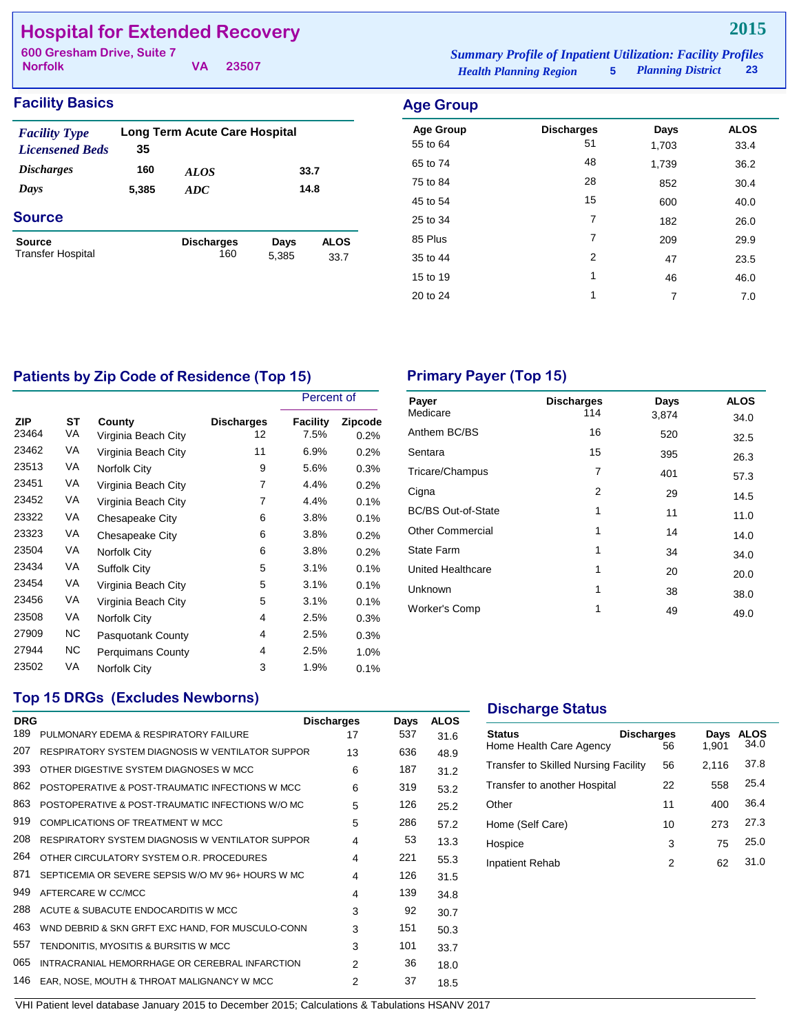# Hospital for Extended Recovery

**2015**

600 Gresham Drive, Suite 7
Norfolk VA 23507

*Summary Profile of Inpatient Utilization: Facility Profiles*
*Health Planning Region* 5 *Planning District* 23

## Facility Basics

| | | | |
|---|---|---|---|
| *Facility Type* | Long Term Acute Care Hospital | | |
| *Licensened Beds* | 35 | | |
| *Discharges* | 160 | *ALOS* | 33.7 |
| *Days* | 5,385 | *ADC* | 14.8 |

## Source

| Source | Discharges | Days | ALOS |
|---|---|---|---|
| Transfer Hospital | 160 | 5,385 | 33.7 |

## Age Group

| Age Group | Discharges | Days | ALOS |
|---|---|---|---|
| 55 to 64 | 51 | 1,703 | 33.4 |
| 65 to 74 | 48 | 1,739 | 36.2 |
| 75 to 84 | 28 | 852 | 30.4 |
| 45 to 54 | 15 | 600 | 40.0 |
| 25 to 34 | 7 | 182 | 26.0 |
| 85 Plus | 7 | 209 | 29.9 |
| 35 to 44 | 2 | 47 | 23.5 |
| 15 to 19 | 1 | 46 | 46.0 |
| 20 to 24 | 1 | 7 | 7.0 |

## Patients by Zip Code of Residence (Top 15)

| | | | | Percent of | |
|---|---|---|---|---|---|
| ZIP | ST | County | Discharges | Facility | Zipcode |
| 23464 | VA | Virginia Beach City | 12 | 7.5% | 0.2% |
| 23462 | VA | Virginia Beach City | 11 | 6.9% | 0.2% |
| 23513 | VA | Norfolk City | 9 | 5.6% | 0.3% |
| 23451 | VA | Virginia Beach City | 7 | 4.4% | 0.2% |
| 23452 | VA | Virginia Beach City | 7 | 4.4% | 0.1% |
| 23322 | VA | Chesapeake City | 6 | 3.8% | 0.1% |
| 23323 | VA | Chesapeake City | 6 | 3.8% | 0.2% |
| 23504 | VA | Norfolk City | 6 | 3.8% | 0.2% |
| 23434 | VA | Suffolk City | 5 | 3.1% | 0.1% |
| 23454 | VA | Virginia Beach City | 5 | 3.1% | 0.1% |
| 23456 | VA | Virginia Beach City | 5 | 3.1% | 0.1% |
| 23508 | VA | Norfolk City | 4 | 2.5% | 0.3% |
| 27909 | NC | Pasquotank County | 4 | 2.5% | 0.3% |
| 27944 | NC | Perquimans County | 4 | 2.5% | 1.0% |
| 23502 | VA | Norfolk City | 3 | 1.9% | 0.1% |

## Primary Payer (Top 15)

| Payer | Discharges | Days | ALOS |
|---|---|---|---|
| Medicare | 114 | 3,874 | 34.0 |
| Anthem BC/BS | 16 | 520 | 32.5 |
| Sentara | 15 | 395 | 26.3 |
| Tricare/Champus | 7 | 401 | 57.3 |
| Cigna | 2 | 29 | 14.5 |
| BC/BS Out-of-State | 1 | 11 | 11.0 |
| Other Commercial | 1 | 14 | 14.0 |
| State Farm | 1 | 34 | 34.0 |
| United Healthcare | 1 | 20 | 20.0 |
| Unknown | 1 | 38 | 38.0 |
| Worker's Comp | 1 | 49 | 49.0 |

## Top 15 DRGs (Excludes Newborns)

| DRG | | Discharges | Days | ALOS |
|---|---|---|---|---|
| 189 | PULMONARY EDEMA & RESPIRATORY FAILURE | 17 | 537 | 31.6 |
| 207 | RESPIRATORY SYSTEM DIAGNOSIS W VENTILATOR SUPPOR | 13 | 636 | 48.9 |
| 393 | OTHER DIGESTIVE SYSTEM DIAGNOSES W MCC | 6 | 187 | 31.2 |
| 862 | POSTOPERATIVE & POST-TRAUMATIC INFECTIONS W MCC | 6 | 319 | 53.2 |
| 863 | POSTOPERATIVE & POST-TRAUMATIC INFECTIONS W/O MC | 5 | 126 | 25.2 |
| 919 | COMPLICATIONS OF TREATMENT W MCC | 5 | 286 | 57.2 |
| 208 | RESPIRATORY SYSTEM DIAGNOSIS W VENTILATOR SUPPOR | 4 | 53 | 13.3 |
| 264 | OTHER CIRCULATORY SYSTEM O.R. PROCEDURES | 4 | 221 | 55.3 |
| 871 | SEPTICEMIA OR SEVERE SEPSIS W/O MV 96+ HOURS W MC | 4 | 126 | 31.5 |
| 949 | AFTERCARE W CC/MCC | 4 | 139 | 34.8 |
| 288 | ACUTE & SUBACUTE ENDOCARDITIS W MCC | 3 | 92 | 30.7 |
| 463 | WND DEBRID & SKN GRFT EXC HAND, FOR MUSCULO-CONN | 3 | 151 | 50.3 |
| 557 | TENDONITIS, MYOSITIS & BURSITIS W MCC | 3 | 101 | 33.7 |
| 065 | INTRACRANIAL HEMORRHAGE OR CEREBRAL INFARCTION | 2 | 36 | 18.0 |
| 146 | EAR, NOSE, MOUTH & THROAT MALIGNANCY W MCC | 2 | 37 | 18.5 |

## Discharge Status

| Status | Discharges | Days | ALOS |
|---|---|---|---|
| Home Health Care Agency | 56 | 1,901 | 34.0 |
| Transfer to Skilled Nursing Facility | 56 | 2,116 | 37.8 |
| Transfer to another Hospital | 22 | 558 | 25.4 |
| Other | 11 | 400 | 36.4 |
| Home (Self Care) | 10 | 273 | 27.3 |
| Hospice | 3 | 75 | 25.0 |
| Inpatient Rehab | 2 | 62 | 31.0 |

VHI Patient level database January 2015 to December 2015; Calculations & Tabulations HSANV 2017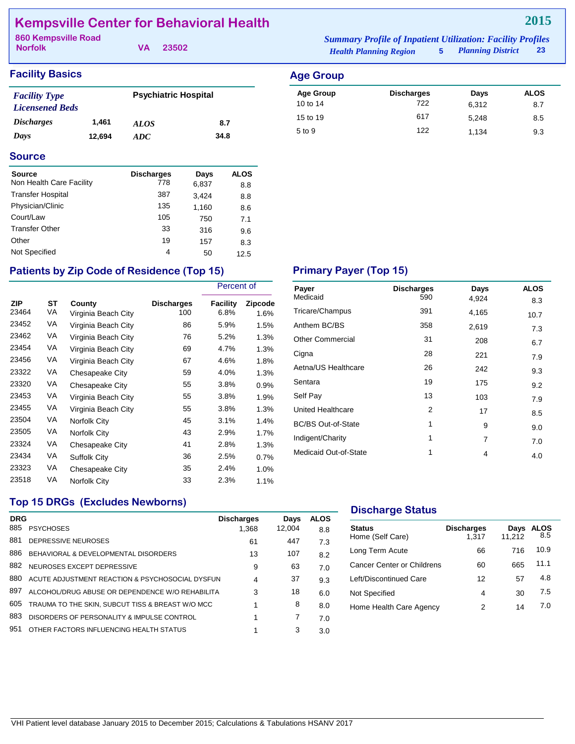# Kempsville Center for Behavioral Health

**2015**

860 Kempsville Road
Norfolk VA 23502

*Summary Profile of Inpatient Utilization: Facility Profiles*
*Health Planning Region* 5 *Planning District* 23

## Facility Basics

| | | | |
|---|---|---|---|
| *Facility Type* | | Psychiatric Hospital | |
| *Licensened Beds* | | | |
| *Discharges* | 1,461 | *ALOS* | 8.7 |
| *Days* | 12,694 | *ADC* | 34.8 |

## Age Group

| Age Group | Discharges | Days | ALOS |
|---|---|---|---|
| 10 to 14 | 722 | 6,312 | 8.7 |
| 15 to 19 | 617 | 5,248 | 8.5 |
| 5 to 9 | 122 | 1,134 | 9.3 |

## Source

| Source | Discharges | Days | ALOS |
|---|---|---|---|
| Non Health Care Facility | 778 | 6,837 | 8.8 |
| Transfer Hospital | 387 | 3,424 | 8.8 |
| Physician/Clinic | 135 | 1,160 | 8.6 |
| Court/Law | 105 | 750 | 7.1 |
| Transfer Other | 33 | 316 | 9.6 |
| Other | 19 | 157 | 8.3 |
| Not Specified | 4 | 50 | 12.5 |

## Patients by Zip Code of Residence (Top 15)

| | | | | Percent of | |
|---|---|---|---|---|---|
| ZIP | ST | County | Discharges | Facility | Zipcode |
| 23464 | VA | Virginia Beach City | 100 | 6.8% | 1.6% |
| 23452 | VA | Virginia Beach City | 86 | 5.9% | 1.5% |
| 23462 | VA | Virginia Beach City | 76 | 5.2% | 1.3% |
| 23454 | VA | Virginia Beach City | 69 | 4.7% | 1.3% |
| 23456 | VA | Virginia Beach City | 67 | 4.6% | 1.8% |
| 23322 | VA | Chesapeake City | 59 | 4.0% | 1.3% |
| 23320 | VA | Chesapeake City | 55 | 3.8% | 0.9% |
| 23453 | VA | Virginia Beach City | 55 | 3.8% | 1.9% |
| 23455 | VA | Virginia Beach City | 55 | 3.8% | 1.3% |
| 23504 | VA | Norfolk City | 45 | 3.1% | 1.4% |
| 23505 | VA | Norfolk City | 43 | 2.9% | 1.7% |
| 23324 | VA | Chesapeake City | 41 | 2.8% | 1.3% |
| 23434 | VA | Suffolk City | 36 | 2.5% | 0.7% |
| 23323 | VA | Chesapeake City | 35 | 2.4% | 1.0% |
| 23518 | VA | Norfolk City | 33 | 2.3% | 1.1% |

## Primary Payer (Top 15)

| Payer | Discharges | Days | ALOS |
|---|---|---|---|
| Medicaid | 590 | 4,924 | 8.3 |
| Tricare/Champus | 391 | 4,165 | 10.7 |
| Anthem BC/BS | 358 | 2,619 | 7.3 |
| Other Commercial | 31 | 208 | 6.7 |
| Cigna | 28 | 221 | 7.9 |
| Aetna/US Healthcare | 26 | 242 | 9.3 |
| Sentara | 19 | 175 | 9.2 |
| Self Pay | 13 | 103 | 7.9 |
| United Healthcare | 2 | 17 | 8.5 |
| BC/BS Out-of-State | 1 | 9 | 9.0 |
| Indigent/Charity | 1 | 7 | 7.0 |
| Medicaid Out-of-State | 1 | 4 | 4.0 |

## Top 15 DRGs (Excludes Newborns)

| DRG | | Discharges | Days | ALOS |
|---|---|---|---|---|
| 885 | PSYCHOSES | 1,368 | 12,004 | 8.8 |
| 881 | DEPRESSIVE NEUROSES | 61 | 447 | 7.3 |
| 886 | BEHAVIORAL & DEVELOPMENTAL DISORDERS | 13 | 107 | 8.2 |
| 882 | NEUROSES EXCEPT DEPRESSIVE | 9 | 63 | 7.0 |
| 880 | ACUTE ADJUSTMENT REACTION & PSYCHOSOCIAL DYSFUN | 4 | 37 | 9.3 |
| 897 | ALCOHOL/DRUG ABUSE OR DEPENDENCE W/O REHABILITA | 3 | 18 | 6.0 |
| 605 | TRAUMA TO THE SKIN, SUBCUT TISS & BREAST W/O MCC | 1 | 8 | 8.0 |
| 883 | DISORDERS OF PERSONALITY & IMPULSE CONTROL | 1 | 7 | 7.0 |
| 951 | OTHER FACTORS INFLUENCING HEALTH STATUS | 1 | 3 | 3.0 |

## Discharge Status

| Status | Discharges | Days | ALOS |
|---|---|---|---|
| Home (Self Care) | 1,317 | 11,212 | 8.5 |
| Long Term Acute | 66 | 716 | 10.9 |
| Cancer Center or Childrens | 60 | 665 | 11.1 |
| Left/Discontinued Care | 12 | 57 | 4.8 |
| Not Specified | 4 | 30 | 7.5 |
| Home Health Care Agency | 2 | 14 | 7.0 |

VHI Patient level database January 2015 to December 2015; Calculations & Tabulations HSANV 2017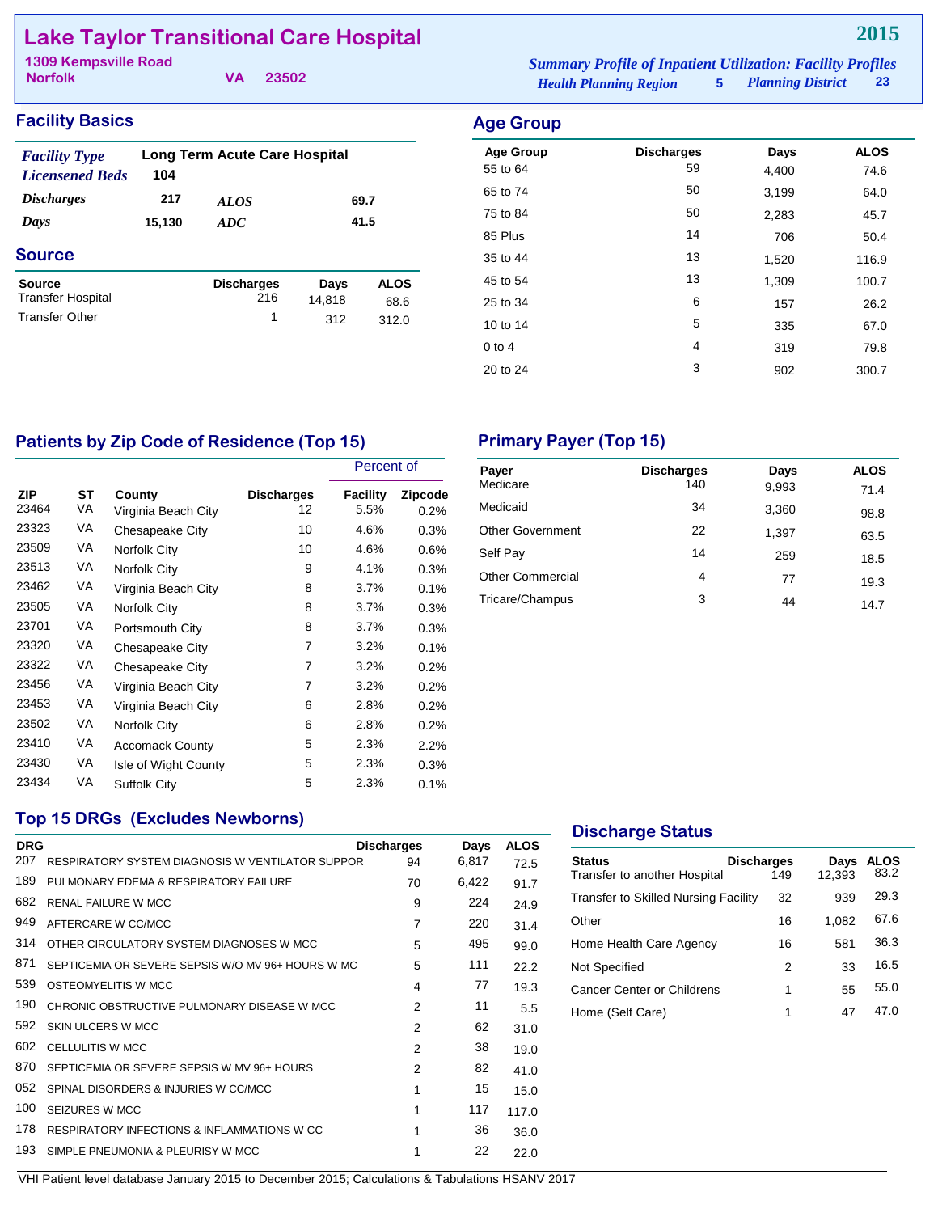# Lake Taylor Transitional Care Hospital

**2015**

1309 Kempsville Road
Norfolk VA 23502

*Summary Profile of Inpatient Utilization: Facility Profiles*
*Health Planning Region* 5 *Planning District* 23

## Facility Basics

| | | | |
|---|---|---|---|
| *Facility Type* | Long Term Acute Care Hospital | | |
| *Licensened Beds* | 104 | | |
| *Discharges* | 217 | *ALOS* | 69.7 |
| *Days* | 15,130 | *ADC* | 41.5 |

## Source

| Source | Discharges | Days | ALOS |
|---|---|---|---|
| Transfer Hospital | 216 | 14,818 | 68.6 |
| Transfer Other | 1 | 312 | 312.0 |

## Age Group

| Age Group | Discharges | Days | ALOS |
|---|---|---|---|
| 55 to 64 | 59 | 4,400 | 74.6 |
| 65 to 74 | 50 | 3,199 | 64.0 |
| 75 to 84 | 50 | 2,283 | 45.7 |
| 85 Plus | 14 | 706 | 50.4 |
| 35 to 44 | 13 | 1,520 | 116.9 |
| 45 to 54 | 13 | 1,309 | 100.7 |
| 25 to 34 | 6 | 157 | 26.2 |
| 10 to 14 | 5 | 335 | 67.0 |
| 0 to 4 | 4 | 319 | 79.8 |
| 20 to 24 | 3 | 902 | 300.7 |

## Patients by Zip Code of Residence (Top 15)

| | | | | Percent of | |
|---|---|---|---|---|---|
| ZIP | ST | County | Discharges | Facility | Zipcode |
| 23464 | VA | Virginia Beach City | 12 | 5.5% | 0.2% |
| 23323 | VA | Chesapeake City | 10 | 4.6% | 0.3% |
| 23509 | VA | Norfolk City | 10 | 4.6% | 0.6% |
| 23513 | VA | Norfolk City | 9 | 4.1% | 0.3% |
| 23462 | VA | Virginia Beach City | 8 | 3.7% | 0.1% |
| 23505 | VA | Norfolk City | 8 | 3.7% | 0.3% |
| 23701 | VA | Portsmouth City | 8 | 3.7% | 0.3% |
| 23320 | VA | Chesapeake City | 7 | 3.2% | 0.1% |
| 23322 | VA | Chesapeake City | 7 | 3.2% | 0.2% |
| 23456 | VA | Virginia Beach City | 7 | 3.2% | 0.2% |
| 23453 | VA | Virginia Beach City | 6 | 2.8% | 0.2% |
| 23502 | VA | Norfolk City | 6 | 2.8% | 0.2% |
| 23410 | VA | Accomack County | 5 | 2.3% | 2.2% |
| 23430 | VA | Isle of Wight County | 5 | 2.3% | 0.3% |
| 23434 | VA | Suffolk City | 5 | 2.3% | 0.1% |

## Primary Payer (Top 15)

| Payer | Discharges | Days | ALOS |
|---|---|---|---|
| Medicare | 140 | 9,993 | 71.4 |
| Medicaid | 34 | 3,360 | 98.8 |
| Other Government | 22 | 1,397 | 63.5 |
| Self Pay | 14 | 259 | 18.5 |
| Other Commercial | 4 | 77 | 19.3 |
| Tricare/Champus | 3 | 44 | 14.7 |

## Top 15 DRGs (Excludes Newborns)

| DRG | | Discharges | Days | ALOS |
|---|---|---|---|---|
| 207 | RESPIRATORY SYSTEM DIAGNOSIS W VENTILATOR SUPPOR | 94 | 6,817 | 72.5 |
| 189 | PULMONARY EDEMA & RESPIRATORY FAILURE | 70 | 6,422 | 91.7 |
| 682 | RENAL FAILURE W MCC | 9 | 224 | 24.9 |
| 949 | AFTERCARE W CC/MCC | 7 | 220 | 31.4 |
| 314 | OTHER CIRCULATORY SYSTEM DIAGNOSES W MCC | 5 | 495 | 99.0 |
| 871 | SEPTICEMIA OR SEVERE SEPSIS W/O MV 96+ HOURS W MC | 5 | 111 | 22.2 |
| 539 | OSTEOMYELITIS W MCC | 4 | 77 | 19.3 |
| 190 | CHRONIC OBSTRUCTIVE PULMONARY DISEASE W MCC | 2 | 11 | 5.5 |
| 592 | SKIN ULCERS W MCC | 2 | 62 | 31.0 |
| 602 | CELLULITIS W MCC | 2 | 38 | 19.0 |
| 870 | SEPTICEMIA OR SEVERE SEPSIS W MV 96+ HOURS | 2 | 82 | 41.0 |
| 052 | SPINAL DISORDERS & INJURIES W CC/MCC | 1 | 15 | 15.0 |
| 100 | SEIZURES W MCC | 1 | 117 | 117.0 |
| 178 | RESPIRATORY INFECTIONS & INFLAMMATIONS W CC | 1 | 36 | 36.0 |
| 193 | SIMPLE PNEUMONIA & PLEURISY W MCC | 1 | 22 | 22.0 |

## Discharge Status

| Status | Discharges | Days | ALOS |
|---|---|---|---|
| Transfer to another Hospital | 149 | 12,393 | 83.2 |
| Transfer to Skilled Nursing Facility | 32 | 939 | 29.3 |
| Other | 16 | 1,082 | 67.6 |
| Home Health Care Agency | 16 | 581 | 36.3 |
| Not Specified | 2 | 33 | 16.5 |
| Cancer Center or Childrens | 1 | 55 | 55.0 |
| Home (Self Care) | 1 | 47 | 47.0 |

VHI Patient level database January 2015 to December 2015; Calculations & Tabulations HSANV 2017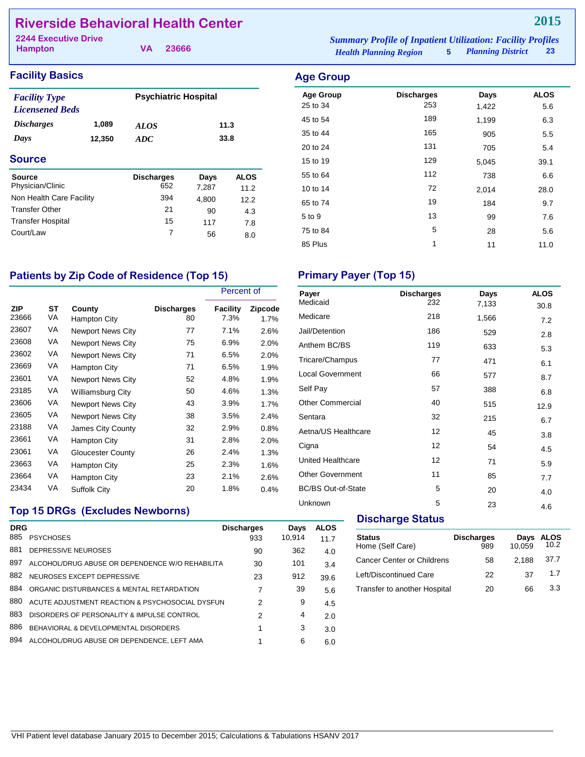# Riverside Behavioral Health Center

**2015**

2244 Executive Drive
Hampton VA 23666

*Summary Profile of Inpatient Utilization: Facility Profiles*
*Health Planning Region* 5 *Planning District* 23

## Facility Basics

| | | | |
|---|---|---|---|
| *Facility Type* | | Psychiatric Hospital | |
| *Licensened Beds* | | | |
| *Discharges* | 1,089 | *ALOS* | 11.3 |
| *Days* | 12,350 | *ADC* | 33.8 |

## Source

| Source | Discharges | Days | ALOS |
|---|---|---|---|
| Physician/Clinic | 652 | 7,287 | 11.2 |
| Non Health Care Facility | 394 | 4,800 | 12.2 |
| Transfer Other | 21 | 90 | 4.3 |
| Transfer Hospital | 15 | 117 | 7.8 |
| Court/Law | 7 | 56 | 8.0 |

## Age Group

| Age Group | Discharges | Days | ALOS |
|---|---|---|---|
| 25 to 34 | 253 | 1,422 | 5.6 |
| 45 to 54 | 189 | 1,199 | 6.3 |
| 35 to 44 | 165 | 905 | 5.5 |
| 20 to 24 | 131 | 705 | 5.4 |
| 15 to 19 | 129 | 5,045 | 39.1 |
| 55 to 64 | 112 | 738 | 6.6 |
| 10 to 14 | 72 | 2,014 | 28.0 |
| 65 to 74 | 19 | 184 | 9.7 |
| 5 to 9 | 13 | 99 | 7.6 |
| 75 to 84 | 5 | 28 | 5.6 |
| 85 Plus | 1 | 11 | 11.0 |

## Patients by Zip Code of Residence (Top 15)

| | | | | Percent of | |
|---|---|---|---|---|---|
| ZIP | ST | County | Discharges | Facility | Zipcode |
| 23666 | VA | Hampton City | 80 | 7.3% | 1.7% |
| 23607 | VA | Newport News City | 77 | 7.1% | 2.6% |
| 23608 | VA | Newport News City | 75 | 6.9% | 2.0% |
| 23602 | VA | Newport News City | 71 | 6.5% | 2.0% |
| 23669 | VA | Hampton City | 71 | 6.5% | 1.9% |
| 23601 | VA | Newport News City | 52 | 4.8% | 1.9% |
| 23185 | VA | Williamsburg City | 50 | 4.6% | 1.3% |
| 23606 | VA | Newport News City | 43 | 3.9% | 1.7% |
| 23605 | VA | Newport News City | 38 | 3.5% | 2.4% |
| 23188 | VA | James City County | 32 | 2.9% | 0.8% |
| 23661 | VA | Hampton City | 31 | 2.8% | 2.0% |
| 23061 | VA | Gloucester County | 26 | 2.4% | 1.3% |
| 23663 | VA | Hampton City | 25 | 2.3% | 1.6% |
| 23664 | VA | Hampton City | 23 | 2.1% | 2.6% |
| 23434 | VA | Suffolk City | 20 | 1.8% | 0.4% |

## Primary Payer (Top 15)

| Payer | Discharges | Days | ALOS |
|---|---|---|---|
| Medicaid | 232 | 7,133 | 30.8 |
| Medicare | 218 | 1,566 | 7.2 |
| Jail/Detention | 186 | 529 | 2.8 |
| Anthem BC/BS | 119 | 633 | 5.3 |
| Tricare/Champus | 77 | 471 | 6.1 |
| Local Government | 66 | 577 | 8.7 |
| Self Pay | 57 | 388 | 6.8 |
| Other Commercial | 40 | 515 | 12.9 |
| Sentara | 32 | 215 | 6.7 |
| Aetna/US Healthcare | 12 | 45 | 3.8 |
| Cigna | 12 | 54 | 4.5 |
| United Healthcare | 12 | 71 | 5.9 |
| Other Government | 11 | 85 | 7.7 |
| BC/BS Out-of-State | 5 | 20 | 4.0 |
| Unknown | 5 | 23 | 4.6 |

## Top 15 DRGs (Excludes Newborns)

| DRG | | Discharges | Days | ALOS |
|---|---|---|---|---|
| 885 | PSYCHOSES | 933 | 10,914 | 11.7 |
| 881 | DEPRESSIVE NEUROSES | 90 | 362 | 4.0 |
| 897 | ALCOHOL/DRUG ABUSE OR DEPENDENCE W/O REHABILITA | 30 | 101 | 3.4 |
| 882 | NEUROSES EXCEPT DEPRESSIVE | 23 | 912 | 39.6 |
| 884 | ORGANIC DISTURBANCES & MENTAL RETARDATION | 7 | 39 | 5.6 |
| 880 | ACUTE ADJUSTMENT REACTION & PSYCHOSOCIAL DYSFUN | 2 | 9 | 4.5 |
| 883 | DISORDERS OF PERSONALITY & IMPULSE CONTROL | 2 | 4 | 2.0 |
| 886 | BEHAVIORAL & DEVELOPMENTAL DISORDERS | 1 | 3 | 3.0 |
| 894 | ALCOHOL/DRUG ABUSE OR DEPENDENCE, LEFT AMA | 1 | 6 | 6.0 |

## Discharge Status

| Status | Discharges | Days | ALOS |
|---|---|---|---|
| Home (Self Care) | 989 | 10,059 | 10.2 |
| Cancer Center or Childrens | 58 | 2,188 | 37.7 |
| Left/Discontinued Care | 22 | 37 | 1.7 |
| Transfer to another Hospital | 20 | 66 | 3.3 |

VHI Patient level database January 2015 to December 2015; Calculations & Tabulations HSANV 2017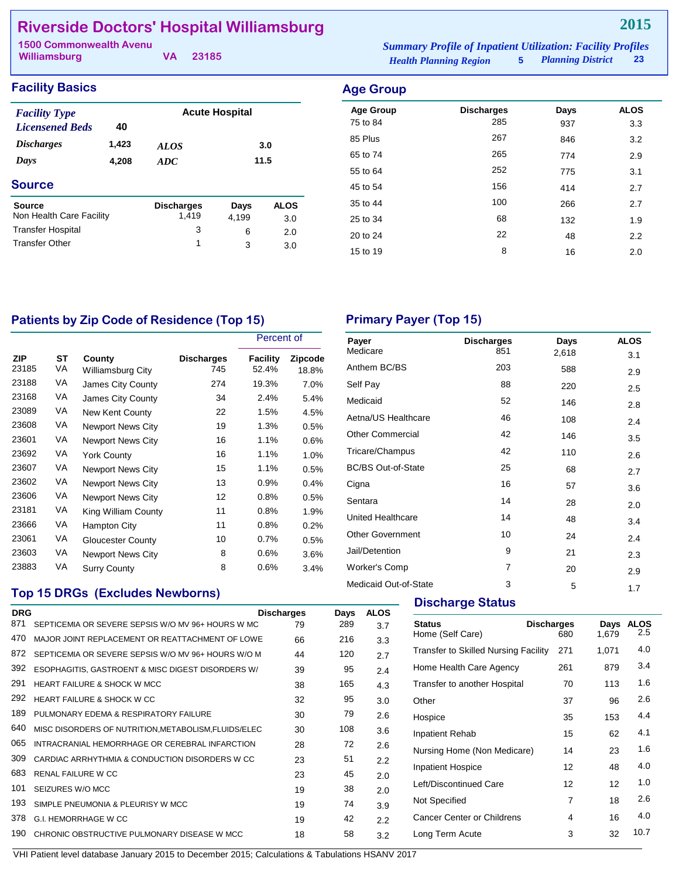# Riverside Doctors' Hospital Williamsburg

**2015**

1500 Commonwealth Avenu
Williamsburg VA 23185

*Summary Profile of Inpatient Utilization: Facility Profiles*
*Health Planning Region* 5 *Planning District* 23

## Facility Basics

| | | | |
|---|---|---|---|
| *Facility Type* | | Acute Hospital | |
| *Licensened Beds* | 40 | | |
| *Discharges* | 1,423 | *ALOS* | 3.0 |
| *Days* | 4,208 | *ADC* | 11.5 |

## Source

| Source | Discharges | Days | ALOS |
|---|---|---|---|
| Non Health Care Facility | 1,419 | 4,199 | 3.0 |
| Transfer Hospital | 3 | 6 | 2.0 |
| Transfer Other | 1 | 3 | 3.0 |

## Age Group

| Age Group | Discharges | Days | ALOS |
|---|---|---|---|
| 75 to 84 | 285 | 937 | 3.3 |
| 85 Plus | 267 | 846 | 3.2 |
| 65 to 74 | 265 | 774 | 2.9 |
| 55 to 64 | 252 | 775 | 3.1 |
| 45 to 54 | 156 | 414 | 2.7 |
| 35 to 44 | 100 | 266 | 2.7 |
| 25 to 34 | 68 | 132 | 1.9 |
| 20 to 24 | 22 | 48 | 2.2 |
| 15 to 19 | 8 | 16 | 2.0 |

## Patients by Zip Code of Residence (Top 15)

| | | | | Percent of | |
|---|---|---|---|---|---|
| ZIP | ST | County | Discharges | Facility | Zipcode |
| 23185 | VA | Williamsburg City | 745 | 52.4% | 18.8% |
| 23188 | VA | James City County | 274 | 19.3% | 7.0% |
| 23168 | VA | James City County | 34 | 2.4% | 5.4% |
| 23089 | VA | New Kent County | 22 | 1.5% | 4.5% |
| 23608 | VA | Newport News City | 19 | 1.3% | 0.5% |
| 23601 | VA | Newport News City | 16 | 1.1% | 0.6% |
| 23692 | VA | York County | 16 | 1.1% | 1.0% |
| 23607 | VA | Newport News City | 15 | 1.1% | 0.5% |
| 23602 | VA | Newport News City | 13 | 0.9% | 0.4% |
| 23606 | VA | Newport News City | 12 | 0.8% | 0.5% |
| 23181 | VA | King William County | 11 | 0.8% | 1.9% |
| 23666 | VA | Hampton City | 11 | 0.8% | 0.2% |
| 23061 | VA | Gloucester County | 10 | 0.7% | 0.5% |
| 23603 | VA | Newport News City | 8 | 0.6% | 3.6% |
| 23883 | VA | Surry County | 8 | 0.6% | 3.4% |

## Primary Payer (Top 15)

| Payer | Discharges | Days | ALOS |
|---|---|---|---|
| Medicare | 851 | 2,618 | 3.1 |
| Anthem BC/BS | 203 | 588 | 2.9 |
| Self Pay | 88 | 220 | 2.5 |
| Medicaid | 52 | 146 | 2.8 |
| Aetna/US Healthcare | 46 | 108 | 2.4 |
| Other Commercial | 42 | 146 | 3.5 |
| Tricare/Champus | 42 | 110 | 2.6 |
| BC/BS Out-of-State | 25 | 68 | 2.7 |
| Cigna | 16 | 57 | 3.6 |
| Sentara | 14 | 28 | 2.0 |
| United Healthcare | 14 | 48 | 3.4 |
| Other Government | 10 | 24 | 2.4 |
| Jail/Detention | 9 | 21 | 2.3 |
| Worker's Comp | 7 | 20 | 2.9 |
| Medicaid Out-of-State | 3 | 5 | 1.7 |

## Top 15 DRGs (Excludes Newborns)

| DRG | | Discharges | Days | ALOS |
|---|---|---|---|---|
| 871 | SEPTICEMIA OR SEVERE SEPSIS W/O MV 96+ HOURS W MC | 79 | 289 | 3.7 |
| 470 | MAJOR JOINT REPLACEMENT OR REATTACHMENT OF LOWE | 66 | 216 | 3.3 |
| 872 | SEPTICEMIA OR SEVERE SEPSIS W/O MV 96+ HOURS W/O M | 44 | 120 | 2.7 |
| 392 | ESOPHAGITIS, GASTROENT & MISC DIGEST DISORDERS W/ | 39 | 95 | 2.4 |
| 291 | HEART FAILURE & SHOCK W MCC | 38 | 165 | 4.3 |
| 292 | HEART FAILURE & SHOCK W CC | 32 | 95 | 3.0 |
| 189 | PULMONARY EDEMA & RESPIRATORY FAILURE | 30 | 79 | 2.6 |
| 640 | MISC DISORDERS OF NUTRITION,METABOLISM,FLUIDS/ELEC | 30 | 108 | 3.6 |
| 065 | INTRACRANIAL HEMORRHAGE OR CEREBRAL INFARCTION | 28 | 72 | 2.6 |
| 309 | CARDIAC ARRHYTHMIA & CONDUCTION DISORDERS W CC | 23 | 51 | 2.2 |
| 683 | RENAL FAILURE W CC | 23 | 45 | 2.0 |
| 101 | SEIZURES W/O MCC | 19 | 38 | 2.0 |
| 193 | SIMPLE PNEUMONIA & PLEURISY W MCC | 19 | 74 | 3.9 |
| 378 | G.I. HEMORRHAGE W CC | 19 | 42 | 2.2 |
| 190 | CHRONIC OBSTRUCTIVE PULMONARY DISEASE W MCC | 18 | 58 | 3.2 |

## Discharge Status

| Status | Discharges | Days | ALOS |
|---|---|---|---|
| Home (Self Care) | 680 | 1,679 | 2.5 |
| Transfer to Skilled Nursing Facility | 271 | 1,071 | 4.0 |
| Home Health Care Agency | 261 | 879 | 3.4 |
| Transfer to another Hospital | 70 | 113 | 1.6 |
| Other | 37 | 96 | 2.6 |
| Hospice | 35 | 153 | 4.4 |
| Inpatient Rehab | 15 | 62 | 4.1 |
| Nursing Home (Non Medicare) | 14 | 23 | 1.6 |
| Inpatient Hospice | 12 | 48 | 4.0 |
| Left/Discontinued Care | 12 | 12 | 1.0 |
| Not Specified | 7 | 18 | 2.6 |
| Cancer Center or Childrens | 4 | 16 | 4.0 |
| Long Term Acute | 3 | 32 | 10.7 |

VHI Patient level database January 2015 to December 2015; Calculations & Tabulations HSANV 2017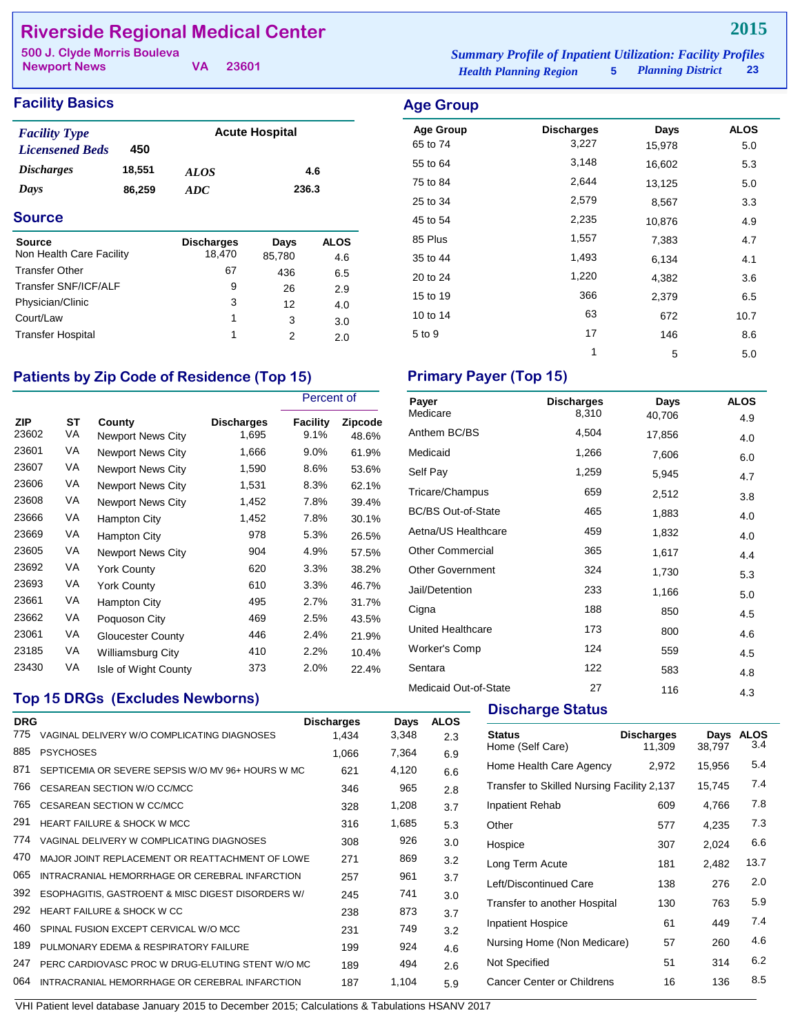# Riverside Regional Medical Center

**2015**

500 J. Clyde Morris Bouleva
Newport News VA 23601

*Summary Profile of Inpatient Utilization: Facility Profiles*
*Health Planning Region* 5 *Planning District* 23

## Facility Basics

| | | | |
|---|---|---|---|
| *Facility Type* | | Acute Hospital | |
| *Licensened Beds* | 450 | | |
| *Discharges* | 18,551 | *ALOS* | 4.6 |
| *Days* | 86,259 | *ADC* | 236.3 |

## Source

| Source | Discharges | Days | ALOS |
|---|---|---|---|
| Non Health Care Facility | 18,470 | 85,780 | 4.6 |
| Transfer Other | 67 | 436 | 6.5 |
| Transfer SNF/ICF/ALF | 9 | 26 | 2.9 |
| Physician/Clinic | 3 | 12 | 4.0 |
| Court/Law | 1 | 3 | 3.0 |
| Transfer Hospital | 1 | 2 | 2.0 |

## Age Group

| Age Group | Discharges | Days | ALOS |
|---|---|---|---|
| 65 to 74 | 3,227 | 15,978 | 5.0 |
| 55 to 64 | 3,148 | 16,602 | 5.3 |
| 75 to 84 | 2,644 | 13,125 | 5.0 |
| 25 to 34 | 2,579 | 8,567 | 3.3 |
| 45 to 54 | 2,235 | 10,876 | 4.9 |
| 85 Plus | 1,557 | 7,383 | 4.7 |
| 35 to 44 | 1,493 | 6,134 | 4.1 |
| 20 to 24 | 1,220 | 4,382 | 3.6 |
| 15 to 19 | 366 | 2,379 | 6.5 |
| 10 to 14 | 63 | 672 | 10.7 |
| 5 to 9 | 17 | 146 | 8.6 |
| | 1 | 5 | 5.0 |

## Patients by Zip Code of Residence (Top 15)

| | | | | Percent of | |
|---|---|---|---|---|---|
| ZIP | ST | County | Discharges | Facility | Zipcode |
| 23602 | VA | Newport News City | 1,695 | 9.1% | 48.6% |
| 23601 | VA | Newport News City | 1,666 | 9.0% | 61.9% |
| 23607 | VA | Newport News City | 1,590 | 8.6% | 53.6% |
| 23606 | VA | Newport News City | 1,531 | 8.3% | 62.1% |
| 23608 | VA | Newport News City | 1,452 | 7.8% | 39.4% |
| 23666 | VA | Hampton City | 1,452 | 7.8% | 30.1% |
| 23669 | VA | Hampton City | 978 | 5.3% | 26.5% |
| 23605 | VA | Newport News City | 904 | 4.9% | 57.5% |
| 23692 | VA | York County | 620 | 3.3% | 38.2% |
| 23693 | VA | York County | 610 | 3.3% | 46.7% |
| 23661 | VA | Hampton City | 495 | 2.7% | 31.7% |
| 23662 | VA | Poquoson City | 469 | 2.5% | 43.5% |
| 23061 | VA | Gloucester County | 446 | 2.4% | 21.9% |
| 23185 | VA | Williamsburg City | 410 | 2.2% | 10.4% |
| 23430 | VA | Isle of Wight County | 373 | 2.0% | 22.4% |

## Primary Payer (Top 15)

| Payer | Discharges | Days | ALOS |
|---|---|---|---|
| Medicare | 8,310 | 40,706 | 4.9 |
| Anthem BC/BS | 4,504 | 17,856 | 4.0 |
| Medicaid | 1,266 | 7,606 | 6.0 |
| Self Pay | 1,259 | 5,945 | 4.7 |
| Tricare/Champus | 659 | 2,512 | 3.8 |
| BC/BS Out-of-State | 465 | 1,883 | 4.0 |
| Aetna/US Healthcare | 459 | 1,832 | 4.0 |
| Other Commercial | 365 | 1,617 | 4.4 |
| Other Government | 324 | 1,730 | 5.3 |
| Jail/Detention | 233 | 1,166 | 5.0 |
| Cigna | 188 | 850 | 4.5 |
| United Healthcare | 173 | 800 | 4.6 |
| Worker's Comp | 124 | 559 | 4.5 |
| Sentara | 122 | 583 | 4.8 |
| Medicaid Out-of-State | 27 | 116 | 4.3 |

## Top 15 DRGs (Excludes Newborns)

| DRG | | Discharges | Days | ALOS |
|---|---|---|---|---|
| 775 | VAGINAL DELIVERY W/O COMPLICATING DIAGNOSES | 1,434 | 3,348 | 2.3 |
| 885 | PSYCHOSES | 1,066 | 7,364 | 6.9 |
| 871 | SEPTICEMIA OR SEVERE SEPSIS W/O MV 96+ HOURS W MC | 621 | 4,120 | 6.6 |
| 766 | CESAREAN SECTION W/O CC/MCC | 346 | 965 | 2.8 |
| 765 | CESAREAN SECTION W CC/MCC | 328 | 1,208 | 3.7 |
| 291 | HEART FAILURE & SHOCK W MCC | 316 | 1,685 | 5.3 |
| 774 | VAGINAL DELIVERY W COMPLICATING DIAGNOSES | 308 | 926 | 3.0 |
| 470 | MAJOR JOINT REPLACEMENT OR REATTACHMENT OF LOWE | 271 | 869 | 3.2 |
| 065 | INTRACRANIAL HEMORRHAGE OR CEREBRAL INFARCTION | 257 | 961 | 3.7 |
| 392 | ESOPHAGITIS, GASTROENT & MISC DIGEST DISORDERS W/ | 245 | 741 | 3.0 |
| 292 | HEART FAILURE & SHOCK W CC | 238 | 873 | 3.7 |
| 460 | SPINAL FUSION EXCEPT CERVICAL W/O MCC | 231 | 749 | 3.2 |
| 189 | PULMONARY EDEMA & RESPIRATORY FAILURE | 199 | 924 | 4.6 |
| 247 | PERC CARDIOVASC PROC W DRUG-ELUTING STENT W/O MC | 189 | 494 | 2.6 |
| 064 | INTRACRANIAL HEMORRHAGE OR CEREBRAL INFARCTION | 187 | 1,104 | 5.9 |

## Discharge Status

| Status | Discharges | Days | ALOS |
|---|---|---|---|
| Home (Self Care) | 11,309 | 38,797 | 3.4 |
| Home Health Care Agency | 2,972 | 15,956 | 5.4 |
| Transfer to Skilled Nursing Facility | 2,137 | 15,745 | 7.4 |
| Inpatient Rehab | 609 | 4,766 | 7.8 |
| Other | 577 | 4,235 | 7.3 |
| Hospice | 307 | 2,024 | 6.6 |
| Long Term Acute | 181 | 2,482 | 13.7 |
| Left/Discontinued Care | 138 | 276 | 2.0 |
| Transfer to another Hospital | 130 | 763 | 5.9 |
| Inpatient Hospice | 61 | 449 | 7.4 |
| Nursing Home (Non Medicare) | 57 | 260 | 4.6 |
| Not Specified | 51 | 314 | 6.2 |
| Cancer Center or Childrens | 16 | 136 | 8.5 |

VHI Patient level database January 2015 to December 2015; Calculations & Tabulations HSANV 2017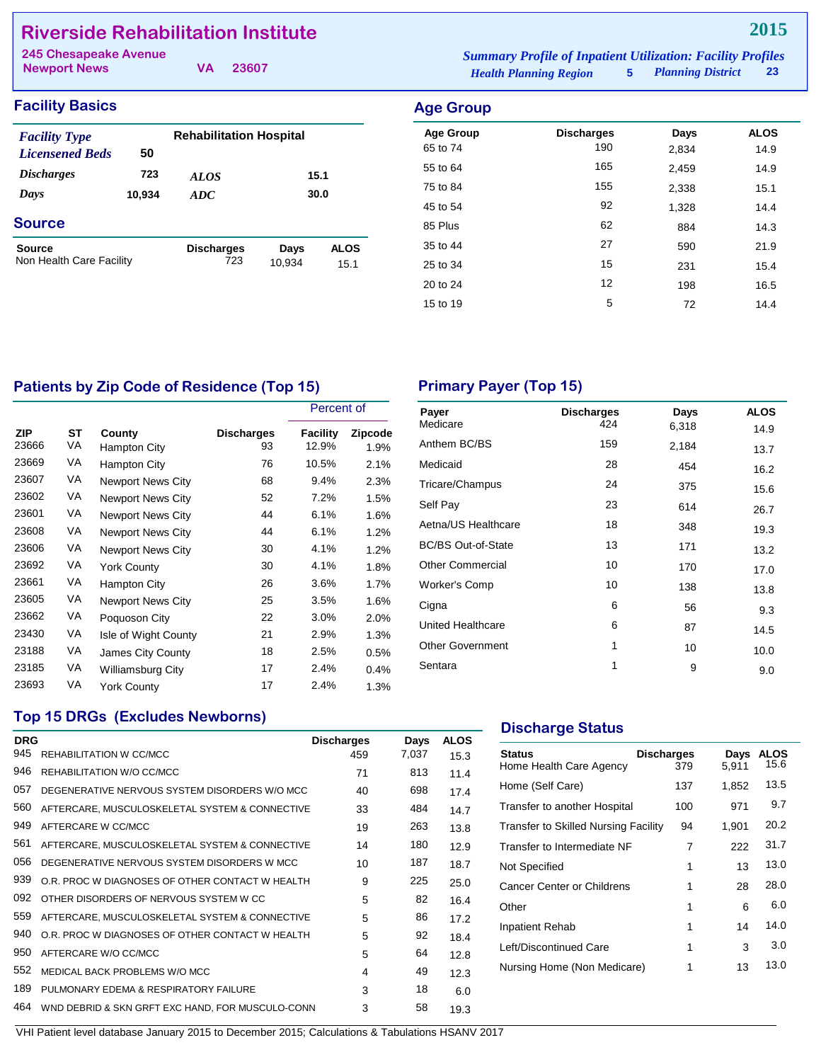# Riverside Rehabilitation Institute

**2015**

245 Chesapeake Avenue
Newport News VA 23607

*Summary Profile of Inpatient Utilization: Facility Profiles*
*Health Planning Region* 5 *Planning District* 23

## Facility Basics

| | | | |
|---|---|---|---|
| *Facility Type* | Rehabilitation Hospital | | |
| *Licensened Beds* | 50 | | |
| *Discharges* | 723 | *ALOS* | 15.1 |
| *Days* | 10,934 | *ADC* | 30.0 |

## Source

| Source | Discharges | Days | ALOS |
|---|---|---|---|
| Non Health Care Facility | 723 | 10,934 | 15.1 |

## Age Group

| Age Group | Discharges | Days | ALOS |
|---|---|---|---|
| 65 to 74 | 190 | 2,834 | 14.9 |
| 55 to 64 | 165 | 2,459 | 14.9 |
| 75 to 84 | 155 | 2,338 | 15.1 |
| 45 to 54 | 92 | 1,328 | 14.4 |
| 85 Plus | 62 | 884 | 14.3 |
| 35 to 44 | 27 | 590 | 21.9 |
| 25 to 34 | 15 | 231 | 15.4 |
| 20 to 24 | 12 | 198 | 16.5 |
| 15 to 19 | 5 | 72 | 14.4 |

## Patients by Zip Code of Residence (Top 15)

| | | | | Percent of | |
|---|---|---|---|---|---|
| ZIP | ST | County | Discharges | Facility | Zipcode |
| 23666 | VA | Hampton City | 93 | 12.9% | 1.9% |
| 23669 | VA | Hampton City | 76 | 10.5% | 2.1% |
| 23607 | VA | Newport News City | 68 | 9.4% | 2.3% |
| 23602 | VA | Newport News City | 52 | 7.2% | 1.5% |
| 23601 | VA | Newport News City | 44 | 6.1% | 1.6% |
| 23608 | VA | Newport News City | 44 | 6.1% | 1.2% |
| 23606 | VA | Newport News City | 30 | 4.1% | 1.2% |
| 23692 | VA | York County | 30 | 4.1% | 1.8% |
| 23661 | VA | Hampton City | 26 | 3.6% | 1.7% |
| 23605 | VA | Newport News City | 25 | 3.5% | 1.6% |
| 23662 | VA | Poquoson City | 22 | 3.0% | 2.0% |
| 23430 | VA | Isle of Wight County | 21 | 2.9% | 1.3% |
| 23188 | VA | James City County | 18 | 2.5% | 0.5% |
| 23185 | VA | Williamsburg City | 17 | 2.4% | 0.4% |
| 23693 | VA | York County | 17 | 2.4% | 1.3% |

## Primary Payer (Top 15)

| Payer | Discharges | Days | ALOS |
|---|---|---|---|
| Medicare | 424 | 6,318 | 14.9 |
| Anthem BC/BS | 159 | 2,184 | 13.7 |
| Medicaid | 28 | 454 | 16.2 |
| Tricare/Champus | 24 | 375 | 15.6 |
| Self Pay | 23 | 614 | 26.7 |
| Aetna/US Healthcare | 18 | 348 | 19.3 |
| BC/BS Out-of-State | 13 | 171 | 13.2 |
| Other Commercial | 10 | 170 | 17.0 |
| Worker's Comp | 10 | 138 | 13.8 |
| Cigna | 6 | 56 | 9.3 |
| United Healthcare | 6 | 87 | 14.5 |
| Other Government | 1 | 10 | 10.0 |
| Sentara | 1 | 9 | 9.0 |

## Top 15 DRGs (Excludes Newborns)

| DRG | | Discharges | Days | ALOS |
|---|---|---|---|---|
| 945 | REHABILITATION W CC/MCC | 459 | 7,037 | 15.3 |
| 946 | REHABILITATION W/O CC/MCC | 71 | 813 | 11.4 |
| 057 | DEGENERATIVE NERVOUS SYSTEM DISORDERS W/O MCC | 40 | 698 | 17.4 |
| 560 | AFTERCARE, MUSCULOSKELETAL SYSTEM & CONNECTIVE | 33 | 484 | 14.7 |
| 949 | AFTERCARE W CC/MCC | 19 | 263 | 13.8 |
| 561 | AFTERCARE, MUSCULOSKELETAL SYSTEM & CONNECTIVE | 14 | 180 | 12.9 |
| 056 | DEGENERATIVE NERVOUS SYSTEM DISORDERS W MCC | 10 | 187 | 18.7 |
| 939 | O.R. PROC W DIAGNOSES OF OTHER CONTACT W HEALTH | 9 | 225 | 25.0 |
| 092 | OTHER DISORDERS OF NERVOUS SYSTEM W CC | 5 | 82 | 16.4 |
| 559 | AFTERCARE, MUSCULOSKELETAL SYSTEM & CONNECTIVE | 5 | 86 | 17.2 |
| 940 | O.R. PROC W DIAGNOSES OF OTHER CONTACT W HEALTH | 5 | 92 | 18.4 |
| 950 | AFTERCARE W/O CC/MCC | 5 | 64 | 12.8 |
| 552 | MEDICAL BACK PROBLEMS W/O MCC | 4 | 49 | 12.3 |
| 189 | PULMONARY EDEMA & RESPIRATORY FAILURE | 3 | 18 | 6.0 |
| 464 | WND DEBRID & SKN GRFT EXC HAND, FOR MUSCULO-CONN | 3 | 58 | 19.3 |

## Discharge Status

| Status | Discharges | Days | ALOS |
|---|---|---|---|
| Home Health Care Agency | 379 | 5,911 | 15.6 |
| Home (Self Care) | 137 | 1,852 | 13.5 |
| Transfer to another Hospital | 100 | 971 | 9.7 |
| Transfer to Skilled Nursing Facility | 94 | 1,901 | 20.2 |
| Transfer to Intermediate NF | 7 | 222 | 31.7 |
| Not Specified | 1 | 13 | 13.0 |
| Cancer Center or Childrens | 1 | 28 | 28.0 |
| Other | 1 | 6 | 6.0 |
| Inpatient Rehab | 1 | 14 | 14.0 |
| Left/Discontinued Care | 1 | 3 | 3.0 |
| Nursing Home (Non Medicare) | 1 | 13 | 13.0 |

VHI Patient level database January 2015 to December 2015; Calculations & Tabulations HSANV 2017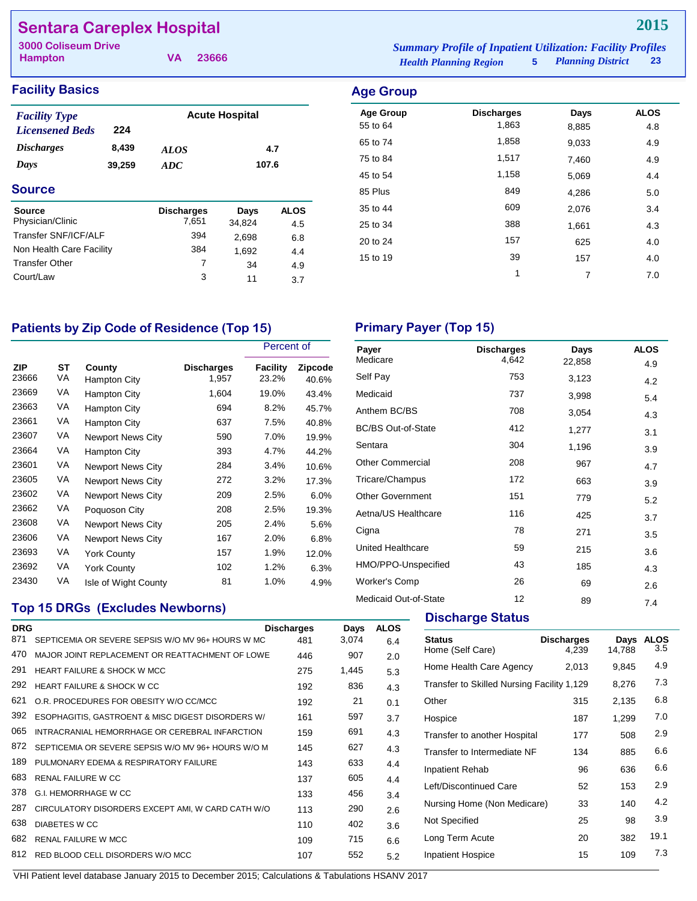# Sentara Careplex Hospital

**2015**

3000 Coliseum Drive
Hampton VA 23666

*Summary Profile of Inpatient Utilization: Facility Profiles*
*Health Planning Region* 5 *Planning District* 23

## Facility Basics

| *Facility Type* | | Acute Hospital | |
|---|---|---|---|
| *Licensened Beds* | 224 | | |
| *Discharges* | 8,439 | *ALOS* | 4.7 |
| *Days* | 39,259 | *ADC* | 107.6 |

## Source

| Source | Discharges | Days | ALOS |
|---|---|---|---|
| Physician/Clinic | 7,651 | 34,824 | 4.5 |
| Transfer SNF/ICF/ALF | 394 | 2,698 | 6.8 |
| Non Health Care Facility | 384 | 1,692 | 4.4 |
| Transfer Other | 7 | 34 | 4.9 |
| Court/Law | 3 | 11 | 3.7 |

## Age Group

| Age Group | Discharges | Days | ALOS |
|---|---|---|---|
| 55 to 64 | 1,863 | 8,885 | 4.8 |
| 65 to 74 | 1,858 | 9,033 | 4.9 |
| 75 to 84 | 1,517 | 7,460 | 4.9 |
| 45 to 54 | 1,158 | 5,069 | 4.4 |
| 85 Plus | 849 | 4,286 | 5.0 |
| 35 to 44 | 609 | 2,076 | 3.4 |
| 25 to 34 | 388 | 1,661 | 4.3 |
| 20 to 24 | 157 | 625 | 4.0 |
| 15 to 19 | 39 | 157 | 4.0 |
| | 1 | 7 | 7.0 |

## Patients by Zip Code of Residence (Top 15)

| ZIP | ST | County | Discharges | Percent of Facility | Percent of Zipcode |
|---|---|---|---|---|---|
| 23666 | VA | Hampton City | 1,957 | 23.2% | 40.6% |
| 23669 | VA | Hampton City | 1,604 | 19.0% | 43.4% |
| 23663 | VA | Hampton City | 694 | 8.2% | 45.7% |
| 23661 | VA | Hampton City | 637 | 7.5% | 40.8% |
| 23607 | VA | Newport News City | 590 | 7.0% | 19.9% |
| 23664 | VA | Hampton City | 393 | 4.7% | 44.2% |
| 23601 | VA | Newport News City | 284 | 3.4% | 10.6% |
| 23605 | VA | Newport News City | 272 | 3.2% | 17.3% |
| 23602 | VA | Newport News City | 209 | 2.5% | 6.0% |
| 23662 | VA | Poquoson City | 208 | 2.5% | 19.3% |
| 23608 | VA | Newport News City | 205 | 2.4% | 5.6% |
| 23606 | VA | Newport News City | 167 | 2.0% | 6.8% |
| 23693 | VA | York County | 157 | 1.9% | 12.0% |
| 23692 | VA | York County | 102 | 1.2% | 6.3% |
| 23430 | VA | Isle of Wight County | 81 | 1.0% | 4.9% |

## Primary Payer (Top 15)

| Payer | Discharges | Days | ALOS |
|---|---|---|---|
| Medicare | 4,642 | 22,858 | 4.9 |
| Self Pay | 753 | 3,123 | 4.2 |
| Medicaid | 737 | 3,998 | 5.4 |
| Anthem BC/BS | 708 | 3,054 | 4.3 |
| BC/BS Out-of-State | 412 | 1,277 | 3.1 |
| Sentara | 304 | 1,196 | 3.9 |
| Other Commercial | 208 | 967 | 4.7 |
| Tricare/Champus | 172 | 663 | 3.9 |
| Other Government | 151 | 779 | 5.2 |
| Aetna/US Healthcare | 116 | 425 | 3.7 |
| Cigna | 78 | 271 | 3.5 |
| United Healthcare | 59 | 215 | 3.6 |
| HMO/PPO-Unspecified | 43 | 185 | 4.3 |
| Worker's Comp | 26 | 69 | 2.6 |
| Medicaid Out-of-State | 12 | 89 | 7.4 |

## Top 15 DRGs (Excludes Newborns)

| DRG | | Discharges | Days | ALOS |
|---|---|---|---|---|
| 871 | SEPTICEMIA OR SEVERE SEPSIS W/O MV 96+ HOURS W MC | 481 | 3,074 | 6.4 |
| 470 | MAJOR JOINT REPLACEMENT OR REATTACHMENT OF LOWE | 446 | 907 | 2.0 |
| 291 | HEART FAILURE & SHOCK W MCC | 275 | 1,445 | 5.3 |
| 292 | HEART FAILURE & SHOCK W CC | 192 | 836 | 4.3 |
| 621 | O.R. PROCEDURES FOR OBESITY W/O CC/MCC | 192 | 21 | 0.1 |
| 392 | ESOPHAGITIS, GASTROENT & MISC DIGEST DISORDERS W/ | 161 | 597 | 3.7 |
| 065 | INTRACRANIAL HEMORRHAGE OR CEREBRAL INFARCTION | 159 | 691 | 4.3 |
| 872 | SEPTICEMIA OR SEVERE SEPSIS W/O MV 96+ HOURS W/O M | 145 | 627 | 4.3 |
| 189 | PULMONARY EDEMA & RESPIRATORY FAILURE | 143 | 633 | 4.4 |
| 683 | RENAL FAILURE W CC | 137 | 605 | 4.4 |
| 378 | G.I. HEMORRHAGE W CC | 133 | 456 | 3.4 |
| 287 | CIRCULATORY DISORDERS EXCEPT AMI, W CARD CATH W/O | 113 | 290 | 2.6 |
| 638 | DIABETES W CC | 110 | 402 | 3.6 |
| 682 | RENAL FAILURE W MCC | 109 | 715 | 6.6 |
| 812 | RED BLOOD CELL DISORDERS W/O MCC | 107 | 552 | 5.2 |

## Discharge Status

| Status | Discharges | Days | ALOS |
|---|---|---|---|
| Home (Self Care) | 4,239 | 14,788 | 3.5 |
| Home Health Care Agency | 2,013 | 9,845 | 4.9 |
| Transfer to Skilled Nursing Facility | 1,129 | 8,276 | 7.3 |
| Other | 315 | 2,135 | 6.8 |
| Hospice | 187 | 1,299 | 7.0 |
| Transfer to another Hospital | 177 | 508 | 2.9 |
| Transfer to Intermediate NF | 134 | 885 | 6.6 |
| Inpatient Rehab | 96 | 636 | 6.6 |
| Left/Discontinued Care | 52 | 153 | 2.9 |
| Nursing Home (Non Medicare) | 33 | 140 | 4.2 |
| Not Specified | 25 | 98 | 3.9 |
| Long Term Acute | 20 | 382 | 19.1 |
| Inpatient Hospice | 15 | 109 | 7.3 |

VHI Patient level database January 2015 to December 2015; Calculations & Tabulations HSANV 2017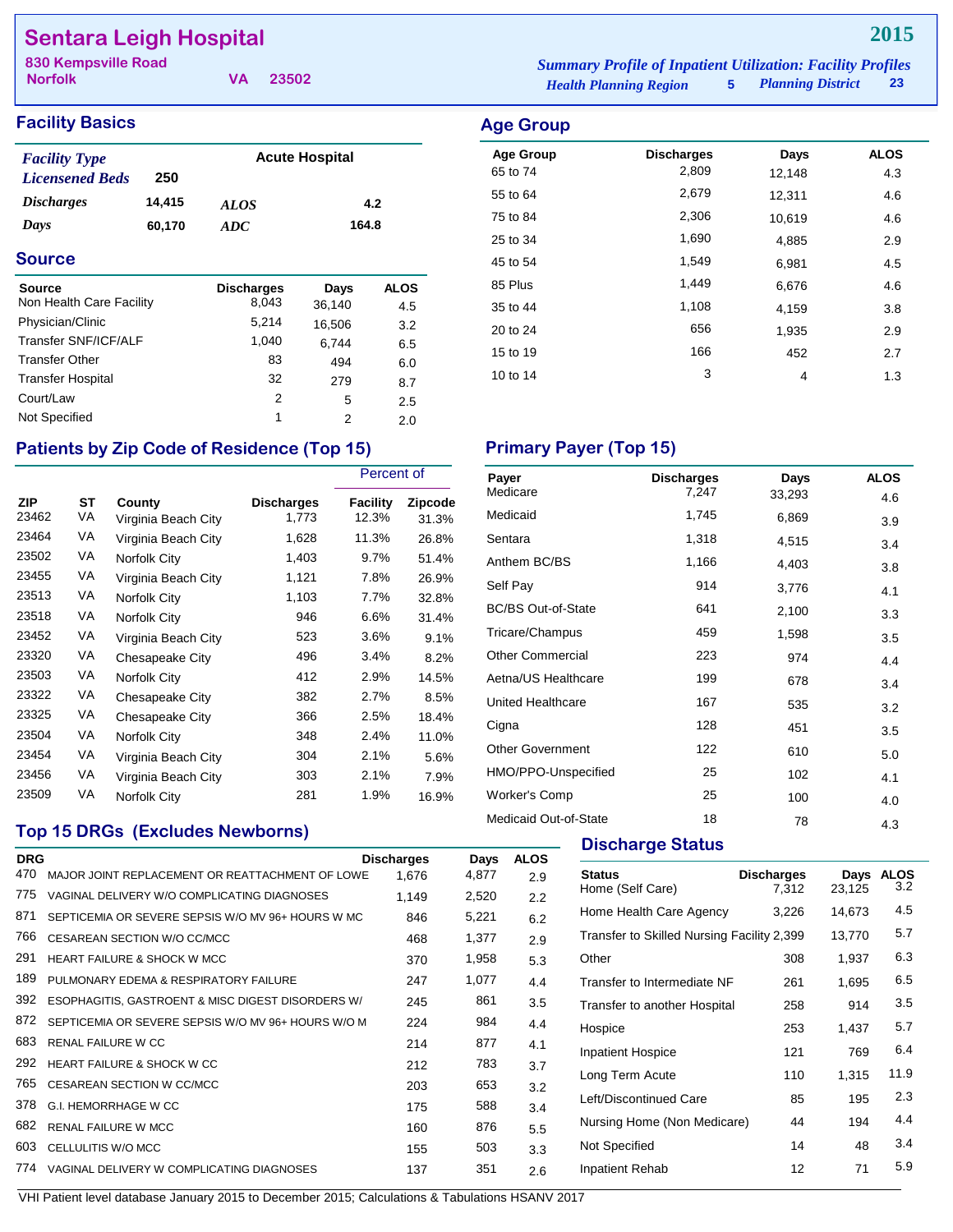# Sentara Leigh Hospital

**830 Kempsville Road**
**Norfolk VA 23502**

**2015**

*Summary Profile of Inpatient Utilization: Facility Profiles*
*Health Planning Region* 5 *Planning District* 23

## Facility Basics

| | | | |
|---|---|---|---|
| *Facility Type* | | Acute Hospital | |
| *Licensened Beds* | 250 | | |
| *Discharges* | 14,415 | *ALOS* | 4.2 |
| *Days* | 60,170 | *ADC* | 164.8 |

## Source

| Source | Discharges | Days | ALOS |
|---|---|---|---|
| Non Health Care Facility | 8,043 | 36,140 | 4.5 |
| Physician/Clinic | 5,214 | 16,506 | 3.2 |
| Transfer SNF/ICF/ALF | 1,040 | 6,744 | 6.5 |
| Transfer Other | 83 | 494 | 6.0 |
| Transfer Hospital | 32 | 279 | 8.7 |
| Court/Law | 2 | 5 | 2.5 |
| Not Specified | 1 | 2 | 2.0 |

## Age Group

| Age Group | Discharges | Days | ALOS |
|---|---|---|---|
| 65 to 74 | 2,809 | 12,148 | 4.3 |
| 55 to 64 | 2,679 | 12,311 | 4.6 |
| 75 to 84 | 2,306 | 10,619 | 4.6 |
| 25 to 34 | 1,690 | 4,885 | 2.9 |
| 45 to 54 | 1,549 | 6,981 | 4.5 |
| 85 Plus | 1,449 | 6,676 | 4.6 |
| 35 to 44 | 1,108 | 4,159 | 3.8 |
| 20 to 24 | 656 | 1,935 | 2.9 |
| 15 to 19 | 166 | 452 | 2.7 |
| 10 to 14 | 3 | 4 | 1.3 |

## Patients by Zip Code of Residence (Top 15)

| | | | | Percent of | |
|---|---|---|---|---|---|
| ZIP | ST | County | Discharges | Facility | Zipcode |
| 23462 | VA | Virginia Beach City | 1,773 | 12.3% | 31.3% |
| 23464 | VA | Virginia Beach City | 1,628 | 11.3% | 26.8% |
| 23502 | VA | Norfolk City | 1,403 | 9.7% | 51.4% |
| 23455 | VA | Virginia Beach City | 1,121 | 7.8% | 26.9% |
| 23513 | VA | Norfolk City | 1,103 | 7.7% | 32.8% |
| 23518 | VA | Norfolk City | 946 | 6.6% | 31.4% |
| 23452 | VA | Virginia Beach City | 523 | 3.6% | 9.1% |
| 23320 | VA | Chesapeake City | 496 | 3.4% | 8.2% |
| 23503 | VA | Norfolk City | 412 | 2.9% | 14.5% |
| 23322 | VA | Chesapeake City | 382 | 2.7% | 8.5% |
| 23325 | VA | Chesapeake City | 366 | 2.5% | 18.4% |
| 23504 | VA | Norfolk City | 348 | 2.4% | 11.0% |
| 23454 | VA | Virginia Beach City | 304 | 2.1% | 5.6% |
| 23456 | VA | Virginia Beach City | 303 | 2.1% | 7.9% |
| 23509 | VA | Norfolk City | 281 | 1.9% | 16.9% |

## Primary Payer (Top 15)

| Payer | Discharges | Days | ALOS |
|---|---|---|---|
| Medicare | 7,247 | 33,293 | 4.6 |
| Medicaid | 1,745 | 6,869 | 3.9 |
| Sentara | 1,318 | 4,515 | 3.4 |
| Anthem BC/BS | 1,166 | 4,403 | 3.8 |
| Self Pay | 914 | 3,776 | 4.1 |
| BC/BS Out-of-State | 641 | 2,100 | 3.3 |
| Tricare/Champus | 459 | 1,598 | 3.5 |
| Other Commercial | 223 | 974 | 4.4 |
| Aetna/US Healthcare | 199 | 678 | 3.4 |
| United Healthcare | 167 | 535 | 3.2 |
| Cigna | 128 | 451 | 3.5 |
| Other Government | 122 | 610 | 5.0 |
| HMO/PPO-Unspecified | 25 | 102 | 4.1 |
| Worker's Comp | 25 | 100 | 4.0 |
| Medicaid Out-of-State | 18 | 78 | 4.3 |

## Top 15 DRGs (Excludes Newborns)

| DRG | | Discharges | Days | ALOS |
|---|---|---|---|---|
| 470 | MAJOR JOINT REPLACEMENT OR REATTACHMENT OF LOWE | 1,676 | 4,877 | 2.9 |
| 775 | VAGINAL DELIVERY W/O COMPLICATING DIAGNOSES | 1,149 | 2,520 | 2.2 |
| 871 | SEPTICEMIA OR SEVERE SEPSIS W/O MV 96+ HOURS W MC | 846 | 5,221 | 6.2 |
| 766 | CESAREAN SECTION W/O CC/MCC | 468 | 1,377 | 2.9 |
| 291 | HEART FAILURE & SHOCK W MCC | 370 | 1,958 | 5.3 |
| 189 | PULMONARY EDEMA & RESPIRATORY FAILURE | 247 | 1,077 | 4.4 |
| 392 | ESOPHAGITIS, GASTROENT & MISC DIGEST DISORDERS W/ | 245 | 861 | 3.5 |
| 872 | SEPTICEMIA OR SEVERE SEPSIS W/O MV 96+ HOURS W/O M | 224 | 984 | 4.4 |
| 683 | RENAL FAILURE W CC | 214 | 877 | 4.1 |
| 292 | HEART FAILURE & SHOCK W CC | 212 | 783 | 3.7 |
| 765 | CESAREAN SECTION W CC/MCC | 203 | 653 | 3.2 |
| 378 | G.I. HEMORRHAGE W CC | 175 | 588 | 3.4 |
| 682 | RENAL FAILURE W MCC | 160 | 876 | 5.5 |
| 603 | CELLULITIS W/O MCC | 155 | 503 | 3.3 |
| 774 | VAGINAL DELIVERY W COMPLICATING DIAGNOSES | 137 | 351 | 2.6 |

## Discharge Status

| Status | Discharges | Days | ALOS |
|---|---|---|---|
| Home (Self Care) | 7,312 | 23,125 | 3.2 |
| Home Health Care Agency | 3,226 | 14,673 | 4.5 |
| Transfer to Skilled Nursing Facility | 2,399 | 13,770 | 5.7 |
| Other | 308 | 1,937 | 6.3 |
| Transfer to Intermediate NF | 261 | 1,695 | 6.5 |
| Transfer to another Hospital | 258 | 914 | 3.5 |
| Hospice | 253 | 1,437 | 5.7 |
| Inpatient Hospice | 121 | 769 | 6.4 |
| Long Term Acute | 110 | 1,315 | 11.9 |
| Left/Discontinued Care | 85 | 195 | 2.3 |
| Nursing Home (Non Medicare) | 44 | 194 | 4.4 |
| Not Specified | 14 | 48 | 3.4 |
| Inpatient Rehab | 12 | 71 | 5.9 |

VHI Patient level database January 2015 to December 2015; Calculations & Tabulations HSANV 2017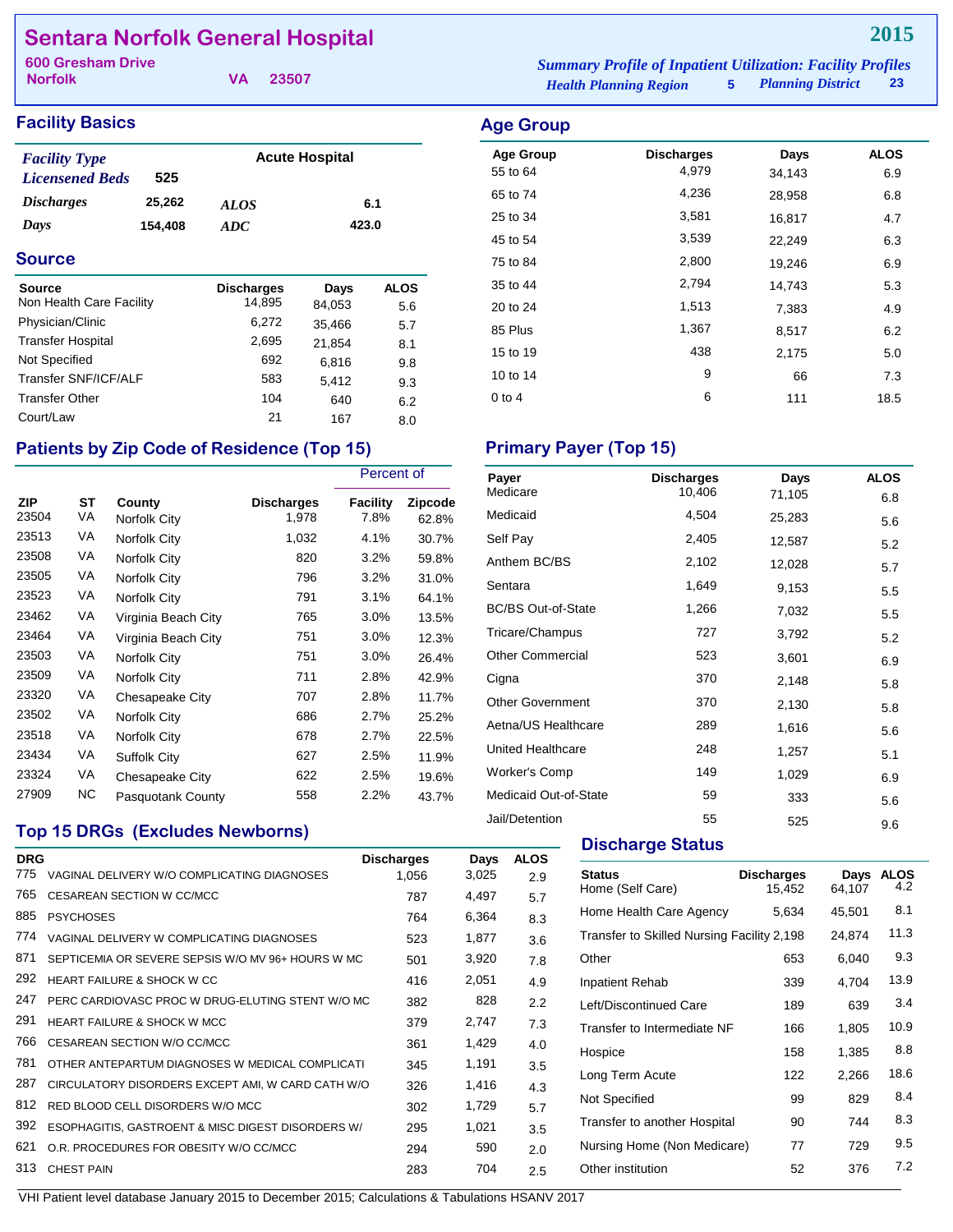# Sentara Norfolk General Hospital

**2015**

600 Gresham Drive
Norfolk VA 23507

*Summary Profile of Inpatient Utilization: Facility Profiles*
*Health Planning Region* 5 *Planning District* 23

## Facility Basics

| | | | |
|---|---|---|---|
| *Facility Type* | | Acute Hospital | |
| *Licensened Beds* | 525 | | |
| *Discharges* | 25,262 | *ALOS* | 6.1 |
| *Days* | 154,408 | *ADC* | 423.0 |

## Source

| Source | Discharges | Days | ALOS |
|---|---|---|---|
| Non Health Care Facility | 14,895 | 84,053 | 5.6 |
| Physician/Clinic | 6,272 | 35,466 | 5.7 |
| Transfer Hospital | 2,695 | 21,854 | 8.1 |
| Not Specified | 692 | 6,816 | 9.8 |
| Transfer SNF/ICF/ALF | 583 | 5,412 | 9.3 |
| Transfer Other | 104 | 640 | 6.2 |
| Court/Law | 21 | 167 | 8.0 |

## Age Group

| Age Group | Discharges | Days | ALOS |
|---|---|---|---|
| 55 to 64 | 4,979 | 34,143 | 6.9 |
| 65 to 74 | 4,236 | 28,958 | 6.8 |
| 25 to 34 | 3,581 | 16,817 | 4.7 |
| 45 to 54 | 3,539 | 22,249 | 6.3 |
| 75 to 84 | 2,800 | 19,246 | 6.9 |
| 35 to 44 | 2,794 | 14,743 | 5.3 |
| 20 to 24 | 1,513 | 7,383 | 4.9 |
| 85 Plus | 1,367 | 8,517 | 6.2 |
| 15 to 19 | 438 | 2,175 | 5.0 |
| 10 to 14 | 9 | 66 | 7.3 |
| 0 to 4 | 6 | 111 | 18.5 |

## Patients by Zip Code of Residence (Top 15)

| | | | | Percent of | |
|---|---|---|---|---|---|
| ZIP | ST | County | Discharges | Facility | Zipcode |
| 23504 | VA | Norfolk City | 1,978 | 7.8% | 62.8% |
| 23513 | VA | Norfolk City | 1,032 | 4.1% | 30.7% |
| 23508 | VA | Norfolk City | 820 | 3.2% | 59.8% |
| 23505 | VA | Norfolk City | 796 | 3.2% | 31.0% |
| 23523 | VA | Norfolk City | 791 | 3.1% | 64.1% |
| 23462 | VA | Virginia Beach City | 765 | 3.0% | 13.5% |
| 23464 | VA | Virginia Beach City | 751 | 3.0% | 12.3% |
| 23503 | VA | Norfolk City | 751 | 3.0% | 26.4% |
| 23509 | VA | Norfolk City | 711 | 2.8% | 42.9% |
| 23320 | VA | Chesapeake City | 707 | 2.8% | 11.7% |
| 23502 | VA | Norfolk City | 686 | 2.7% | 25.2% |
| 23518 | VA | Norfolk City | 678 | 2.7% | 22.5% |
| 23434 | VA | Suffolk City | 627 | 2.5% | 11.9% |
| 23324 | VA | Chesapeake City | 622 | 2.5% | 19.6% |
| 27909 | NC | Pasquotank County | 558 | 2.2% | 43.7% |

## Primary Payer (Top 15)

| Payer | Discharges | Days | ALOS |
|---|---|---|---|
| Medicare | 10,406 | 71,105 | 6.8 |
| Medicaid | 4,504 | 25,283 | 5.6 |
| Self Pay | 2,405 | 12,587 | 5.2 |
| Anthem BC/BS | 2,102 | 12,028 | 5.7 |
| Sentara | 1,649 | 9,153 | 5.5 |
| BC/BS Out-of-State | 1,266 | 7,032 | 5.5 |
| Tricare/Champus | 727 | 3,792 | 5.2 |
| Other Commercial | 523 | 3,601 | 6.9 |
| Cigna | 370 | 2,148 | 5.8 |
| Other Government | 370 | 2,130 | 5.8 |
| Aetna/US Healthcare | 289 | 1,616 | 5.6 |
| United Healthcare | 248 | 1,257 | 5.1 |
| Worker's Comp | 149 | 1,029 | 6.9 |
| Medicaid Out-of-State | 59 | 333 | 5.6 |
| Jail/Detention | 55 | 525 | 9.6 |

## Top 15 DRGs (Excludes Newborns)

| DRG | | Discharges | Days | ALOS |
|---|---|---|---|---|
| 775 | VAGINAL DELIVERY W/O COMPLICATING DIAGNOSES | 1,056 | 3,025 | 2.9 |
| 765 | CESAREAN SECTION W CC/MCC | 787 | 4,497 | 5.7 |
| 885 | PSYCHOSES | 764 | 6,364 | 8.3 |
| 774 | VAGINAL DELIVERY W COMPLICATING DIAGNOSES | 523 | 1,877 | 3.6 |
| 871 | SEPTICEMIA OR SEVERE SEPSIS W/O MV 96+ HOURS W MC | 501 | 3,920 | 7.8 |
| 292 | HEART FAILURE & SHOCK W CC | 416 | 2,051 | 4.9 |
| 247 | PERC CARDIOVASC PROC W DRUG-ELUTING STENT W/O MC | 382 | 828 | 2.2 |
| 291 | HEART FAILURE & SHOCK W MCC | 379 | 2,747 | 7.3 |
| 766 | CESAREAN SECTION W/O CC/MCC | 361 | 1,429 | 4.0 |
| 781 | OTHER ANTEPARTUM DIAGNOSES W MEDICAL COMPLICATI | 345 | 1,191 | 3.5 |
| 287 | CIRCULATORY DISORDERS EXCEPT AMI, W CARD CATH W/O | 326 | 1,416 | 4.3 |
| 812 | RED BLOOD CELL DISORDERS W/O MCC | 302 | 1,729 | 5.7 |
| 392 | ESOPHAGITIS, GASTROENT & MISC DIGEST DISORDERS W/ | 295 | 1,021 | 3.5 |
| 621 | O.R. PROCEDURES FOR OBESITY W/O CC/MCC | 294 | 590 | 2.0 |
| 313 | CHEST PAIN | 283 | 704 | 2.5 |

## Discharge Status

| Status | Discharges | Days | ALOS |
|---|---|---|---|
| Home (Self Care) | 15,452 | 64,107 | 4.2 |
| Home Health Care Agency | 5,634 | 45,501 | 8.1 |
| Transfer to Skilled Nursing Facility | 2,198 | 24,874 | 11.3 |
| Other | 653 | 6,040 | 9.3 |
| Inpatient Rehab | 339 | 4,704 | 13.9 |
| Left/Discontinued Care | 189 | 639 | 3.4 |
| Transfer to Intermediate NF | 166 | 1,805 | 10.9 |
| Hospice | 158 | 1,385 | 8.8 |
| Long Term Acute | 122 | 2,266 | 18.6 |
| Not Specified | 99 | 829 | 8.4 |
| Transfer to another Hospital | 90 | 744 | 8.3 |
| Nursing Home (Non Medicare) | 77 | 729 | 9.5 |
| Other institution | 52 | 376 | 7.2 |

VHI Patient level database January 2015 to December 2015; Calculations & Tabulations HSANV 2017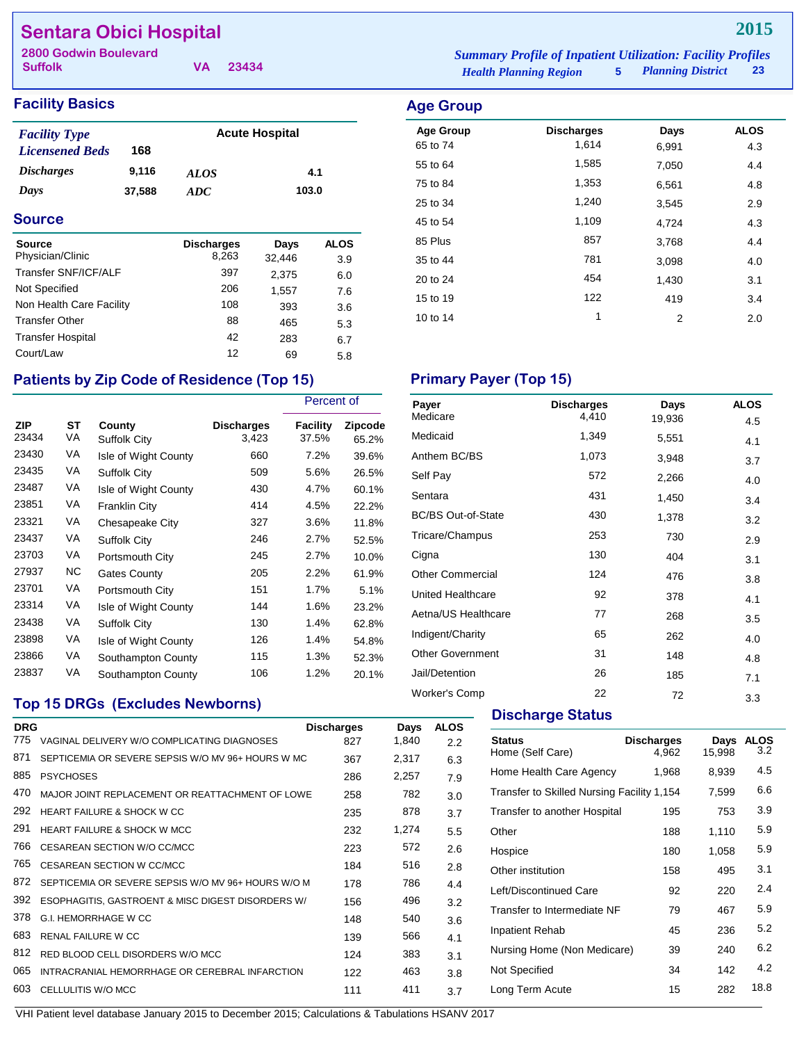# Sentara Obici Hospital

**2800 Godwin Boulevard**
**Suffolk VA 23434**

**2015**

*Summary Profile of Inpatient Utilization: Facility Profiles*
*Health Planning Region* **5** *Planning District* **23**

## Facility Basics

| | | | |
|---|---|---|---|
| *Facility Type* | | Acute Hospital | |
| *Licensened Beds* | 168 | | |
| *Discharges* | 9,116 | *ALOS* | 4.1 |
| *Days* | 37,588 | *ADC* | 103.0 |

## Source

| Source | Discharges | Days | ALOS |
|---|---|---|---|
| Physician/Clinic | 8,263 | 32,446 | 3.9 |
| Transfer SNF/ICF/ALF | 397 | 2,375 | 6.0 |
| Not Specified | 206 | 1,557 | 7.6 |
| Non Health Care Facility | 108 | 393 | 3.6 |
| Transfer Other | 88 | 465 | 5.3 |
| Transfer Hospital | 42 | 283 | 6.7 |
| Court/Law | 12 | 69 | 5.8 |

## Age Group

| Age Group | Discharges | Days | ALOS |
|---|---|---|---|
| 65 to 74 | 1,614 | 6,991 | 4.3 |
| 55 to 64 | 1,585 | 7,050 | 4.4 |
| 75 to 84 | 1,353 | 6,561 | 4.8 |
| 25 to 34 | 1,240 | 3,545 | 2.9 |
| 45 to 54 | 1,109 | 4,724 | 4.3 |
| 85 Plus | 857 | 3,768 | 4.4 |
| 35 to 44 | 781 | 3,098 | 4.0 |
| 20 to 24 | 454 | 1,430 | 3.1 |
| 15 to 19 | 122 | 419 | 3.4 |
| 10 to 14 | 1 | 2 | 2.0 |

## Patients by Zip Code of Residence (Top 15)

| | | | | Percent of | |
|---|---|---|---|---|---|
| ZIP | ST | County | Discharges | Facility | Zipcode |
| 23434 | VA | Suffolk City | 3,423 | 37.5% | 65.2% |
| 23430 | VA | Isle of Wight County | 660 | 7.2% | 39.6% |
| 23435 | VA | Suffolk City | 509 | 5.6% | 26.5% |
| 23487 | VA | Isle of Wight County | 430 | 4.7% | 60.1% |
| 23851 | VA | Franklin City | 414 | 4.5% | 22.2% |
| 23321 | VA | Chesapeake City | 327 | 3.6% | 11.8% |
| 23437 | VA | Suffolk City | 246 | 2.7% | 52.5% |
| 23703 | VA | Portsmouth City | 245 | 2.7% | 10.0% |
| 27937 | NC | Gates County | 205 | 2.2% | 61.9% |
| 23701 | VA | Portsmouth City | 151 | 1.7% | 5.1% |
| 23314 | VA | Isle of Wight County | 144 | 1.6% | 23.2% |
| 23438 | VA | Suffolk City | 130 | 1.4% | 62.8% |
| 23898 | VA | Isle of Wight County | 126 | 1.4% | 54.8% |
| 23866 | VA | Southampton County | 115 | 1.3% | 52.3% |
| 23837 | VA | Southampton County | 106 | 1.2% | 20.1% |

## Primary Payer (Top 15)

| Payer | Discharges | Days | ALOS |
|---|---|---|---|
| Medicare | 4,410 | 19,936 | 4.5 |
| Medicaid | 1,349 | 5,551 | 4.1 |
| Anthem BC/BS | 1,073 | 3,948 | 3.7 |
| Self Pay | 572 | 2,266 | 4.0 |
| Sentara | 431 | 1,450 | 3.4 |
| BC/BS Out-of-State | 430 | 1,378 | 3.2 |
| Tricare/Champus | 253 | 730 | 2.9 |
| Cigna | 130 | 404 | 3.1 |
| Other Commercial | 124 | 476 | 3.8 |
| United Healthcare | 92 | 378 | 4.1 |
| Aetna/US Healthcare | 77 | 268 | 3.5 |
| Indigent/Charity | 65 | 262 | 4.0 |
| Other Government | 31 | 148 | 4.8 |
| Jail/Detention | 26 | 185 | 7.1 |
| Worker's Comp | 22 | 72 | 3.3 |

## Top 15 DRGs (Excludes Newborns)

| DRG | | Discharges | Days | ALOS |
|---|---|---|---|---|
| 775 | VAGINAL DELIVERY W/O COMPLICATING DIAGNOSES | 827 | 1,840 | 2.2 |
| 871 | SEPTICEMIA OR SEVERE SEPSIS W/O MV 96+ HOURS W MC | 367 | 2,317 | 6.3 |
| 885 | PSYCHOSES | 286 | 2,257 | 7.9 |
| 470 | MAJOR JOINT REPLACEMENT OR REATTACHMENT OF LOWE | 258 | 782 | 3.0 |
| 292 | HEART FAILURE & SHOCK W CC | 235 | 878 | 3.7 |
| 291 | HEART FAILURE & SHOCK W MCC | 232 | 1,274 | 5.5 |
| 766 | CESAREAN SECTION W/O CC/MCC | 223 | 572 | 2.6 |
| 765 | CESAREAN SECTION W CC/MCC | 184 | 516 | 2.8 |
| 872 | SEPTICEMIA OR SEVERE SEPSIS W/O MV 96+ HOURS W/O M | 178 | 786 | 4.4 |
| 392 | ESOPHAGITIS, GASTROENT & MISC DIGEST DISORDERS W/ | 156 | 496 | 3.2 |
| 378 | G.I. HEMORRHAGE W CC | 148 | 540 | 3.6 |
| 683 | RENAL FAILURE W CC | 139 | 566 | 4.1 |
| 812 | RED BLOOD CELL DISORDERS W/O MCC | 124 | 383 | 3.1 |
| 065 | INTRACRANIAL HEMORRHAGE OR CEREBRAL INFARCTION | 122 | 463 | 3.8 |
| 603 | CELLULITIS W/O MCC | 111 | 411 | 3.7 |

## Discharge Status

| Status | Discharges | Days | ALOS |
|---|---|---|---|
| Home (Self Care) | 4,962 | 15,998 | 3.2 |
| Home Health Care Agency | 1,968 | 8,939 | 4.5 |
| Transfer to Skilled Nursing Facility | 1,154 | 7,599 | 6.6 |
| Transfer to another Hospital | 195 | 753 | 3.9 |
| Other | 188 | 1,110 | 5.9 |
| Hospice | 180 | 1,058 | 5.9 |
| Other institution | 158 | 495 | 3.1 |
| Left/Discontinued Care | 92 | 220 | 2.4 |
| Transfer to Intermediate NF | 79 | 467 | 5.9 |
| Inpatient Rehab | 45 | 236 | 5.2 |
| Nursing Home (Non Medicare) | 39 | 240 | 6.2 |
| Not Specified | 34 | 142 | 4.2 |
| Long Term Acute | 15 | 282 | 18.8 |

VHI Patient level database January 2015 to December 2015; Calculations & Tabulations HSANV 2017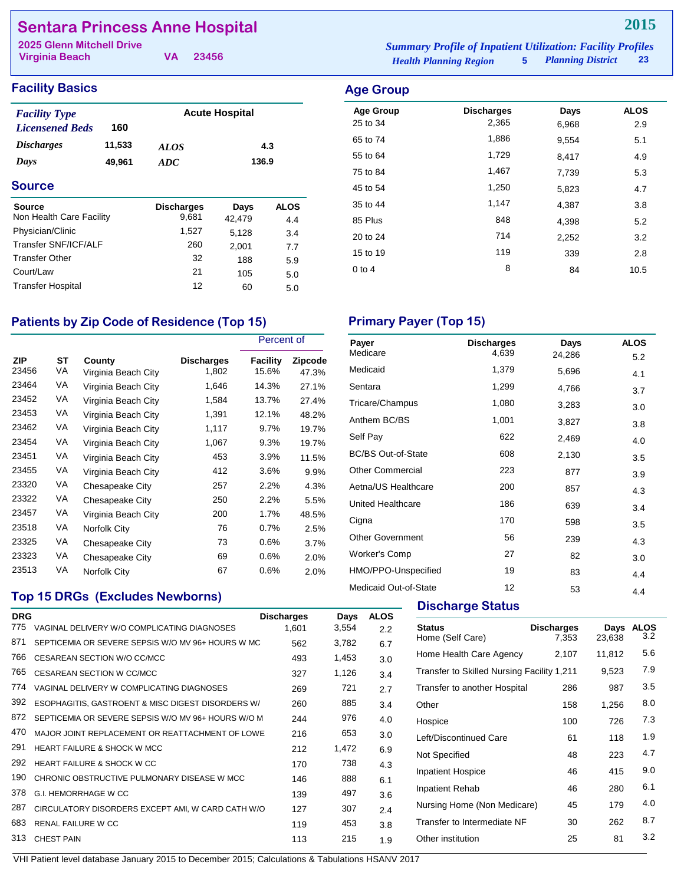# Sentara Princess Anne Hospital

**2015**

2025 Glenn Mitchell Drive
Virginia Beach VA 23456

*Summary Profile of Inpatient Utilization: Facility Profiles*
*Health Planning Region* 5 *Planning District* 23

## Facility Basics

| | | | |
|---|---|---|---|
| *Facility Type* | | Acute Hospital | |
| *Licensened Beds* | 160 | | |
| *Discharges* | 11,533 | *ALOS* | 4.3 |
| *Days* | 49,961 | *ADC* | 136.9 |

## Age Group

| Age Group | Discharges | Days | ALOS |
|---|---|---|---|
| 25 to 34 | 2,365 | 6,968 | 2.9 |
| 65 to 74 | 1,886 | 9,554 | 5.1 |
| 55 to 64 | 1,729 | 8,417 | 4.9 |
| 75 to 84 | 1,467 | 7,739 | 5.3 |
| 45 to 54 | 1,250 | 5,823 | 4.7 |
| 35 to 44 | 1,147 | 4,387 | 3.8 |
| 85 Plus | 848 | 4,398 | 5.2 |
| 20 to 24 | 714 | 2,252 | 3.2 |
| 15 to 19 | 119 | 339 | 2.8 |
| 0 to 4 | 8 | 84 | 10.5 |

## Source

| Source | Discharges | Days | ALOS |
|---|---|---|---|
| Non Health Care Facility | 9,681 | 42,479 | 4.4 |
| Physician/Clinic | 1,527 | 5,128 | 3.4 |
| Transfer SNF/ICF/ALF | 260 | 2,001 | 7.7 |
| Transfer Other | 32 | 188 | 5.9 |
| Court/Law | 21 | 105 | 5.0 |
| Transfer Hospital | 12 | 60 | 5.0 |

## Patients by Zip Code of Residence (Top 15)

| ZIP | ST | County | Discharges | Percent of Facility | Percent of Zipcode |
|---|---|---|---|---|---|
| 23456 | VA | Virginia Beach City | 1,802 | 15.6% | 47.3% |
| 23464 | VA | Virginia Beach City | 1,646 | 14.3% | 27.1% |
| 23452 | VA | Virginia Beach City | 1,584 | 13.7% | 27.4% |
| 23453 | VA | Virginia Beach City | 1,391 | 12.1% | 48.2% |
| 23462 | VA | Virginia Beach City | 1,117 | 9.7% | 19.7% |
| 23454 | VA | Virginia Beach City | 1,067 | 9.3% | 19.7% |
| 23451 | VA | Virginia Beach City | 453 | 3.9% | 11.5% |
| 23455 | VA | Virginia Beach City | 412 | 3.6% | 9.9% |
| 23320 | VA | Chesapeake City | 257 | 2.2% | 4.3% |
| 23322 | VA | Chesapeake City | 250 | 2.2% | 5.5% |
| 23457 | VA | Virginia Beach City | 200 | 1.7% | 48.5% |
| 23518 | VA | Norfolk City | 76 | 0.7% | 2.5% |
| 23325 | VA | Chesapeake City | 73 | 0.6% | 3.7% |
| 23323 | VA | Chesapeake City | 69 | 0.6% | 2.0% |
| 23513 | VA | Norfolk City | 67 | 0.6% | 2.0% |

## Primary Payer (Top 15)

| Payer | Discharges | Days | ALOS |
|---|---|---|---|
| Medicare | 4,639 | 24,286 | 5.2 |
| Medicaid | 1,379 | 5,696 | 4.1 |
| Sentara | 1,299 | 4,766 | 3.7 |
| Tricare/Champus | 1,080 | 3,283 | 3.0 |
| Anthem BC/BS | 1,001 | 3,827 | 3.8 |
| Self Pay | 622 | 2,469 | 4.0 |
| BC/BS Out-of-State | 608 | 2,130 | 3.5 |
| Other Commercial | 223 | 877 | 3.9 |
| Aetna/US Healthcare | 200 | 857 | 4.3 |
| United Healthcare | 186 | 639 | 3.4 |
| Cigna | 170 | 598 | 3.5 |
| Other Government | 56 | 239 | 4.3 |
| Worker's Comp | 27 | 82 | 3.0 |
| HMO/PPO-Unspecified | 19 | 83 | 4.4 |
| Medicaid Out-of-State | 12 | 53 | 4.4 |

## Top 15 DRGs (Excludes Newborns)

| DRG | | Discharges | Days | ALOS |
|---|---|---|---|---|
| 775 | VAGINAL DELIVERY W/O COMPLICATING DIAGNOSES | 1,601 | 3,554 | 2.2 |
| 871 | SEPTICEMIA OR SEVERE SEPSIS W/O MV 96+ HOURS W MC | 562 | 3,782 | 6.7 |
| 766 | CESAREAN SECTION W/O CC/MCC | 493 | 1,453 | 3.0 |
| 765 | CESAREAN SECTION W CC/MCC | 327 | 1,126 | 3.4 |
| 774 | VAGINAL DELIVERY W COMPLICATING DIAGNOSES | 269 | 721 | 2.7 |
| 392 | ESOPHAGITIS, GASTROENT & MISC DIGEST DISORDERS W/ | 260 | 885 | 3.4 |
| 872 | SEPTICEMIA OR SEVERE SEPSIS W/O MV 96+ HOURS W/O M | 244 | 976 | 4.0 |
| 470 | MAJOR JOINT REPLACEMENT OR REATTACHMENT OF LOWE | 216 | 653 | 3.0 |
| 291 | HEART FAILURE & SHOCK W MCC | 212 | 1,472 | 6.9 |
| 292 | HEART FAILURE & SHOCK W CC | 170 | 738 | 4.3 |
| 190 | CHRONIC OBSTRUCTIVE PULMONARY DISEASE W MCC | 146 | 888 | 6.1 |
| 378 | G.I. HEMORRHAGE W CC | 139 | 497 | 3.6 |
| 287 | CIRCULATORY DISORDERS EXCEPT AMI, W CARD CATH W/O | 127 | 307 | 2.4 |
| 683 | RENAL FAILURE W CC | 119 | 453 | 3.8 |
| 313 | CHEST PAIN | 113 | 215 | 1.9 |

## Discharge Status

| Status | Discharges | Days | ALOS |
|---|---|---|---|
| Home (Self Care) | 7,353 | 23,638 | 3.2 |
| Home Health Care Agency | 2,107 | 11,812 | 5.6 |
| Transfer to Skilled Nursing Facility | 1,211 | 9,523 | 7.9 |
| Transfer to another Hospital | 286 | 987 | 3.5 |
| Other | 158 | 1,256 | 8.0 |
| Hospice | 100 | 726 | 7.3 |
| Left/Discontinued Care | 61 | 118 | 1.9 |
| Not Specified | 48 | 223 | 4.7 |
| Inpatient Hospice | 46 | 415 | 9.0 |
| Inpatient Rehab | 46 | 280 | 6.1 |
| Nursing Home (Non Medicare) | 45 | 179 | 4.0 |
| Transfer to Intermediate NF | 30 | 262 | 8.7 |
| Other institution | 25 | 81 | 3.2 |

VHI Patient level database January 2015 to December 2015; Calculations & Tabulations HSANV 2017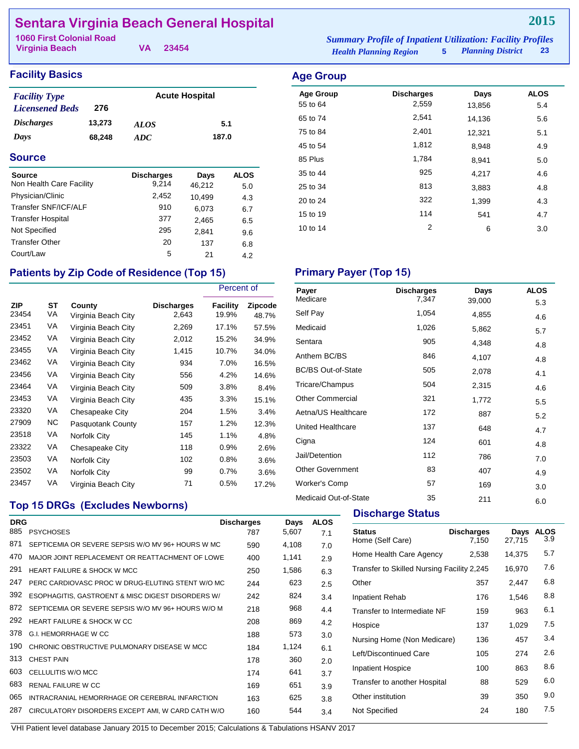# Sentara Virginia Beach General Hospital

**2015**

1060 First Colonial Road
Virginia Beach VA 23454

*Summary Profile of Inpatient Utilization: Facility Profiles*
*Health Planning Region* 5 *Planning District* 23

## Facility Basics

| | | | |
|---|---|---|---|
| *Facility Type* | | Acute Hospital | |
| *Licensened Beds* | 276 | | |
| *Discharges* | 13,273 | *ALOS* | 5.1 |
| *Days* | 68,248 | *ADC* | 187.0 |

## Source

| Source | Discharges | Days | ALOS |
|---|---|---|---|
| Non Health Care Facility | 9,214 | 46,212 | 5.0 |
| Physician/Clinic | 2,452 | 10,499 | 4.3 |
| Transfer SNF/ICF/ALF | 910 | 6,073 | 6.7 |
| Transfer Hospital | 377 | 2,465 | 6.5 |
| Not Specified | 295 | 2,841 | 9.6 |
| Transfer Other | 20 | 137 | 6.8 |
| Court/Law | 5 | 21 | 4.2 |

## Age Group

| Age Group | Discharges | Days | ALOS |
|---|---|---|---|
| 55 to 64 | 2,559 | 13,856 | 5.4 |
| 65 to 74 | 2,541 | 14,136 | 5.6 |
| 75 to 84 | 2,401 | 12,321 | 5.1 |
| 45 to 54 | 1,812 | 8,948 | 4.9 |
| 85 Plus | 1,784 | 8,941 | 5.0 |
| 35 to 44 | 925 | 4,217 | 4.6 |
| 25 to 34 | 813 | 3,883 | 4.8 |
| 20 to 24 | 322 | 1,399 | 4.3 |
| 15 to 19 | 114 | 541 | 4.7 |
| 10 to 14 | 2 | 6 | 3.0 |

## Patients by Zip Code of Residence (Top 15)

| | | | | Percent of | |
|---|---|---|---|---|---|
| ZIP | ST | County | Discharges | Facility | Zipcode |
| 23454 | VA | Virginia Beach City | 2,643 | 19.9% | 48.7% |
| 23451 | VA | Virginia Beach City | 2,269 | 17.1% | 57.5% |
| 23452 | VA | Virginia Beach City | 2,012 | 15.2% | 34.9% |
| 23455 | VA | Virginia Beach City | 1,415 | 10.7% | 34.0% |
| 23462 | VA | Virginia Beach City | 934 | 7.0% | 16.5% |
| 23456 | VA | Virginia Beach City | 556 | 4.2% | 14.6% |
| 23464 | VA | Virginia Beach City | 509 | 3.8% | 8.4% |
| 23453 | VA | Virginia Beach City | 435 | 3.3% | 15.1% |
| 23320 | VA | Chesapeake City | 204 | 1.5% | 3.4% |
| 27909 | NC | Pasquotank County | 157 | 1.2% | 12.3% |
| 23518 | VA | Norfolk City | 145 | 1.1% | 4.8% |
| 23322 | VA | Chesapeake City | 118 | 0.9% | 2.6% |
| 23503 | VA | Norfolk City | 102 | 0.8% | 3.6% |
| 23502 | VA | Norfolk City | 99 | 0.7% | 3.6% |
| 23457 | VA | Virginia Beach City | 71 | 0.5% | 17.2% |

## Primary Payer (Top 15)

| Payer | Discharges | Days | ALOS |
|---|---|---|---|
| Medicare | 7,347 | 39,000 | 5.3 |
| Self Pay | 1,054 | 4,855 | 4.6 |
| Medicaid | 1,026 | 5,862 | 5.7 |
| Sentara | 905 | 4,348 | 4.8 |
| Anthem BC/BS | 846 | 4,107 | 4.8 |
| BC/BS Out-of-State | 505 | 2,078 | 4.1 |
| Tricare/Champus | 504 | 2,315 | 4.6 |
| Other Commercial | 321 | 1,772 | 5.5 |
| Aetna/US Healthcare | 172 | 887 | 5.2 |
| United Healthcare | 137 | 648 | 4.7 |
| Cigna | 124 | 601 | 4.8 |
| Jail/Detention | 112 | 786 | 7.0 |
| Other Government | 83 | 407 | 4.9 |
| Worker's Comp | 57 | 169 | 3.0 |
| Medicaid Out-of-State | 35 | 211 | 6.0 |

## Top 15 DRGs (Excludes Newborns)

| DRG | | Discharges | Days | ALOS |
|---|---|---|---|---|
| 885 | PSYCHOSES | 787 | 5,607 | 7.1 |
| 871 | SEPTICEMIA OR SEVERE SEPSIS W/O MV 96+ HOURS W MC | 590 | 4,108 | 7.0 |
| 470 | MAJOR JOINT REPLACEMENT OR REATTACHMENT OF LOWE | 400 | 1,141 | 2.9 |
| 291 | HEART FAILURE & SHOCK W MCC | 250 | 1,586 | 6.3 |
| 247 | PERC CARDIOVASC PROC W DRUG-ELUTING STENT W/O MC | 244 | 623 | 2.5 |
| 392 | ESOPHAGITIS, GASTROENT & MISC DIGEST DISORDERS W/ | 242 | 824 | 3.4 |
| 872 | SEPTICEMIA OR SEVERE SEPSIS W/O MV 96+ HOURS W/O M | 218 | 968 | 4.4 |
| 292 | HEART FAILURE & SHOCK W CC | 208 | 869 | 4.2 |
| 378 | G.I. HEMORRHAGE W CC | 188 | 573 | 3.0 |
| 190 | CHRONIC OBSTRUCTIVE PULMONARY DISEASE W MCC | 184 | 1,124 | 6.1 |
| 313 | CHEST PAIN | 178 | 360 | 2.0 |
| 603 | CELLULITIS W/O MCC | 174 | 641 | 3.7 |
| 683 | RENAL FAILURE W CC | 169 | 651 | 3.9 |
| 065 | INTRACRANIAL HEMORRHAGE OR CEREBRAL INFARCTION | 163 | 625 | 3.8 |
| 287 | CIRCULATORY DISORDERS EXCEPT AMI, W CARD CATH W/O | 160 | 544 | 3.4 |

## Discharge Status

| Status | Discharges | Days | ALOS |
|---|---|---|---|
| Home (Self Care) | 7,150 | 27,715 | 3.9 |
| Home Health Care Agency | 2,538 | 14,375 | 5.7 |
| Transfer to Skilled Nursing Facility | 2,245 | 16,970 | 7.6 |
| Other | 357 | 2,447 | 6.8 |
| Inpatient Rehab | 176 | 1,546 | 8.8 |
| Transfer to Intermediate NF | 159 | 963 | 6.1 |
| Hospice | 137 | 1,029 | 7.5 |
| Nursing Home (Non Medicare) | 136 | 457 | 3.4 |
| Left/Discontinued Care | 105 | 274 | 2.6 |
| Inpatient Hospice | 100 | 863 | 8.6 |
| Transfer to another Hospital | 88 | 529 | 6.0 |
| Other institution | 39 | 350 | 9.0 |
| Not Specified | 24 | 180 | 7.5 |

VHI Patient level database January 2015 to December 2015; Calculations & Tabulations HSANV 2017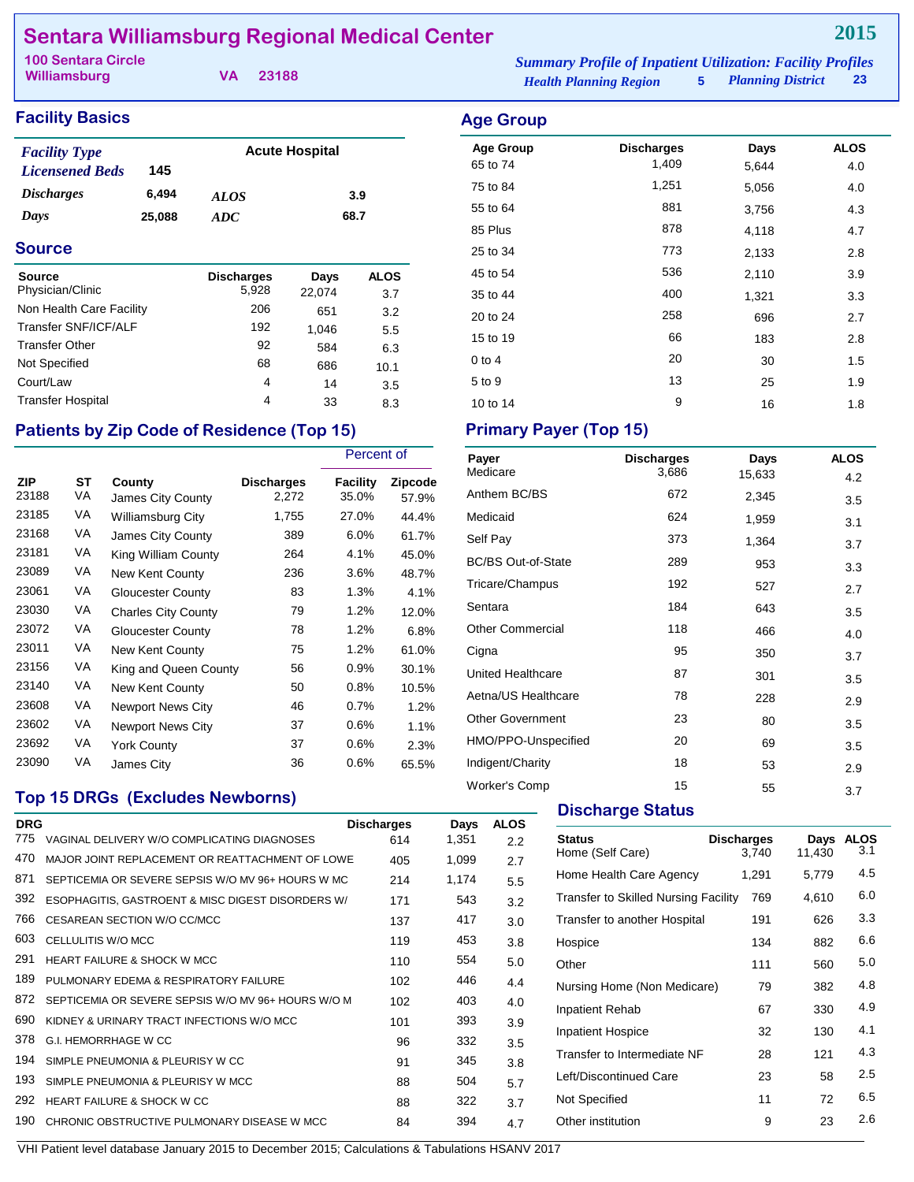# Sentara Williamsburg Regional Medical Center

**2015**

100 Sentara Circle
Williamsburg VA 23188

*Summary Profile of Inpatient Utilization: Facility Profiles*
*Health Planning Region* 5 *Planning District* 23

## Facility Basics

| | | | |
|---|---|---|---|
| *Facility Type* | | Acute Hospital | |
| *Licensened Beds* | 145 | | |
| *Discharges* | 6,494 | *ALOS* | 3.9 |
| *Days* | 25,088 | *ADC* | 68.7 |

## Source

| Source | Discharges | Days | ALOS |
|---|---|---|---|
| Physician/Clinic | 5,928 | 22,074 | 3.7 |
| Non Health Care Facility | 206 | 651 | 3.2 |
| Transfer SNF/ICF/ALF | 192 | 1,046 | 5.5 |
| Transfer Other | 92 | 584 | 6.3 |
| Not Specified | 68 | 686 | 10.1 |
| Court/Law | 4 | 14 | 3.5 |
| Transfer Hospital | 4 | 33 | 8.3 |

## Patients by Zip Code of Residence (Top 15)

| ZIP | ST | County | Discharges | Percent of Facility | Percent of Zipcode |
|---|---|---|---|---|---|
| 23188 | VA | James City County | 2,272 | 35.0% | 57.9% |
| 23185 | VA | Williamsburg City | 1,755 | 27.0% | 44.4% |
| 23168 | VA | James City County | 389 | 6.0% | 61.7% |
| 23181 | VA | King William County | 264 | 4.1% | 45.0% |
| 23089 | VA | New Kent County | 236 | 3.6% | 48.7% |
| 23061 | VA | Gloucester County | 83 | 1.3% | 4.1% |
| 23030 | VA | Charles City County | 79 | 1.2% | 12.0% |
| 23072 | VA | Gloucester County | 78 | 1.2% | 6.8% |
| 23011 | VA | New Kent County | 75 | 1.2% | 61.0% |
| 23156 | VA | King and Queen County | 56 | 0.9% | 30.1% |
| 23140 | VA | New Kent County | 50 | 0.8% | 10.5% |
| 23608 | VA | Newport News City | 46 | 0.7% | 1.2% |
| 23602 | VA | Newport News City | 37 | 0.6% | 1.1% |
| 23692 | VA | York County | 37 | 0.6% | 2.3% |
| 23090 | VA | James City | 36 | 0.6% | 65.5% |

## Top 15 DRGs (Excludes Newborns)

| DRG | | Discharges | Days | ALOS |
|---|---|---|---|---|
| 775 | VAGINAL DELIVERY W/O COMPLICATING DIAGNOSES | 614 | 1,351 | 2.2 |
| 470 | MAJOR JOINT REPLACEMENT OR REATTACHMENT OF LOWE | 405 | 1,099 | 2.7 |
| 871 | SEPTICEMIA OR SEVERE SEPSIS W/O MV 96+ HOURS W MC | 214 | 1,174 | 5.5 |
| 392 | ESOPHAGITIS, GASTROENT & MISC DIGEST DISORDERS W/ | 171 | 543 | 3.2 |
| 766 | CESAREAN SECTION W/O CC/MCC | 137 | 417 | 3.0 |
| 603 | CELLULITIS W/O MCC | 119 | 453 | 3.8 |
| 291 | HEART FAILURE & SHOCK W MCC | 110 | 554 | 5.0 |
| 189 | PULMONARY EDEMA & RESPIRATORY FAILURE | 102 | 446 | 4.4 |
| 872 | SEPTICEMIA OR SEVERE SEPSIS W/O MV 96+ HOURS W/O M | 102 | 403 | 4.0 |
| 690 | KIDNEY & URINARY TRACT INFECTIONS W/O MCC | 101 | 393 | 3.9 |
| 378 | G.I. HEMORRHAGE W CC | 96 | 332 | 3.5 |
| 194 | SIMPLE PNEUMONIA & PLEURISY W CC | 91 | 345 | 3.8 |
| 193 | SIMPLE PNEUMONIA & PLEURISY W MCC | 88 | 504 | 5.7 |
| 292 | HEART FAILURE & SHOCK W CC | 88 | 322 | 3.7 |
| 190 | CHRONIC OBSTRUCTIVE PULMONARY DISEASE W MCC | 84 | 394 | 4.7 |

## Age Group

| Age Group | Discharges | Days | ALOS |
|---|---|---|---|
| 65 to 74 | 1,409 | 5,644 | 4.0 |
| 75 to 84 | 1,251 | 5,056 | 4.0 |
| 55 to 64 | 881 | 3,756 | 4.3 |
| 85 Plus | 878 | 4,118 | 4.7 |
| 25 to 34 | 773 | 2,133 | 2.8 |
| 45 to 54 | 536 | 2,110 | 3.9 |
| 35 to 44 | 400 | 1,321 | 3.3 |
| 20 to 24 | 258 | 696 | 2.7 |
| 15 to 19 | 66 | 183 | 2.8 |
| 0 to 4 | 20 | 30 | 1.5 |
| 5 to 9 | 13 | 25 | 1.9 |
| 10 to 14 | 9 | 16 | 1.8 |

## Primary Payer (Top 15)

| Payer | Discharges | Days | ALOS |
|---|---|---|---|
| Medicare | 3,686 | 15,633 | 4.2 |
| Anthem BC/BS | 672 | 2,345 | 3.5 |
| Medicaid | 624 | 1,959 | 3.1 |
| Self Pay | 373 | 1,364 | 3.7 |
| BC/BS Out-of-State | 289 | 953 | 3.3 |
| Tricare/Champus | 192 | 527 | 2.7 |
| Sentara | 184 | 643 | 3.5 |
| Other Commercial | 118 | 466 | 4.0 |
| Cigna | 95 | 350 | 3.7 |
| United Healthcare | 87 | 301 | 3.5 |
| Aetna/US Healthcare | 78 | 228 | 2.9 |
| Other Government | 23 | 80 | 3.5 |
| HMO/PPO-Unspecified | 20 | 69 | 3.5 |
| Indigent/Charity | 18 | 53 | 2.9 |
| Worker's Comp | 15 | 55 | 3.7 |

## Discharge Status

| Status | Discharges | Days | ALOS |
|---|---|---|---|
| Home (Self Care) | 3,740 | 11,430 | 3.1 |
| Home Health Care Agency | 1,291 | 5,779 | 4.5 |
| Transfer to Skilled Nursing Facility | 769 | 4,610 | 6.0 |
| Transfer to another Hospital | 191 | 626 | 3.3 |
| Hospice | 134 | 882 | 6.6 |
| Other | 111 | 560 | 5.0 |
| Nursing Home (Non Medicare) | 79 | 382 | 4.8 |
| Inpatient Rehab | 67 | 330 | 4.9 |
| Inpatient Hospice | 32 | 130 | 4.1 |
| Transfer to Intermediate NF | 28 | 121 | 4.3 |
| Left/Discontinued Care | 23 | 58 | 2.5 |
| Not Specified | 11 | 72 | 6.5 |
| Other institution | 9 | 23 | 2.6 |

VHI Patient level database January 2015 to December 2015; Calculations & Tabulations HSANV 2017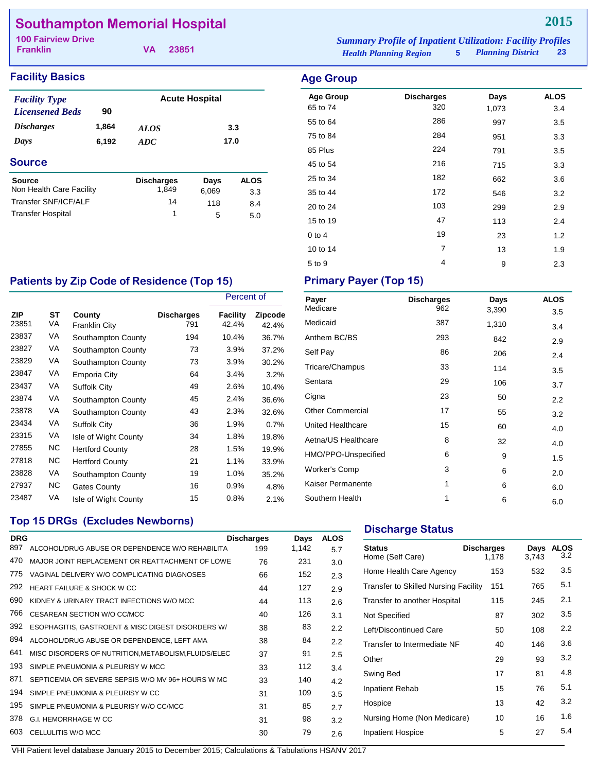# Southampton Memorial Hospital

**2015**

100 Fairview Drive
Franklin VA 23851

*Summary Profile of Inpatient Utilization: Facility Profiles*
*Health Planning Region* 5 *Planning District* 23

## Facility Basics

| | | | |
|---|---|---|---|
| *Facility Type* | | Acute Hospital | |
| *Licensened Beds* | 90 | | |
| *Discharges* | 1,864 | *ALOS* | 3.3 |
| *Days* | 6,192 | *ADC* | 17.0 |

## Source

| Source | Discharges | Days | ALOS |
|---|---|---|---|
| Non Health Care Facility | 1,849 | 6,069 | 3.3 |
| Transfer SNF/ICF/ALF | 14 | 118 | 8.4 |
| Transfer Hospital | 1 | 5 | 5.0 |

## Age Group

| Age Group | Discharges | Days | ALOS |
|---|---|---|---|
| 65 to 74 | 320 | 1,073 | 3.4 |
| 55 to 64 | 286 | 997 | 3.5 |
| 75 to 84 | 284 | 951 | 3.3 |
| 85 Plus | 224 | 791 | 3.5 |
| 45 to 54 | 216 | 715 | 3.3 |
| 25 to 34 | 182 | 662 | 3.6 |
| 35 to 44 | 172 | 546 | 3.2 |
| 20 to 24 | 103 | 299 | 2.9 |
| 15 to 19 | 47 | 113 | 2.4 |
| 0 to 4 | 19 | 23 | 1.2 |
| 10 to 14 | 7 | 13 | 1.9 |
| 5 to 9 | 4 | 9 | 2.3 |

## Patients by Zip Code of Residence (Top 15)

| | | | | Percent of | |
|---|---|---|---|---|---|
| ZIP | ST | County | Discharges | Facility | Zipcode |
| 23851 | VA | Franklin City | 791 | 42.4% | 42.4% |
| 23837 | VA | Southampton County | 194 | 10.4% | 36.7% |
| 23827 | VA | Southampton County | 73 | 3.9% | 37.2% |
| 23829 | VA | Southampton County | 73 | 3.9% | 30.2% |
| 23847 | VA | Emporia City | 64 | 3.4% | 3.2% |
| 23437 | VA | Suffolk City | 49 | 2.6% | 10.4% |
| 23874 | VA | Southampton County | 45 | 2.4% | 36.6% |
| 23878 | VA | Southampton County | 43 | 2.3% | 32.6% |
| 23434 | VA | Suffolk City | 36 | 1.9% | 0.7% |
| 23315 | VA | Isle of Wight County | 34 | 1.8% | 19.8% |
| 27855 | NC | Hertford County | 28 | 1.5% | 19.9% |
| 27818 | NC | Hertford County | 21 | 1.1% | 33.9% |
| 23828 | VA | Southampton County | 19 | 1.0% | 35.2% |
| 27937 | NC | Gates County | 16 | 0.9% | 4.8% |
| 23487 | VA | Isle of Wight County | 15 | 0.8% | 2.1% |

## Primary Payer (Top 15)

| Payer | Discharges | Days | ALOS |
|---|---|---|---|
| Medicare | 962 | 3,390 | 3.5 |
| Medicaid | 387 | 1,310 | 3.4 |
| Anthem BC/BS | 293 | 842 | 2.9 |
| Self Pay | 86 | 206 | 2.4 |
| Tricare/Champus | 33 | 114 | 3.5 |
| Sentara | 29 | 106 | 3.7 |
| Cigna | 23 | 50 | 2.2 |
| Other Commercial | 17 | 55 | 3.2 |
| United Healthcare | 15 | 60 | 4.0 |
| Aetna/US Healthcare | 8 | 32 | 4.0 |
| HMO/PPO-Unspecified | 6 | 9 | 1.5 |
| Worker's Comp | 3 | 6 | 2.0 |
| Kaiser Permanente | 1 | 6 | 6.0 |
| Southern Health | 1 | 6 | 6.0 |

## Top 15 DRGs (Excludes Newborns)

| DRG | | Discharges | Days | ALOS |
|---|---|---|---|---|
| 897 | ALCOHOL/DRUG ABUSE OR DEPENDENCE W/O REHABILITA | 199 | 1,142 | 5.7 |
| 470 | MAJOR JOINT REPLACEMENT OR REATTACHMENT OF LOWE | 76 | 231 | 3.0 |
| 775 | VAGINAL DELIVERY W/O COMPLICATING DIAGNOSES | 66 | 152 | 2.3 |
| 292 | HEART FAILURE & SHOCK W CC | 44 | 127 | 2.9 |
| 690 | KIDNEY & URINARY TRACT INFECTIONS W/O MCC | 44 | 113 | 2.6 |
| 766 | CESAREAN SECTION W/O CC/MCC | 40 | 126 | 3.1 |
| 392 | ESOPHAGITIS, GASTROENT & MISC DIGEST DISORDERS W/ | 38 | 83 | 2.2 |
| 894 | ALCOHOL/DRUG ABUSE OR DEPENDENCE, LEFT AMA | 38 | 84 | 2.2 |
| 641 | MISC DISORDERS OF NUTRITION,METABOLISM,FLUIDS/ELEC | 37 | 91 | 2.5 |
| 193 | SIMPLE PNEUMONIA & PLEURISY W MCC | 33 | 112 | 3.4 |
| 871 | SEPTICEMIA OR SEVERE SEPSIS W/O MV 96+ HOURS W MC | 33 | 140 | 4.2 |
| 194 | SIMPLE PNEUMONIA & PLEURISY W CC | 31 | 109 | 3.5 |
| 195 | SIMPLE PNEUMONIA & PLEURISY W/O CC/MCC | 31 | 85 | 2.7 |
| 378 | G.I. HEMORRHAGE W CC | 31 | 98 | 3.2 |
| 603 | CELLULITIS W/O MCC | 30 | 79 | 2.6 |

## Discharge Status

| Status | Discharges | Days | ALOS |
|---|---|---|---|
| Home (Self Care) | 1,178 | 3,743 | 3.2 |
| Home Health Care Agency | 153 | 532 | 3.5 |
| Transfer to Skilled Nursing Facility | 151 | 765 | 5.1 |
| Transfer to another Hospital | 115 | 245 | 2.1 |
| Not Specified | 87 | 302 | 3.5 |
| Left/Discontinued Care | 50 | 108 | 2.2 |
| Transfer to Intermediate NF | 40 | 146 | 3.6 |
| Other | 29 | 93 | 3.2 |
| Swing Bed | 17 | 81 | 4.8 |
| Inpatient Rehab | 15 | 76 | 5.1 |
| Hospice | 13 | 42 | 3.2 |
| Nursing Home (Non Medicare) | 10 | 16 | 1.6 |
| Inpatient Hospice | 5 | 27 | 5.4 |

VHI Patient level database January 2015 to December 2015; Calculations & Tabulations HSANV 2017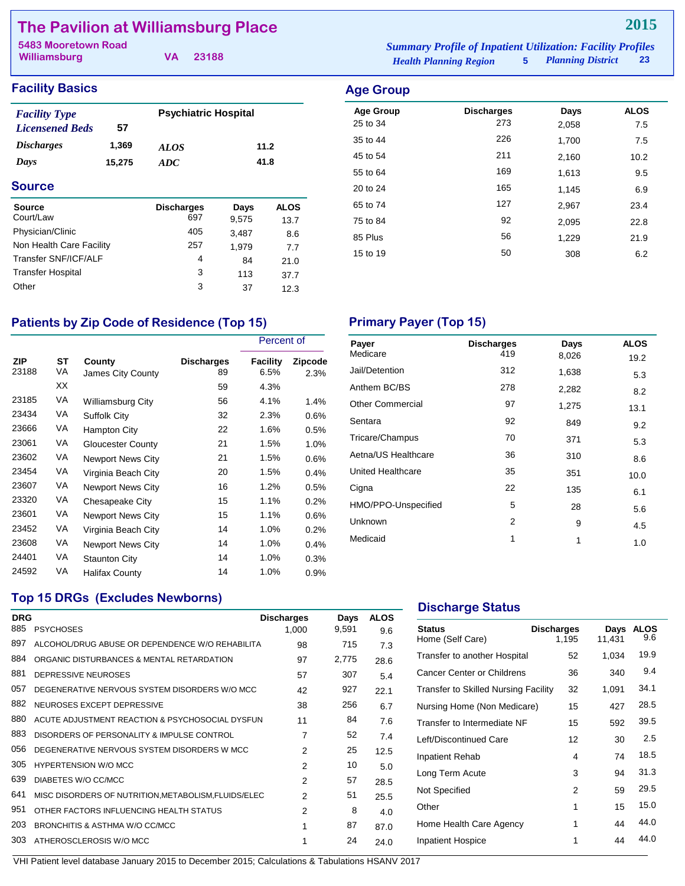# The Pavilion at Williamsburg Place

**2015**

5483 Mooretown Road
Williamsburg VA 23188

*Summary Profile of Inpatient Utilization: Facility Profiles*
*Health Planning Region* 5 *Planning District* 23

## Facility Basics

| | | | |
|---|---|---|---|
| *Facility Type* | | Psychiatric Hospital | |
| *Licensened Beds* | 57 | | |
| *Discharges* | 1,369 | *ALOS* | 11.2 |
| *Days* | 15,275 | *ADC* | 41.8 |

## Source

| Source | Discharges | Days | ALOS |
|---|---|---|---|
| Court/Law | 697 | 9,575 | 13.7 |
| Physician/Clinic | 405 | 3,487 | 8.6 |
| Non Health Care Facility | 257 | 1,979 | 7.7 |
| Transfer SNF/ICF/ALF | 4 | 84 | 21.0 |
| Transfer Hospital | 3 | 113 | 37.7 |
| Other | 3 | 37 | 12.3 |

## Age Group

| Age Group | Discharges | Days | ALOS |
|---|---|---|---|
| 25 to 34 | 273 | 2,058 | 7.5 |
| 35 to 44 | 226 | 1,700 | 7.5 |
| 45 to 54 | 211 | 2,160 | 10.2 |
| 55 to 64 | 169 | 1,613 | 9.5 |
| 20 to 24 | 165 | 1,145 | 6.9 |
| 65 to 74 | 127 | 2,967 | 23.4 |
| 75 to 84 | 92 | 2,095 | 22.8 |
| 85 Plus | 56 | 1,229 | 21.9 |
| 15 to 19 | 50 | 308 | 6.2 |

## Patients by Zip Code of Residence (Top 15)

| | | | | Percent of | |
|---|---|---|---|---|---|
| ZIP | ST | County | Discharges | Facility | Zipcode |
| 23188 | VA | James City County | 89 | 6.5% | 2.3% |
| | XX | | 59 | 4.3% | |
| 23185 | VA | Williamsburg City | 56 | 4.1% | 1.4% |
| 23434 | VA | Suffolk City | 32 | 2.3% | 0.6% |
| 23666 | VA | Hampton City | 22 | 1.6% | 0.5% |
| 23061 | VA | Gloucester County | 21 | 1.5% | 1.0% |
| 23602 | VA | Newport News City | 21 | 1.5% | 0.6% |
| 23454 | VA | Virginia Beach City | 20 | 1.5% | 0.4% |
| 23607 | VA | Newport News City | 16 | 1.2% | 0.5% |
| 23320 | VA | Chesapeake City | 15 | 1.1% | 0.2% |
| 23601 | VA | Newport News City | 15 | 1.1% | 0.6% |
| 23452 | VA | Virginia Beach City | 14 | 1.0% | 0.2% |
| 23608 | VA | Newport News City | 14 | 1.0% | 0.4% |
| 24401 | VA | Staunton City | 14 | 1.0% | 0.3% |
| 24592 | VA | Halifax County | 14 | 1.0% | 0.9% |

## Primary Payer (Top 15)

| Payer | Discharges | Days | ALOS |
|---|---|---|---|
| Medicare | 419 | 8,026 | 19.2 |
| Jail/Detention | 312 | 1,638 | 5.3 |
| Anthem BC/BS | 278 | 2,282 | 8.2 |
| Other Commercial | 97 | 1,275 | 13.1 |
| Sentara | 92 | 849 | 9.2 |
| Tricare/Champus | 70 | 371 | 5.3 |
| Aetna/US Healthcare | 36 | 310 | 8.6 |
| United Healthcare | 35 | 351 | 10.0 |
| Cigna | 22 | 135 | 6.1 |
| HMO/PPO-Unspecified | 5 | 28 | 5.6 |
| Unknown | 2 | 9 | 4.5 |
| Medicaid | 1 | 1 | 1.0 |

## Top 15 DRGs (Excludes Newborns)

| DRG | | Discharges | Days | ALOS |
|---|---|---|---|---|
| 885 | PSYCHOSES | 1,000 | 9,591 | 9.6 |
| 897 | ALCOHOL/DRUG ABUSE OR DEPENDENCE W/O REHABILITA | 98 | 715 | 7.3 |
| 884 | ORGANIC DISTURBANCES & MENTAL RETARDATION | 97 | 2,775 | 28.6 |
| 881 | DEPRESSIVE NEUROSES | 57 | 307 | 5.4 |
| 057 | DEGENERATIVE NERVOUS SYSTEM DISORDERS W/O MCC | 42 | 927 | 22.1 |
| 882 | NEUROSES EXCEPT DEPRESSIVE | 38 | 256 | 6.7 |
| 880 | ACUTE ADJUSTMENT REACTION & PSYCHOSOCIAL DYSFUN | 11 | 84 | 7.6 |
| 883 | DISORDERS OF PERSONALITY & IMPULSE CONTROL | 7 | 52 | 7.4 |
| 056 | DEGENERATIVE NERVOUS SYSTEM DISORDERS W MCC | 2 | 25 | 12.5 |
| 305 | HYPERTENSION W/O MCC | 2 | 10 | 5.0 |
| 639 | DIABETES W/O CC/MCC | 2 | 57 | 28.5 |
| 641 | MISC DISORDERS OF NUTRITION,METABOLISM,FLUIDS/ELEC | 2 | 51 | 25.5 |
| 951 | OTHER FACTORS INFLUENCING HEALTH STATUS | 2 | 8 | 4.0 |
| 203 | BRONCHITIS & ASTHMA W/O CC/MCC | 1 | 87 | 87.0 |
| 303 | ATHEROSCLEROSIS W/O MCC | 1 | 24 | 24.0 |

## Discharge Status

| Status | Discharges | Days | ALOS |
|---|---|---|---|
| Home (Self Care) | 1,195 | 11,431 | 9.6 |
| Transfer to another Hospital | 52 | 1,034 | 19.9 |
| Cancer Center or Childrens | 36 | 340 | 9.4 |
| Transfer to Skilled Nursing Facility | 32 | 1,091 | 34.1 |
| Nursing Home (Non Medicare) | 15 | 427 | 28.5 |
| Transfer to Intermediate NF | 15 | 592 | 39.5 |
| Left/Discontinued Care | 12 | 30 | 2.5 |
| Inpatient Rehab | 4 | 74 | 18.5 |
| Long Term Acute | 3 | 94 | 31.3 |
| Not Specified | 2 | 59 | 29.5 |
| Other | 1 | 15 | 15.0 |
| Home Health Care Agency | 1 | 44 | 44.0 |
| Inpatient Hospice | 1 | 44 | 44.0 |

VHI Patient level database January 2015 to December 2015; Calculations & Tabulations HSANV 2017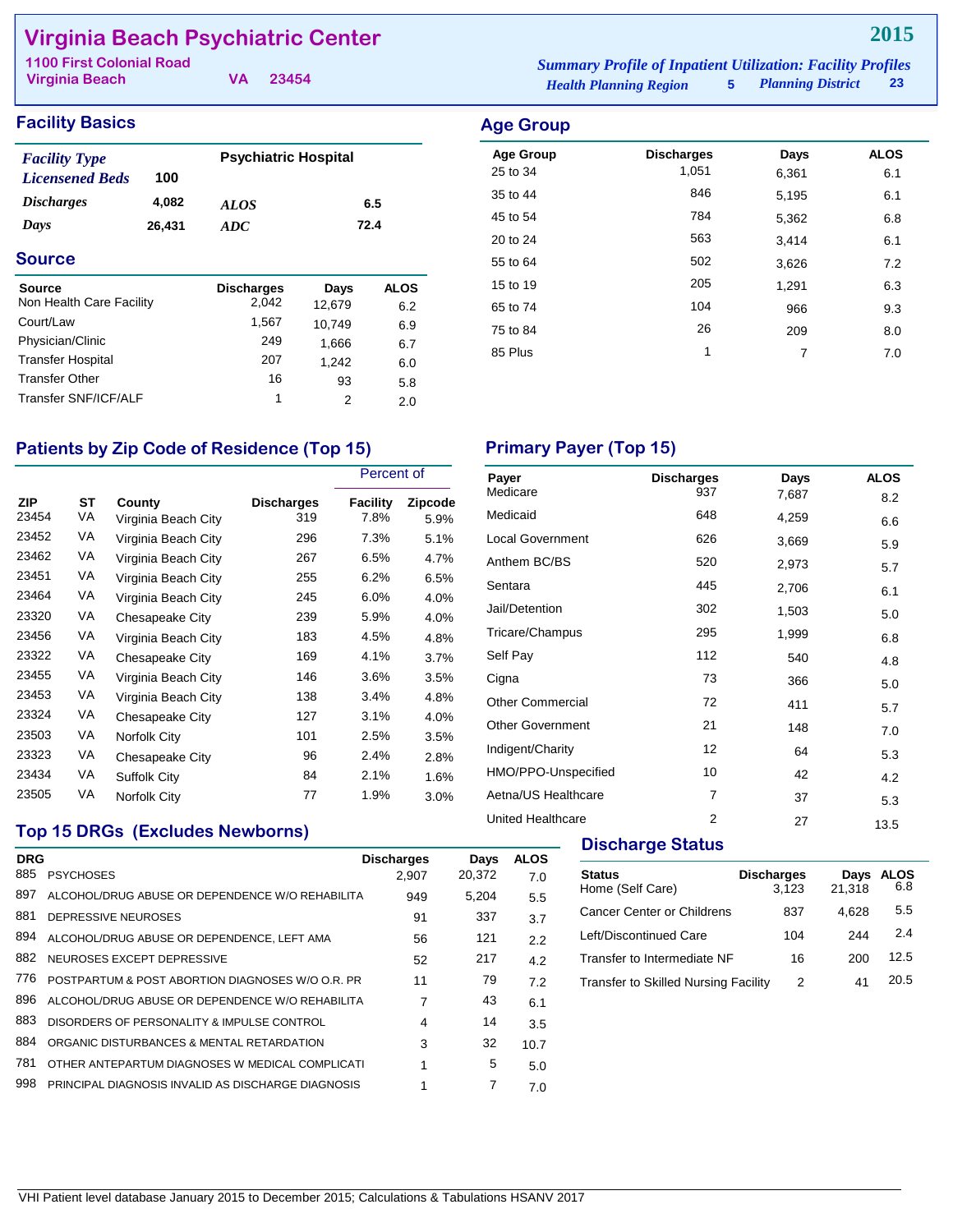# Virginia Beach Psychiatric Center

**2015**

1100 First Colonial Road
Virginia Beach VA 23454

*Summary Profile of Inpatient Utilization: Facility Profiles*
*Health Planning Region* 5 *Planning District* 23

## Facility Basics

| | | | |
|---|---|---|---|
| *Facility Type* | | Psychiatric Hospital | |
| *Licensened Beds* | 100 | | |
| *Discharges* | 4,082 | *ALOS* | 6.5 |
| *Days* | 26,431 | *ADC* | 72.4 |

## Source

| Source | Discharges | Days | ALOS |
|---|---|---|---|
| Non Health Care Facility | 2,042 | 12,679 | 6.2 |
| Court/Law | 1,567 | 10,749 | 6.9 |
| Physician/Clinic | 249 | 1,666 | 6.7 |
| Transfer Hospital | 207 | 1,242 | 6.0 |
| Transfer Other | 16 | 93 | 5.8 |
| Transfer SNF/ICF/ALF | 1 | 2 | 2.0 |

## Age Group

| Age Group | Discharges | Days | ALOS |
|---|---|---|---|
| 25 to 34 | 1,051 | 6,361 | 6.1 |
| 35 to 44 | 846 | 5,195 | 6.1 |
| 45 to 54 | 784 | 5,362 | 6.8 |
| 20 to 24 | 563 | 3,414 | 6.1 |
| 55 to 64 | 502 | 3,626 | 7.2 |
| 15 to 19 | 205 | 1,291 | 6.3 |
| 65 to 74 | 104 | 966 | 9.3 |
| 75 to 84 | 26 | 209 | 8.0 |
| 85 Plus | 1 | 7 | 7.0 |

## Patients by Zip Code of Residence (Top 15)

| | | | | Percent of | |
|---|---|---|---|---|---|
| ZIP | ST | County | Discharges | Facility | Zipcode |
| 23454 | VA | Virginia Beach City | 319 | 7.8% | 5.9% |
| 23452 | VA | Virginia Beach City | 296 | 7.3% | 5.1% |
| 23462 | VA | Virginia Beach City | 267 | 6.5% | 4.7% |
| 23451 | VA | Virginia Beach City | 255 | 6.2% | 6.5% |
| 23464 | VA | Virginia Beach City | 245 | 6.0% | 4.0% |
| 23320 | VA | Chesapeake City | 239 | 5.9% | 4.0% |
| 23456 | VA | Virginia Beach City | 183 | 4.5% | 4.8% |
| 23322 | VA | Chesapeake City | 169 | 4.1% | 3.7% |
| 23455 | VA | Virginia Beach City | 146 | 3.6% | 3.5% |
| 23453 | VA | Virginia Beach City | 138 | 3.4% | 4.8% |
| 23324 | VA | Chesapeake City | 127 | 3.1% | 4.0% |
| 23503 | VA | Norfolk City | 101 | 2.5% | 3.5% |
| 23323 | VA | Chesapeake City | 96 | 2.4% | 2.8% |
| 23434 | VA | Suffolk City | 84 | 2.1% | 1.6% |
| 23505 | VA | Norfolk City | 77 | 1.9% | 3.0% |

## Primary Payer (Top 15)

| Payer | Discharges | Days | ALOS |
|---|---|---|---|
| Medicare | 937 | 7,687 | 8.2 |
| Medicaid | 648 | 4,259 | 6.6 |
| Local Government | 626 | 3,669 | 5.9 |
| Anthem BC/BS | 520 | 2,973 | 5.7 |
| Sentara | 445 | 2,706 | 6.1 |
| Jail/Detention | 302 | 1,503 | 5.0 |
| Tricare/Champus | 295 | 1,999 | 6.8 |
| Self Pay | 112 | 540 | 4.8 |
| Cigna | 73 | 366 | 5.0 |
| Other Commercial | 72 | 411 | 5.7 |
| Other Government | 21 | 148 | 7.0 |
| Indigent/Charity | 12 | 64 | 5.3 |
| HMO/PPO-Unspecified | 10 | 42 | 4.2 |
| Aetna/US Healthcare | 7 | 37 | 5.3 |
| United Healthcare | 2 | 27 | 13.5 |

## Top 15 DRGs (Excludes Newborns)

| DRG | | Discharges | Days | ALOS |
|---|---|---|---|---|
| 885 | PSYCHOSES | 2,907 | 20,372 | 7.0 |
| 897 | ALCOHOL/DRUG ABUSE OR DEPENDENCE W/O REHABILITA | 949 | 5,204 | 5.5 |
| 881 | DEPRESSIVE NEUROSES | 91 | 337 | 3.7 |
| 894 | ALCOHOL/DRUG ABUSE OR DEPENDENCE, LEFT AMA | 56 | 121 | 2.2 |
| 882 | NEUROSES EXCEPT DEPRESSIVE | 52 | 217 | 4.2 |
| 776 | POSTPARTUM & POST ABORTION DIAGNOSES W/O O.R. PR | 11 | 79 | 7.2 |
| 896 | ALCOHOL/DRUG ABUSE OR DEPENDENCE W/O REHABILITA | 7 | 43 | 6.1 |
| 883 | DISORDERS OF PERSONALITY & IMPULSE CONTROL | 4 | 14 | 3.5 |
| 884 | ORGANIC DISTURBANCES & MENTAL RETARDATION | 3 | 32 | 10.7 |
| 781 | OTHER ANTEPARTUM DIAGNOSES W MEDICAL COMPLICATI | 1 | 5 | 5.0 |
| 998 | PRINCIPAL DIAGNOSIS INVALID AS DISCHARGE DIAGNOSIS | 1 | 7 | 7.0 |

## Discharge Status

| Status | Discharges | Days | ALOS |
|---|---|---|---|
| Home (Self Care) | 3,123 | 21,318 | 6.8 |
| Cancer Center or Childrens | 837 | 4,628 | 5.5 |
| Left/Discontinued Care | 104 | 244 | 2.4 |
| Transfer to Intermediate NF | 16 | 200 | 12.5 |
| Transfer to Skilled Nursing Facility | 2 | 41 | 20.5 |

VHI Patient level database January 2015 to December 2015; Calculations & Tabulations HSANV 2017